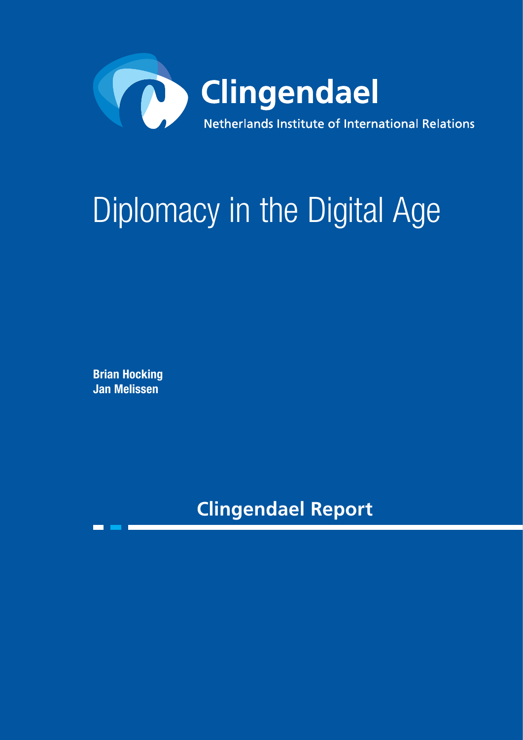Clingendael

Netherlands Institute of International Relations

# Diplomacy in the Digital Age

**Brian Hocking**
**Jan Melissen**

## Clingendael Report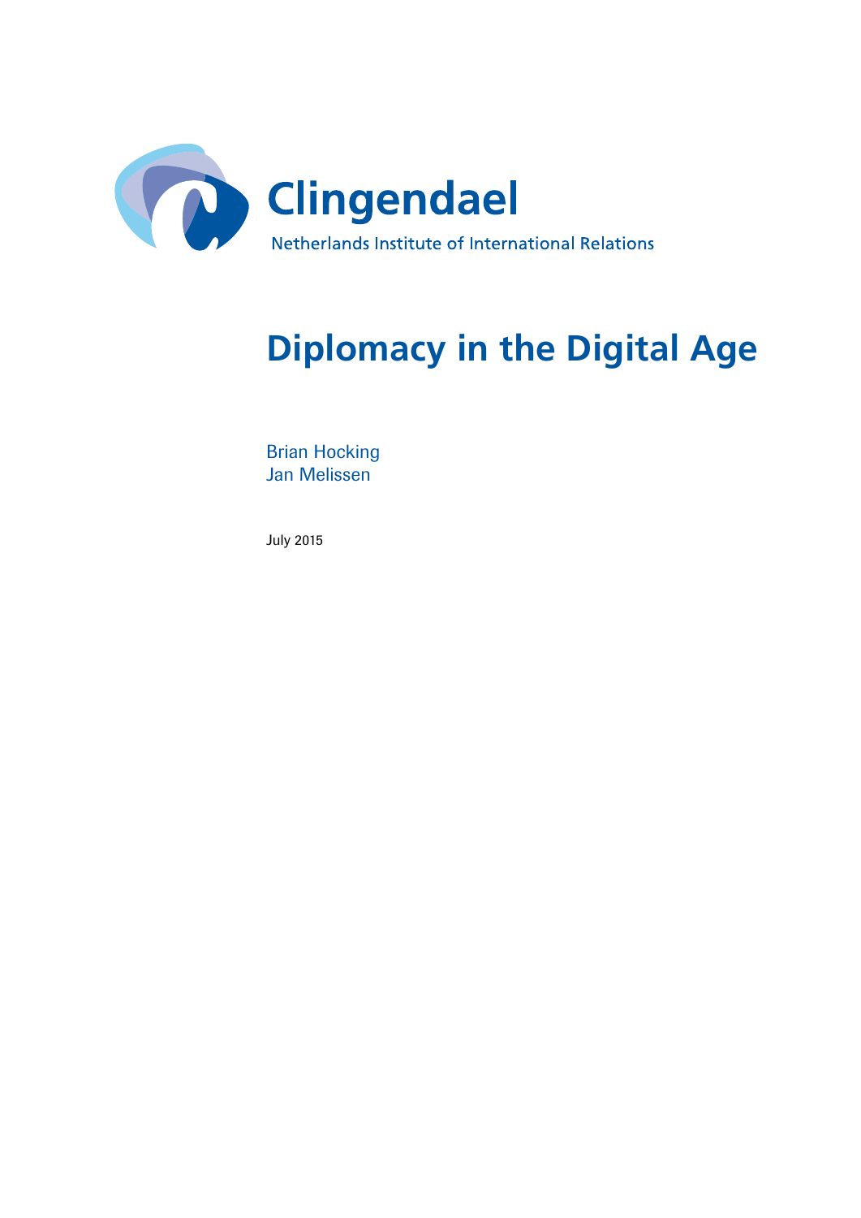# Clingendael

Netherlands Institute of International Relations

# Diplomacy in the Digital Age

Brian Hocking
Jan Melissen

July 2015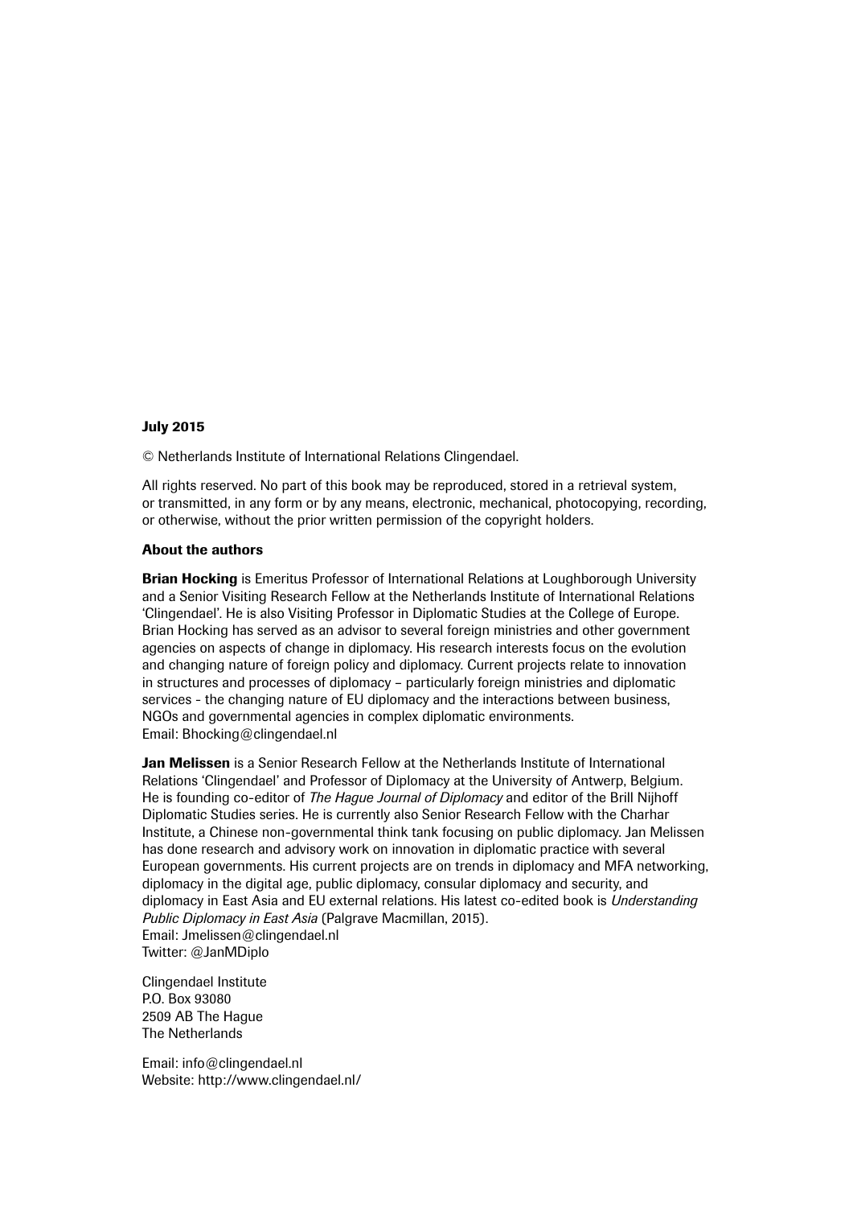**July 2015**

© Netherlands Institute of International Relations Clingendael.

All rights reserved. No part of this book may be reproduced, stored in a retrieval system, or transmitted, in any form or by any means, electronic, mechanical, photocopying, recording, or otherwise, without the prior written permission of the copyright holders.

**About the authors**

**Brian Hocking** is Emeritus Professor of International Relations at Loughborough University and a Senior Visiting Research Fellow at the Netherlands Institute of International Relations 'Clingendael'. He is also Visiting Professor in Diplomatic Studies at the College of Europe. Brian Hocking has served as an advisor to several foreign ministries and other government agencies on aspects of change in diplomacy. His research interests focus on the evolution and changing nature of foreign policy and diplomacy. Current projects relate to innovation in structures and processes of diplomacy – particularly foreign ministries and diplomatic services - the changing nature of EU diplomacy and the interactions between business, NGOs and governmental agencies in complex diplomatic environments.
Email: Bhocking@clingendael.nl

**Jan Melissen** is a Senior Research Fellow at the Netherlands Institute of International Relations 'Clingendael' and Professor of Diplomacy at the University of Antwerp, Belgium. He is founding co-editor of *The Hague Journal of Diplomacy* and editor of the Brill Nijhoff Diplomatic Studies series. He is currently also Senior Research Fellow with the Charhar Institute, a Chinese non-governmental think tank focusing on public diplomacy. Jan Melissen has done research and advisory work on innovation in diplomatic practice with several European governments. His current projects are on trends in diplomacy and MFA networking, diplomacy in the digital age, public diplomacy, consular diplomacy and security, and diplomacy in East Asia and EU external relations. His latest co-edited book is *Understanding Public Diplomacy in East Asia* (Palgrave Macmillan, 2015).
Email: Jmelissen@clingendael.nl
Twitter: @JanMDiplo

Clingendael Institute
P.O. Box 93080
2509 AB The Hague
The Netherlands

Email: info@clingendael.nl
Website: http://www.clingendael.nl/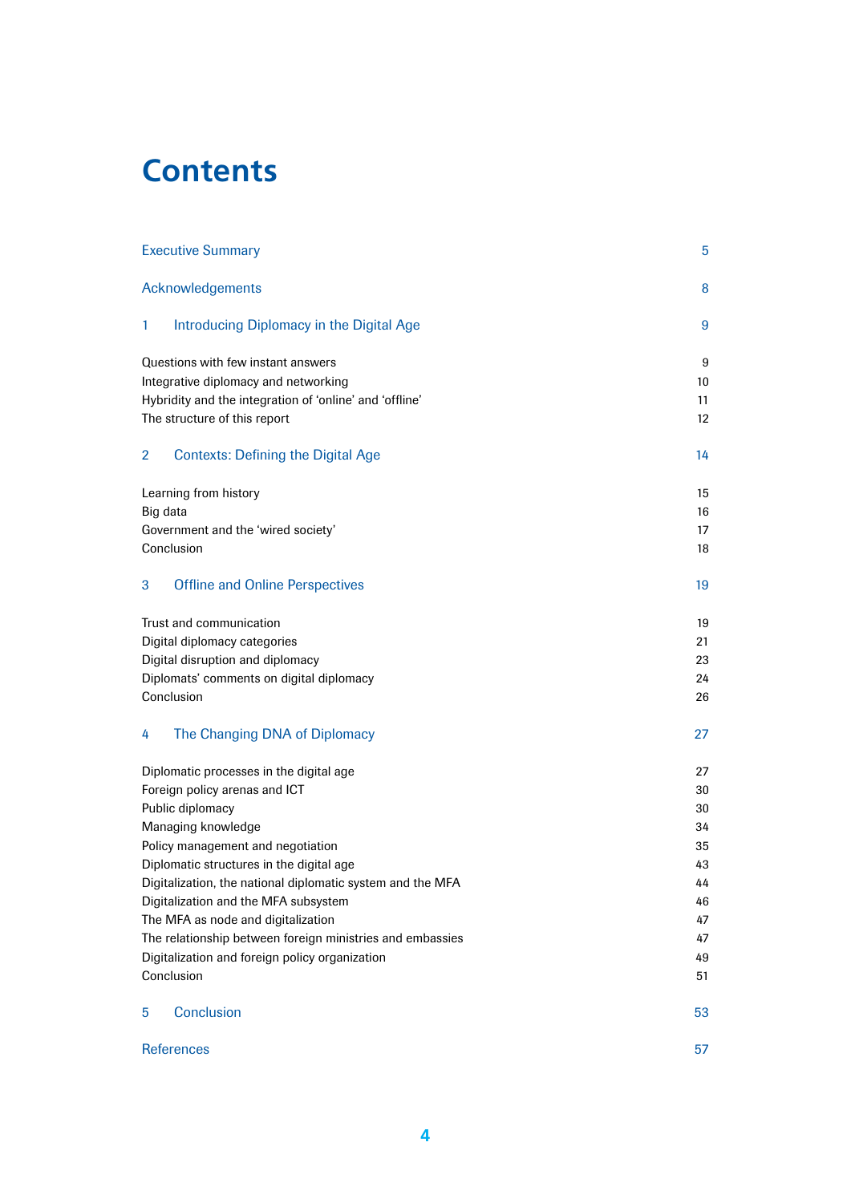# Contents

| | |
|---|---|
| Executive Summary | 5 |
| Acknowledgements | 8 |
| 1 Introducing Diplomacy in the Digital Age | 9 |
| Questions with few instant answers | 9 |
| Integrative diplomacy and networking | 10 |
| Hybridity and the integration of 'online' and 'offline' | 11 |
| The structure of this report | 12 |
| 2 Contexts: Defining the Digital Age | 14 |
| Learning from history | 15 |
| Big data | 16 |
| Government and the 'wired society' | 17 |
| Conclusion | 18 |
| 3 Offline and Online Perspectives | 19 |
| Trust and communication | 19 |
| Digital diplomacy categories | 21 |
| Digital disruption and diplomacy | 23 |
| Diplomats' comments on digital diplomacy | 24 |
| Conclusion | 26 |
| 4 The Changing DNA of Diplomacy | 27 |
| Diplomatic processes in the digital age | 27 |
| Foreign policy arenas and ICT | 30 |
| Public diplomacy | 30 |
| Managing knowledge | 34 |
| Policy management and negotiation | 35 |
| Diplomatic structures in the digital age | 43 |
| Digitalization, the national diplomatic system and the MFA | 44 |
| Digitalization and the MFA subsystem | 46 |
| The MFA as node and digitalization | 47 |
| The relationship between foreign ministries and embassies | 47 |
| Digitalization and foreign policy organization | 49 |
| Conclusion | 51 |
| 5 Conclusion | 53 |
| References | 57 |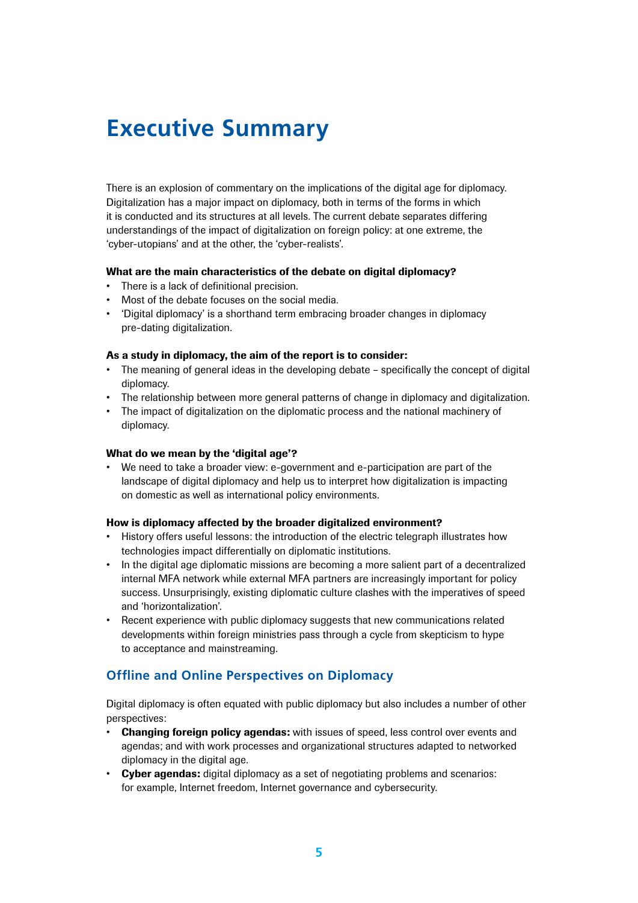# Executive Summary

There is an explosion of commentary on the implications of the digital age for diplomacy. Digitalization has a major impact on diplomacy, both in terms of the forms in which it is conducted and its structures at all levels. The current debate separates differing understandings of the impact of digitalization on foreign policy: at one extreme, the 'cyber-utopians' and at the other, the 'cyber-realists'.

**What are the main characteristics of the debate on digital diplomacy?**

- There is a lack of definitional precision.
- Most of the debate focuses on the social media.
- 'Digital diplomacy' is a shorthand term embracing broader changes in diplomacy pre-dating digitalization.

**As a study in diplomacy, the aim of the report is to consider:**

- The meaning of general ideas in the developing debate – specifically the concept of digital diplomacy.
- The relationship between more general patterns of change in diplomacy and digitalization.
- The impact of digitalization on the diplomatic process and the national machinery of diplomacy.

**What do we mean by the 'digital age'?**

- We need to take a broader view: e-government and e-participation are part of the landscape of digital diplomacy and help us to interpret how digitalization is impacting on domestic as well as international policy environments.

**How is diplomacy affected by the broader digitalized environment?**

- History offers useful lessons: the introduction of the electric telegraph illustrates how technologies impact differentially on diplomatic institutions.
- In the digital age diplomatic missions are becoming a more salient part of a decentralized internal MFA network while external MFA partners are increasingly important for policy success. Unsurprisingly, existing diplomatic culture clashes with the imperatives of speed and 'horizontalization'.
- Recent experience with public diplomacy suggests that new communications related developments within foreign ministries pass through a cycle from skepticism to hype to acceptance and mainstreaming.

## Offline and Online Perspectives on Diplomacy

Digital diplomacy is often equated with public diplomacy but also includes a number of other perspectives:

- **Changing foreign policy agendas:** with issues of speed, less control over events and agendas; and with work processes and organizational structures adapted to networked diplomacy in the digital age.
- **Cyber agendas:** digital diplomacy as a set of negotiating problems and scenarios: for example, Internet freedom, Internet governance and cybersecurity.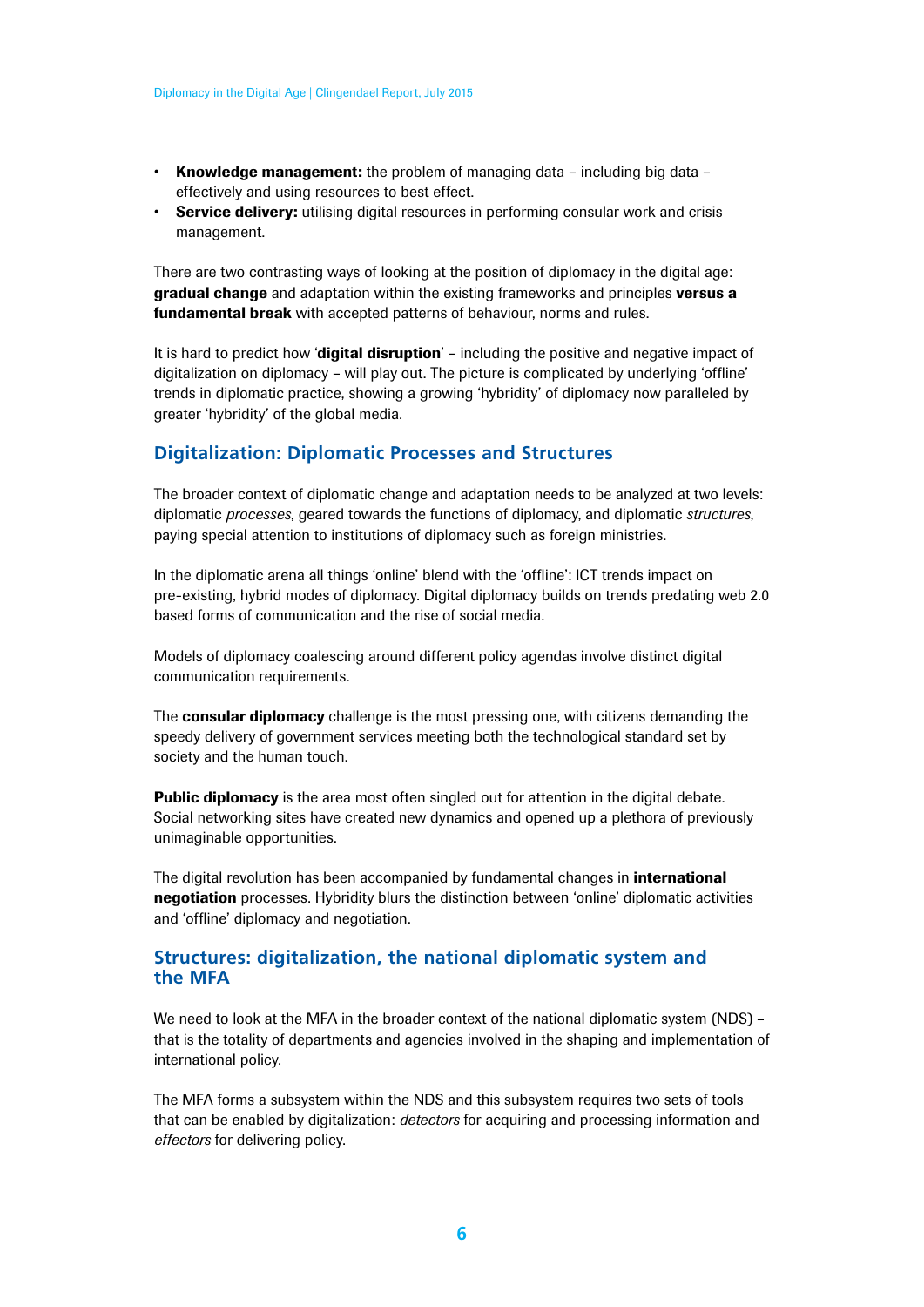- **Knowledge management:** the problem of managing data – including big data – effectively and using resources to best effect.
- **Service delivery:** utilising digital resources in performing consular work and crisis management.

There are two contrasting ways of looking at the position of diplomacy in the digital age: **gradual change** and adaptation within the existing frameworks and principles **versus a fundamental break** with accepted patterns of behaviour, norms and rules.

It is hard to predict how '**digital disruption**' – including the positive and negative impact of digitalization on diplomacy – will play out. The picture is complicated by underlying 'offline' trends in diplomatic practice, showing a growing 'hybridity' of diplomacy now paralleled by greater 'hybridity' of the global media.

## Digitalization: Diplomatic Processes and Structures

The broader context of diplomatic change and adaptation needs to be analyzed at two levels: diplomatic *processes*, geared towards the functions of diplomacy, and diplomatic *structures*, paying special attention to institutions of diplomacy such as foreign ministries.

In the diplomatic arena all things 'online' blend with the 'offline': ICT trends impact on pre-existing, hybrid modes of diplomacy. Digital diplomacy builds on trends predating web 2.0 based forms of communication and the rise of social media.

Models of diplomacy coalescing around different policy agendas involve distinct digital communication requirements.

The **consular diplomacy** challenge is the most pressing one, with citizens demanding the speedy delivery of government services meeting both the technological standard set by society and the human touch.

**Public diplomacy** is the area most often singled out for attention in the digital debate. Social networking sites have created new dynamics and opened up a plethora of previously unimaginable opportunities.

The digital revolution has been accompanied by fundamental changes in **international negotiation** processes. Hybridity blurs the distinction between 'online' diplomatic activities and 'offline' diplomacy and negotiation.

## Structures: digitalization, the national diplomatic system and the MFA

We need to look at the MFA in the broader context of the national diplomatic system (NDS) – that is the totality of departments and agencies involved in the shaping and implementation of international policy.

The MFA forms a subsystem within the NDS and this subsystem requires two sets of tools that can be enabled by digitalization: *detectors* for acquiring and processing information and *effectors* for delivering policy.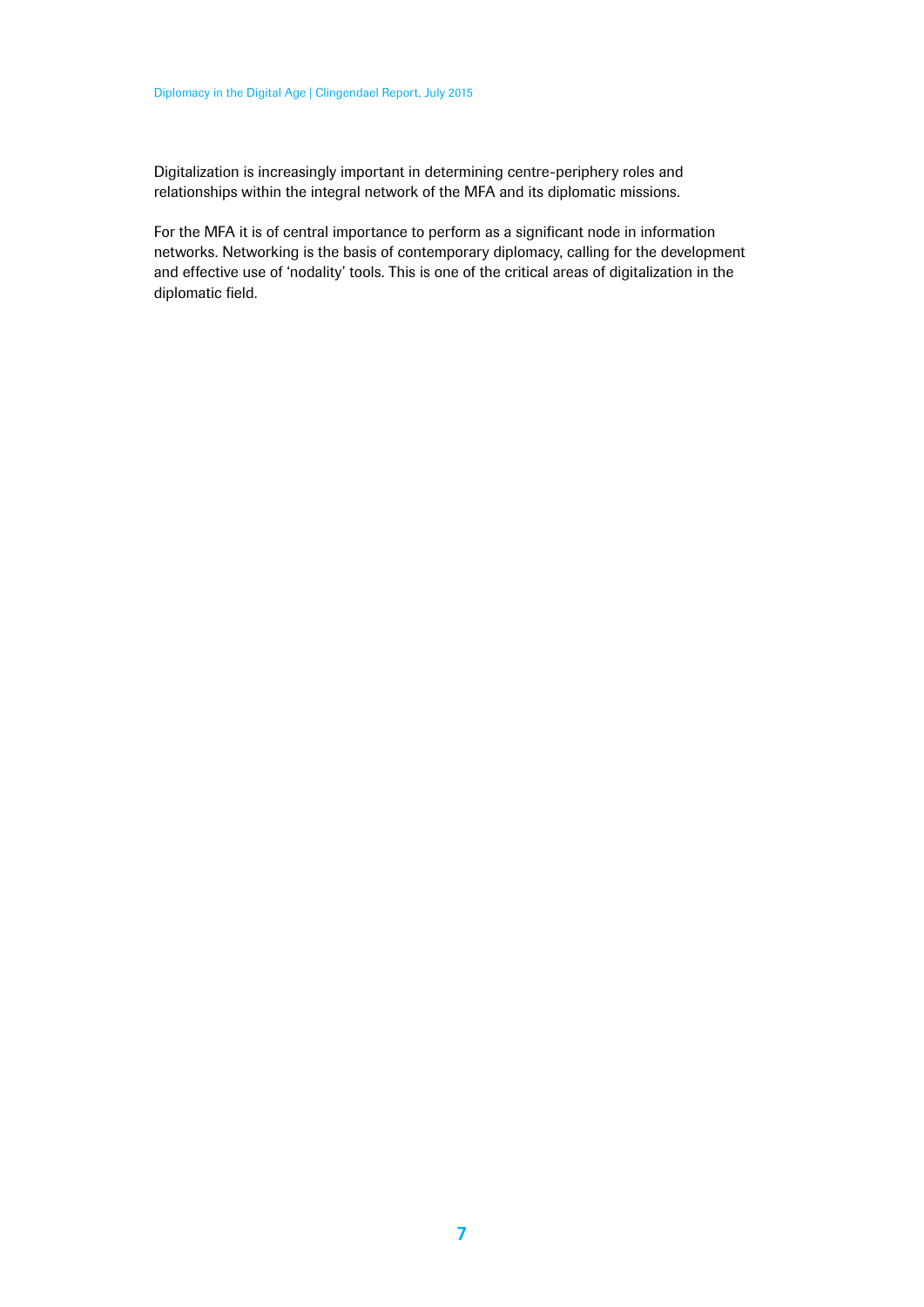Digitalization is increasingly important in determining centre-periphery roles and relationships within the integral network of the MFA and its diplomatic missions.

For the MFA it is of central importance to perform as a significant node in information networks. Networking is the basis of contemporary diplomacy, calling for the development and effective use of 'nodality' tools. This is one of the critical areas of digitalization in the diplomatic field.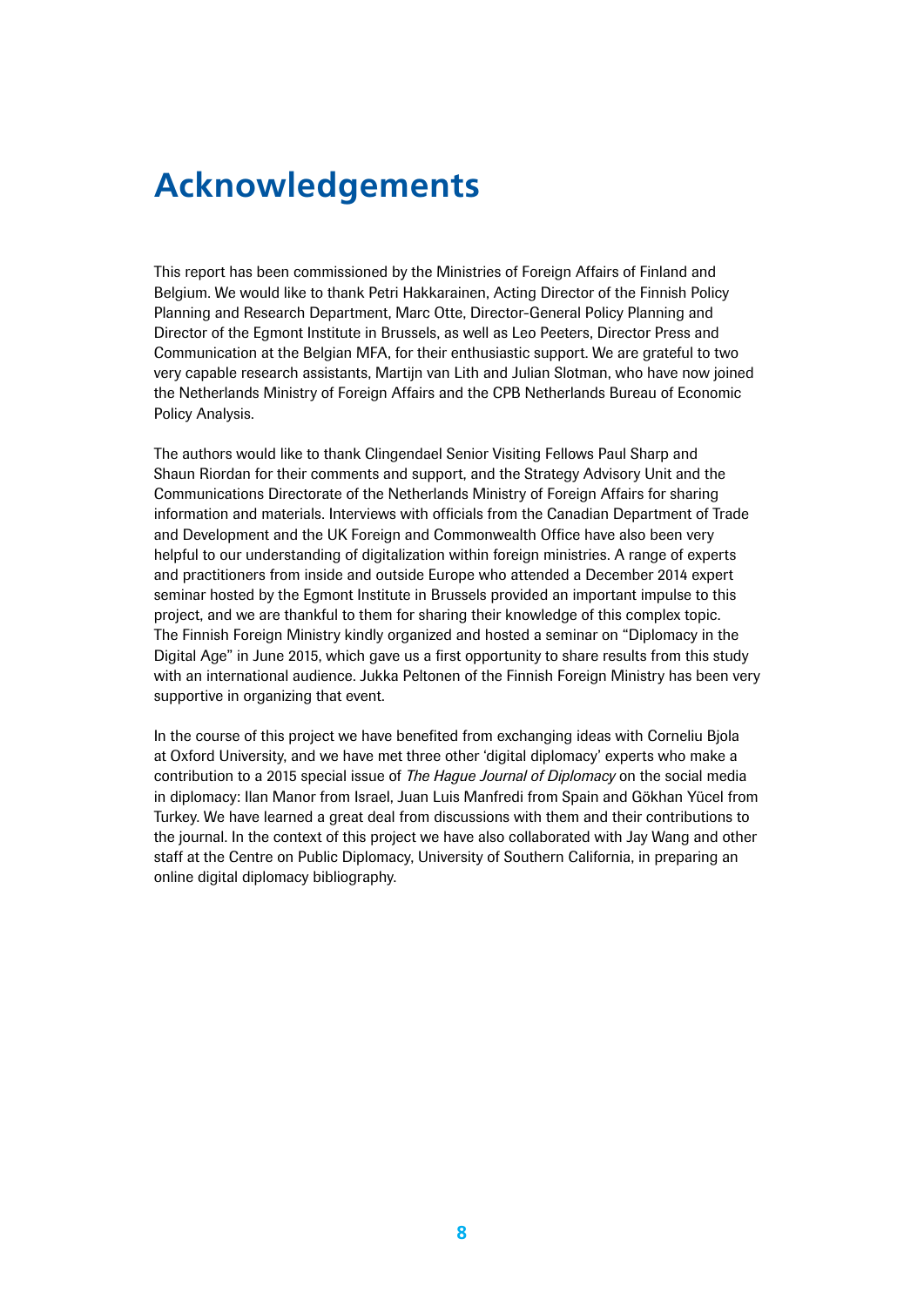# Acknowledgements

This report has been commissioned by the Ministries of Foreign Affairs of Finland and Belgium. We would like to thank Petri Hakkarainen, Acting Director of the Finnish Policy Planning and Research Department, Marc Otte, Director-General Policy Planning and Director of the Egmont Institute in Brussels, as well as Leo Peeters, Director Press and Communication at the Belgian MFA, for their enthusiastic support. We are grateful to two very capable research assistants, Martijn van Lith and Julian Slotman, who have now joined the Netherlands Ministry of Foreign Affairs and the CPB Netherlands Bureau of Economic Policy Analysis.

The authors would like to thank Clingendael Senior Visiting Fellows Paul Sharp and Shaun Riordan for their comments and support, and the Strategy Advisory Unit and the Communications Directorate of the Netherlands Ministry of Foreign Affairs for sharing information and materials. Interviews with officials from the Canadian Department of Trade and Development and the UK Foreign and Commonwealth Office have also been very helpful to our understanding of digitalization within foreign ministries. A range of experts and practitioners from inside and outside Europe who attended a December 2014 expert seminar hosted by the Egmont Institute in Brussels provided an important impulse to this project, and we are thankful to them for sharing their knowledge of this complex topic. The Finnish Foreign Ministry kindly organized and hosted a seminar on "Diplomacy in the Digital Age" in June 2015, which gave us a first opportunity to share results from this study with an international audience. Jukka Peltonen of the Finnish Foreign Ministry has been very supportive in organizing that event.

In the course of this project we have benefited from exchanging ideas with Corneliu Bjola at Oxford University, and we have met three other 'digital diplomacy' experts who make a contribution to a 2015 special issue of *The Hague Journal of Diplomacy* on the social media in diplomacy: Ilan Manor from Israel, Juan Luis Manfredi from Spain and Gökhan Yücel from Turkey. We have learned a great deal from discussions with them and their contributions to the journal. In the context of this project we have also collaborated with Jay Wang and other staff at the Centre on Public Diplomacy, University of Southern California, in preparing an online digital diplomacy bibliography.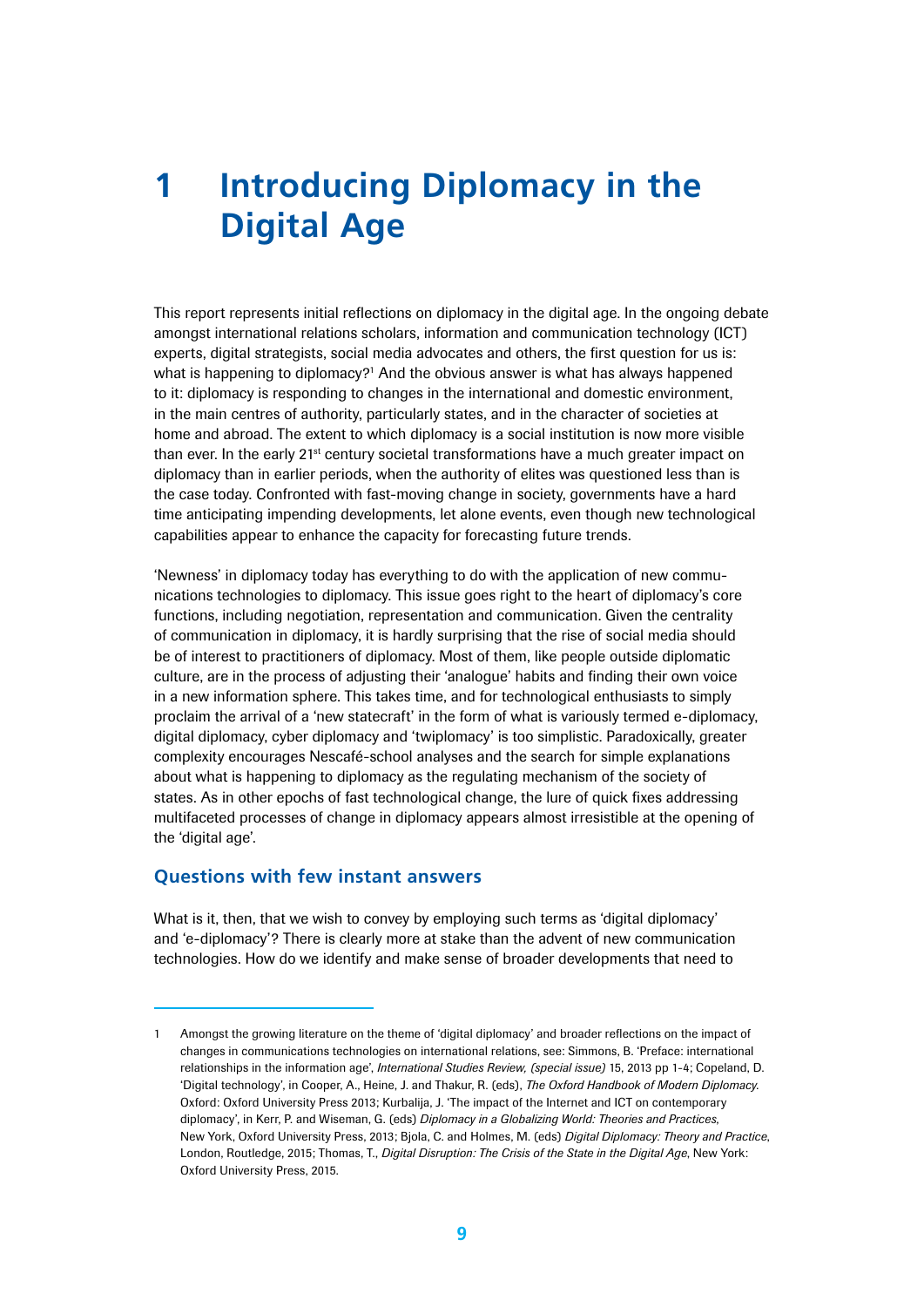# 1 Introducing Diplomacy in the Digital Age

This report represents initial reflections on diplomacy in the digital age. In the ongoing debate amongst international relations scholars, information and communication technology (ICT) experts, digital strategists, social media advocates and others, the first question for us is: what is happening to diplomacy?[1] And the obvious answer is what has always happened to it: diplomacy is responding to changes in the international and domestic environment, in the main centres of authority, particularly states, and in the character of societies at home and abroad. The extent to which diplomacy is a social institution is now more visible than ever. In the early 21st century societal transformations have a much greater impact on diplomacy than in earlier periods, when the authority of elites was questioned less than is the case today. Confronted with fast-moving change in society, governments have a hard time anticipating impending developments, let alone events, even though new technological capabilities appear to enhance the capacity for forecasting future trends.

'Newness' in diplomacy today has everything to do with the application of new communications technologies to diplomacy. This issue goes right to the heart of diplomacy's core functions, including negotiation, representation and communication. Given the centrality of communication in diplomacy, it is hardly surprising that the rise of social media should be of interest to practitioners of diplomacy. Most of them, like people outside diplomatic culture, are in the process of adjusting their 'analogue' habits and finding their own voice in a new information sphere. This takes time, and for technological enthusiasts to simply proclaim the arrival of a 'new statecraft' in the form of what is variously termed e-diplomacy, digital diplomacy, cyber diplomacy and 'twiplomacy' is too simplistic. Paradoxically, greater complexity encourages Nescafé-school analyses and the search for simple explanations about what is happening to diplomacy as the regulating mechanism of the society of states. As in other epochs of fast technological change, the lure of quick fixes addressing multifaceted processes of change in diplomacy appears almost irresistible at the opening of the 'digital age'.

## Questions with few instant answers

What is it, then, that we wish to convey by employing such terms as 'digital diplomacy' and 'e-diplomacy'? There is clearly more at stake than the advent of new communication technologies. How do we identify and make sense of broader developments that need to

---

1 Amongst the growing literature on the theme of 'digital diplomacy' and broader reflections on the impact of changes in communications technologies on international relations, see: Simmons, B. 'Preface: international relationships in the information age', *International Studies Review, (special issue)* 15, 2013 pp 1-4; Copeland, D. 'Digital technology', in Cooper, A., Heine, J. and Thakur, R. (eds), *The Oxford Handbook of Modern Diplomacy.* Oxford: Oxford University Press 2013; Kurbalija, J. 'The impact of the Internet and ICT on contemporary diplomacy', in Kerr, P. and Wiseman, G. (eds) *Diplomacy in a Globalizing World: Theories and Practices*, New York, Oxford University Press, 2013; Bjola, C. and Holmes, M. (eds) *Digital Diplomacy: Theory and Practice*, London, Routledge, 2015; Thomas, T., *Digital Disruption: The Crisis of the State in the Digital Age*, New York: Oxford University Press, 2015.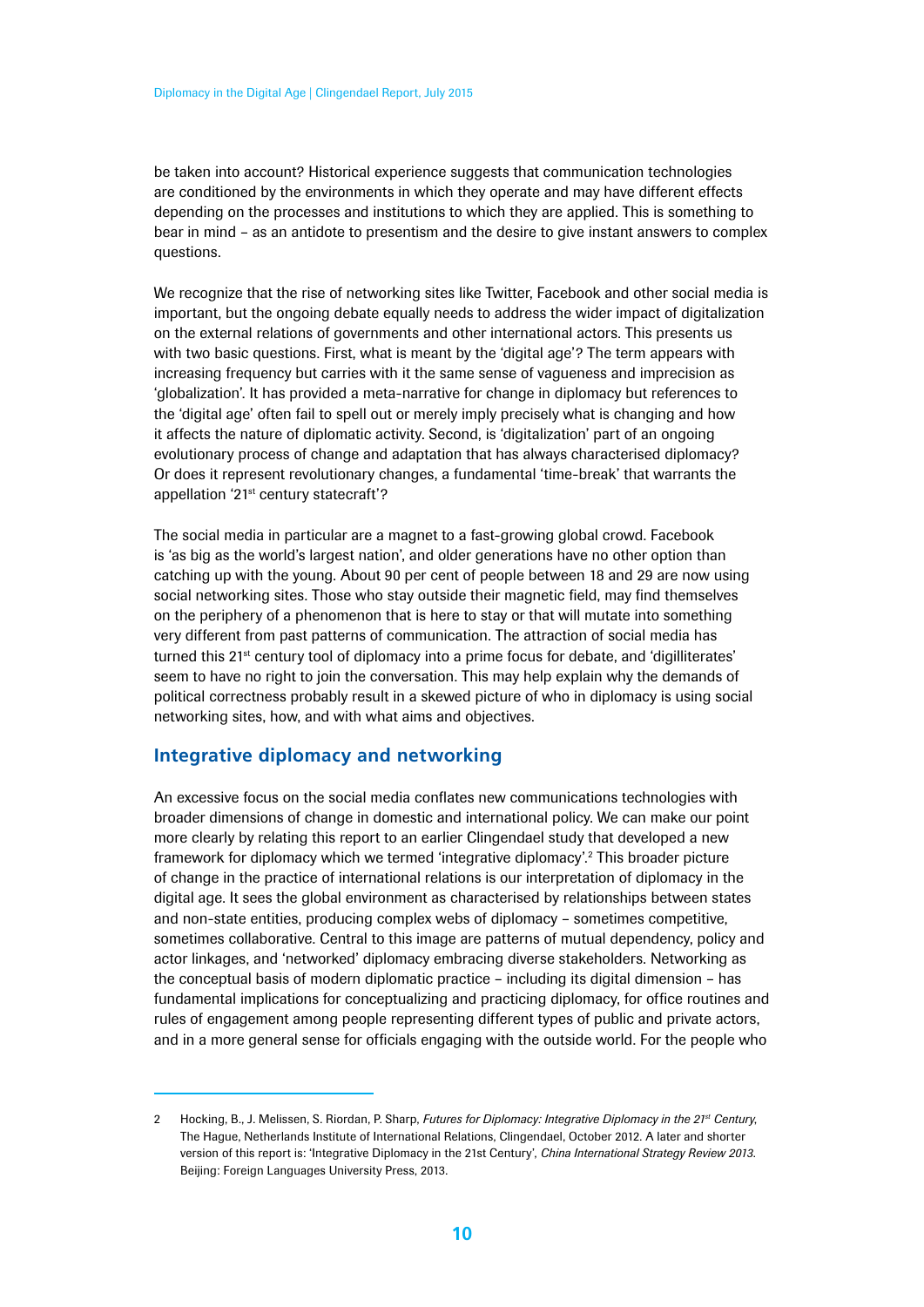be taken into account? Historical experience suggests that communication technologies are conditioned by the environments in which they operate and may have different effects depending on the processes and institutions to which they are applied. This is something to bear in mind – as an antidote to presentism and the desire to give instant answers to complex questions.

We recognize that the rise of networking sites like Twitter, Facebook and other social media is important, but the ongoing debate equally needs to address the wider impact of digitalization on the external relations of governments and other international actors. This presents us with two basic questions. First, what is meant by the 'digital age'? The term appears with increasing frequency but carries with it the same sense of vagueness and imprecision as 'globalization'. It has provided a meta-narrative for change in diplomacy but references to the 'digital age' often fail to spell out or merely imply precisely what is changing and how it affects the nature of diplomatic activity. Second, is 'digitalization' part of an ongoing evolutionary process of change and adaptation that has always characterised diplomacy? Or does it represent revolutionary changes, a fundamental 'time-break' that warrants the appellation '21st century statecraft'?

The social media in particular are a magnet to a fast-growing global crowd. Facebook is 'as big as the world's largest nation', and older generations have no other option than catching up with the young. About 90 per cent of people between 18 and 29 are now using social networking sites. Those who stay outside their magnetic field, may find themselves on the periphery of a phenomenon that is here to stay or that will mutate into something very different from past patterns of communication. The attraction of social media has turned this 21st century tool of diplomacy into a prime focus for debate, and 'digilliterates' seem to have no right to join the conversation. This may help explain why the demands of political correctness probably result in a skewed picture of who in diplomacy is using social networking sites, how, and with what aims and objectives.

## Integrative diplomacy and networking

An excessive focus on the social media conflates new communications technologies with broader dimensions of change in domestic and international policy. We can make our point more clearly by relating this report to an earlier Clingendael study that developed a new framework for diplomacy which we termed 'integrative diplomacy'.[2] This broader picture of change in the practice of international relations is our interpretation of diplomacy in the digital age. It sees the global environment as characterised by relationships between states and non-state entities, producing complex webs of diplomacy – sometimes competitive, sometimes collaborative. Central to this image are patterns of mutual dependency, policy and actor linkages, and 'networked' diplomacy embracing diverse stakeholders. Networking as the conceptual basis of modern diplomatic practice – including its digital dimension – has fundamental implications for conceptualizing and practicing diplomacy, for office routines and rules of engagement among people representing different types of public and private actors, and in a more general sense for officials engaging with the outside world. For the people who

---

2 Hocking, B., J. Melissen, S. Riordan, P. Sharp, *Futures for Diplomacy: Integrative Diplomacy in the 21st Century*, The Hague, Netherlands Institute of International Relations, Clingendael, October 2012. A later and shorter version of this report is: 'Integrative Diplomacy in the 21st Century', *China International Strategy Review 2013*. Beijing: Foreign Languages University Press, 2013.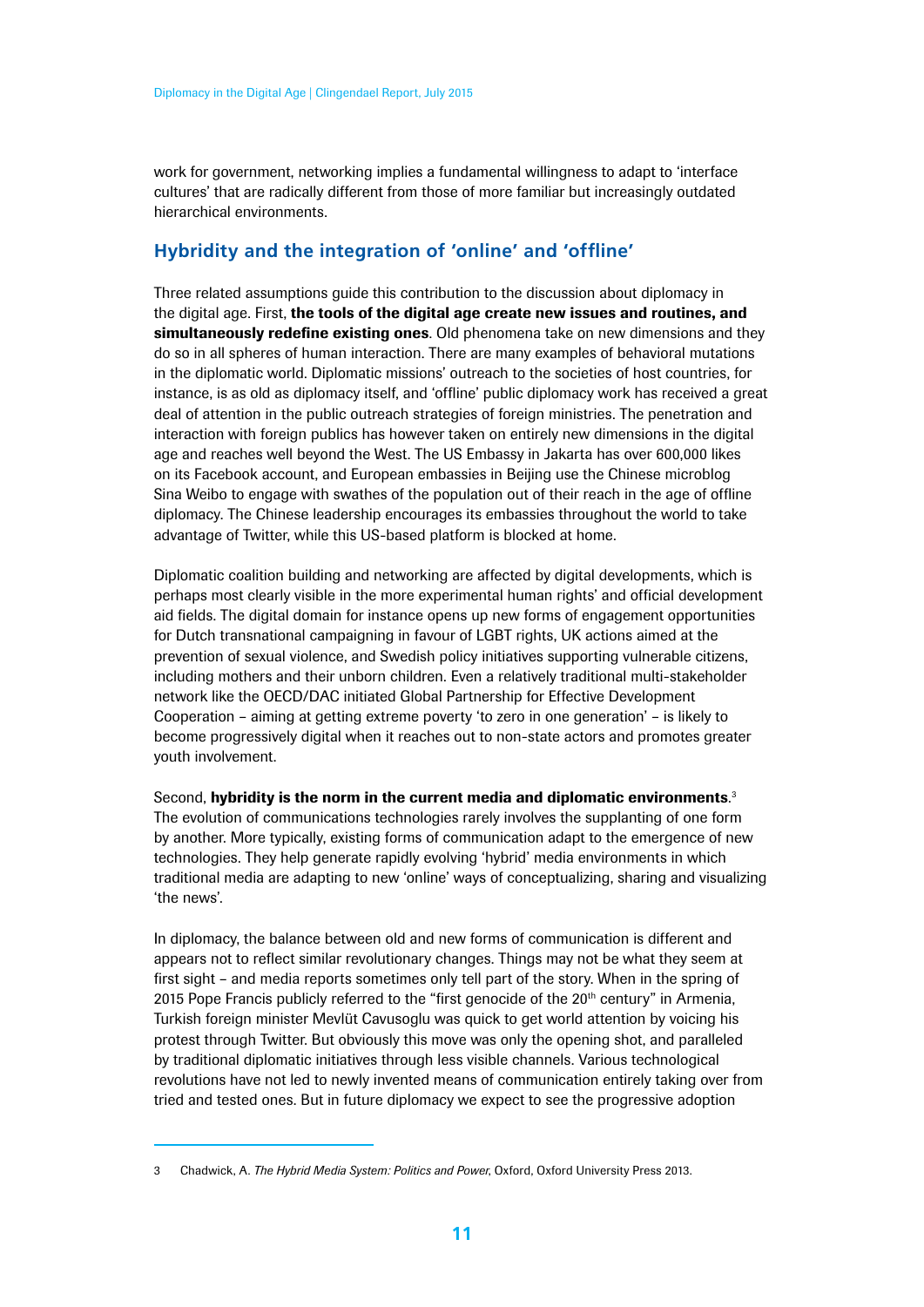work for government, networking implies a fundamental willingness to adapt to 'interface cultures' that are radically different from those of more familiar but increasingly outdated hierarchical environments.

## Hybridity and the integration of 'online' and 'offline'

Three related assumptions guide this contribution to the discussion about diplomacy in the digital age. First, **the tools of the digital age create new issues and routines, and simultaneously redefine existing ones**. Old phenomena take on new dimensions and they do so in all spheres of human interaction. There are many examples of behavioral mutations in the diplomatic world. Diplomatic missions' outreach to the societies of host countries, for instance, is as old as diplomacy itself, and 'offline' public diplomacy work has received a great deal of attention in the public outreach strategies of foreign ministries. The penetration and interaction with foreign publics has however taken on entirely new dimensions in the digital age and reaches well beyond the West. The US Embassy in Jakarta has over 600,000 likes on its Facebook account, and European embassies in Beijing use the Chinese microblog Sina Weibo to engage with swathes of the population out of their reach in the age of offline diplomacy. The Chinese leadership encourages its embassies throughout the world to take advantage of Twitter, while this US-based platform is blocked at home.

Diplomatic coalition building and networking are affected by digital developments, which is perhaps most clearly visible in the more experimental human rights' and official development aid fields. The digital domain for instance opens up new forms of engagement opportunities for Dutch transnational campaigning in favour of LGBT rights, UK actions aimed at the prevention of sexual violence, and Swedish policy initiatives supporting vulnerable citizens, including mothers and their unborn children. Even a relatively traditional multi-stakeholder network like the OECD/DAC initiated Global Partnership for Effective Development Cooperation – aiming at getting extreme poverty 'to zero in one generation' – is likely to become progressively digital when it reaches out to non-state actors and promotes greater youth involvement.

Second, **hybridity is the norm in the current media and diplomatic environments**.[3] The evolution of communications technologies rarely involves the supplanting of one form by another. More typically, existing forms of communication adapt to the emergence of new technologies. They help generate rapidly evolving 'hybrid' media environments in which traditional media are adapting to new 'online' ways of conceptualizing, sharing and visualizing 'the news'.

In diplomacy, the balance between old and new forms of communication is different and appears not to reflect similar revolutionary changes. Things may not be what they seem at first sight – and media reports sometimes only tell part of the story. When in the spring of 2015 Pope Francis publicly referred to the "first genocide of the 20th century" in Armenia, Turkish foreign minister Mevlüt Cavusoglu was quick to get world attention by voicing his protest through Twitter. But obviously this move was only the opening shot, and paralleled by traditional diplomatic initiatives through less visible channels. Various technological revolutions have not led to newly invented means of communication entirely taking over from tried and tested ones. But in future diplomacy we expect to see the progressive adoption

3 Chadwick, A. *The Hybrid Media System: Politics and Power*, Oxford, Oxford University Press 2013.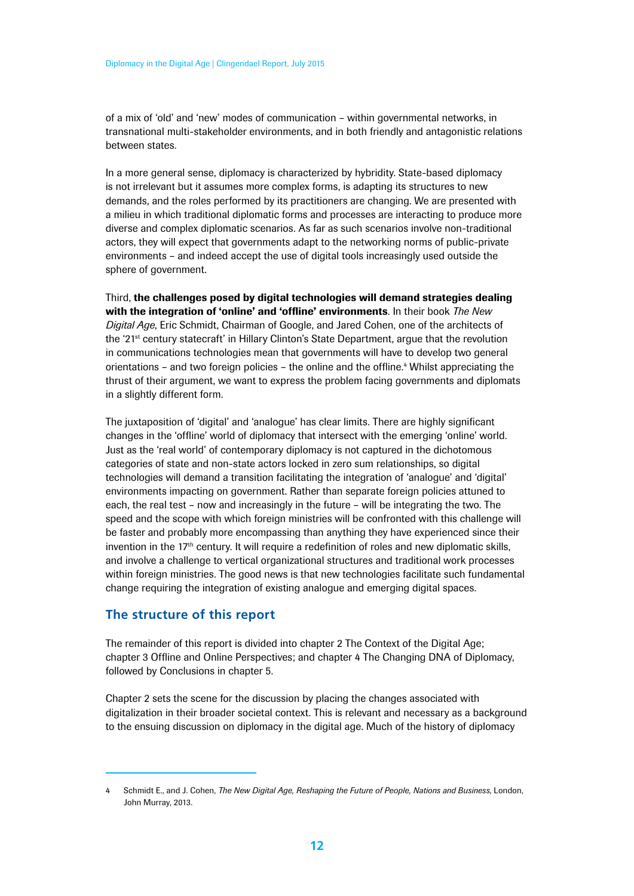of a mix of 'old' and 'new' modes of communication – within governmental networks, in transnational multi-stakeholder environments, and in both friendly and antagonistic relations between states.

In a more general sense, diplomacy is characterized by hybridity. State-based diplomacy is not irrelevant but it assumes more complex forms, is adapting its structures to new demands, and the roles performed by its practitioners are changing. We are presented with a milieu in which traditional diplomatic forms and processes are interacting to produce more diverse and complex diplomatic scenarios. As far as such scenarios involve non-traditional actors, they will expect that governments adapt to the networking norms of public-private environments – and indeed accept the use of digital tools increasingly used outside the sphere of government.

Third, **the challenges posed by digital technologies will demand strategies dealing with the integration of 'online' and 'offline' environments**. In their book *The New Digital Age*, Eric Schmidt, Chairman of Google, and Jared Cohen, one of the architects of the '21st century statecraft' in Hillary Clinton's State Department, argue that the revolution in communications technologies mean that governments will have to develop two general orientations – and two foreign policies – the online and the offline.[4] Whilst appreciating the thrust of their argument, we want to express the problem facing governments and diplomats in a slightly different form.

The juxtaposition of 'digital' and 'analogue' has clear limits. There are highly significant changes in the 'offline' world of diplomacy that intersect with the emerging 'online' world. Just as the 'real world' of contemporary diplomacy is not captured in the dichotomous categories of state and non-state actors locked in zero sum relationships, so digital technologies will demand a transition facilitating the integration of 'analogue' and 'digital' environments impacting on government. Rather than separate foreign policies attuned to each, the real test – now and increasingly in the future – will be integrating the two. The speed and the scope with which foreign ministries will be confronted with this challenge will be faster and probably more encompassing than anything they have experienced since their invention in the 17th century. It will require a redefinition of roles and new diplomatic skills, and involve a challenge to vertical organizational structures and traditional work processes within foreign ministries. The good news is that new technologies facilitate such fundamental change requiring the integration of existing analogue and emerging digital spaces.

## The structure of this report

The remainder of this report is divided into chapter 2 The Context of the Digital Age; chapter 3 Offline and Online Perspectives; and chapter 4 The Changing DNA of Diplomacy, followed by Conclusions in chapter 5.

Chapter 2 sets the scene for the discussion by placing the changes associated with digitalization in their broader societal context. This is relevant and necessary as a background to the ensuing discussion on diplomacy in the digital age. Much of the history of diplomacy

4 Schmidt E., and J. Cohen, *The New Digital Age, Reshaping the Future of People, Nations and Business*, London, John Murray, 2013.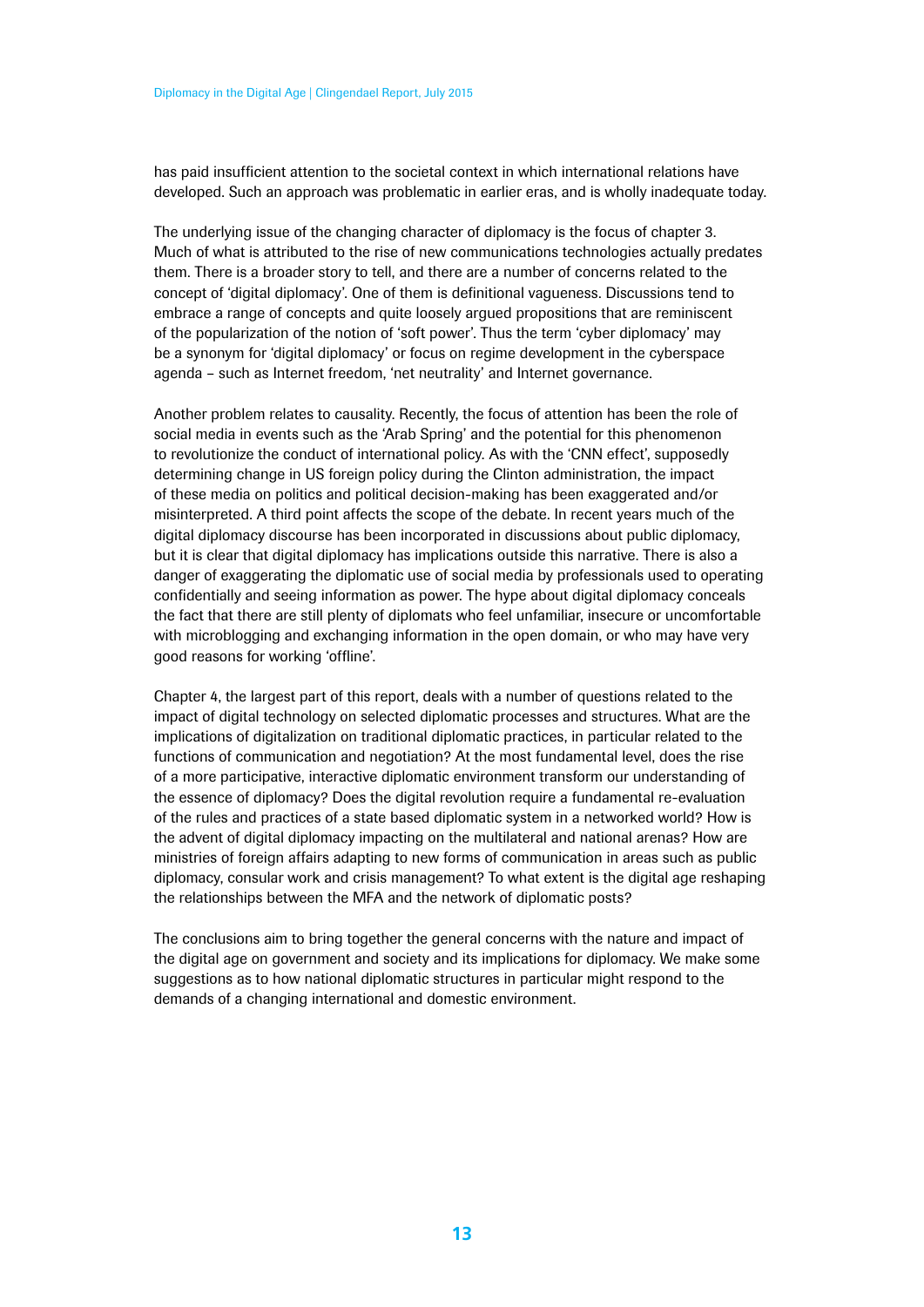has paid insufficient attention to the societal context in which international relations have developed. Such an approach was problematic in earlier eras, and is wholly inadequate today.

The underlying issue of the changing character of diplomacy is the focus of chapter 3. Much of what is attributed to the rise of new communications technologies actually predates them. There is a broader story to tell, and there are a number of concerns related to the concept of 'digital diplomacy'. One of them is definitional vagueness. Discussions tend to embrace a range of concepts and quite loosely argued propositions that are reminiscent of the popularization of the notion of 'soft power'. Thus the term 'cyber diplomacy' may be a synonym for 'digital diplomacy' or focus on regime development in the cyberspace agenda – such as Internet freedom, 'net neutrality' and Internet governance.

Another problem relates to causality. Recently, the focus of attention has been the role of social media in events such as the 'Arab Spring' and the potential for this phenomenon to revolutionize the conduct of international policy. As with the 'CNN effect', supposedly determining change in US foreign policy during the Clinton administration, the impact of these media on politics and political decision-making has been exaggerated and/or misinterpreted. A third point affects the scope of the debate. In recent years much of the digital diplomacy discourse has been incorporated in discussions about public diplomacy, but it is clear that digital diplomacy has implications outside this narrative. There is also a danger of exaggerating the diplomatic use of social media by professionals used to operating confidentially and seeing information as power. The hype about digital diplomacy conceals the fact that there are still plenty of diplomats who feel unfamiliar, insecure or uncomfortable with microblogging and exchanging information in the open domain, or who may have very good reasons for working 'offline'.

Chapter 4, the largest part of this report, deals with a number of questions related to the impact of digital technology on selected diplomatic processes and structures. What are the implications of digitalization on traditional diplomatic practices, in particular related to the functions of communication and negotiation? At the most fundamental level, does the rise of a more participative, interactive diplomatic environment transform our understanding of the essence of diplomacy? Does the digital revolution require a fundamental re-evaluation of the rules and practices of a state based diplomatic system in a networked world? How is the advent of digital diplomacy impacting on the multilateral and national arenas? How are ministries of foreign affairs adapting to new forms of communication in areas such as public diplomacy, consular work and crisis management? To what extent is the digital age reshaping the relationships between the MFA and the network of diplomatic posts?

The conclusions aim to bring together the general concerns with the nature and impact of the digital age on government and society and its implications for diplomacy. We make some suggestions as to how national diplomatic structures in particular might respond to the demands of a changing international and domestic environment.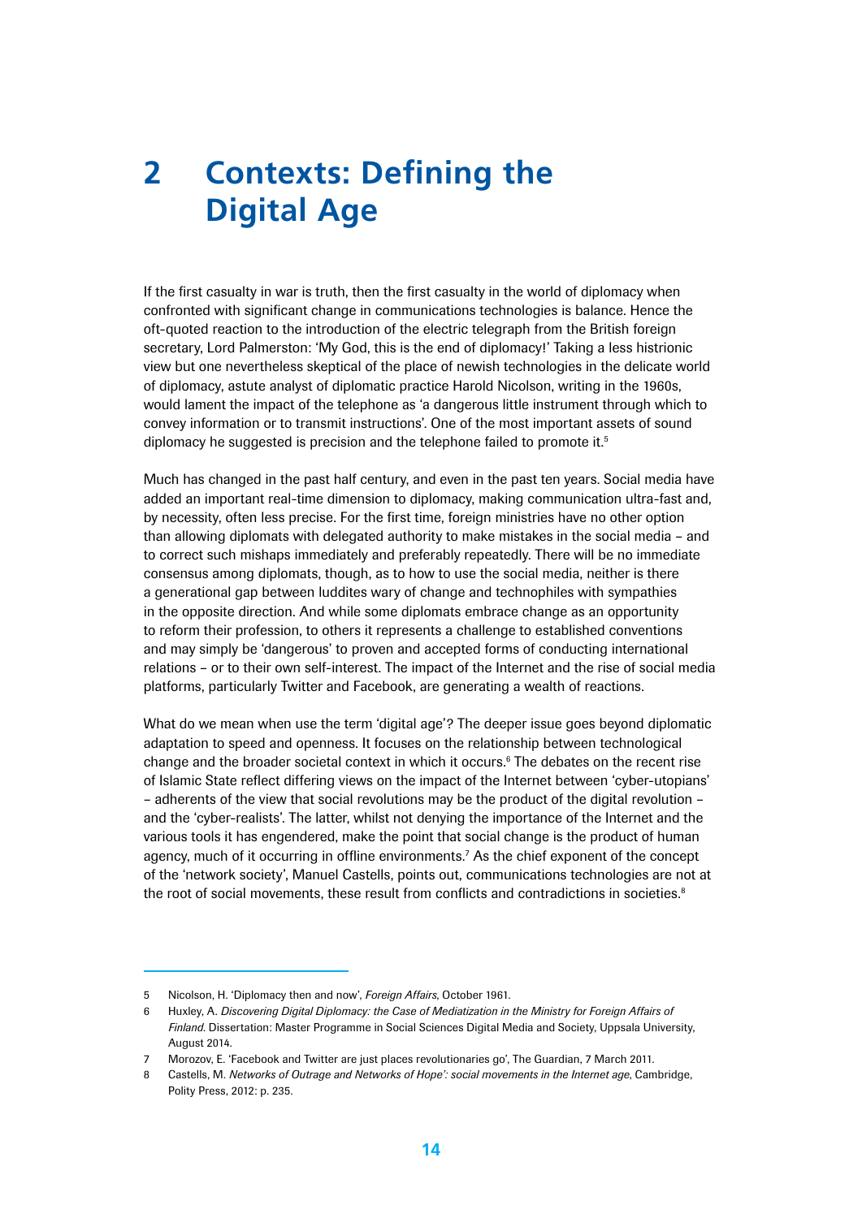# 2 Contexts: Defining the Digital Age

If the first casualty in war is truth, then the first casualty in the world of diplomacy when confronted with significant change in communications technologies is balance. Hence the oft-quoted reaction to the introduction of the electric telegraph from the British foreign secretary, Lord Palmerston: 'My God, this is the end of diplomacy!' Taking a less histrionic view but one nevertheless skeptical of the place of newish technologies in the delicate world of diplomacy, astute analyst of diplomatic practice Harold Nicolson, writing in the 1960s, would lament the impact of the telephone as 'a dangerous little instrument through which to convey information or to transmit instructions'. One of the most important assets of sound diplomacy he suggested is precision and the telephone failed to promote it.[5]

Much has changed in the past half century, and even in the past ten years. Social media have added an important real-time dimension to diplomacy, making communication ultra-fast and, by necessity, often less precise. For the first time, foreign ministries have no other option than allowing diplomats with delegated authority to make mistakes in the social media – and to correct such mishaps immediately and preferably repeatedly. There will be no immediate consensus among diplomats, though, as to how to use the social media, neither is there a generational gap between luddites wary of change and technophiles with sympathies in the opposite direction. And while some diplomats embrace change as an opportunity to reform their profession, to others it represents a challenge to established conventions and may simply be 'dangerous' to proven and accepted forms of conducting international relations – or to their own self-interest. The impact of the Internet and the rise of social media platforms, particularly Twitter and Facebook, are generating a wealth of reactions.

What do we mean when use the term 'digital age'? The deeper issue goes beyond diplomatic adaptation to speed and openness. It focuses on the relationship between technological change and the broader societal context in which it occurs.[6] The debates on the recent rise of Islamic State reflect differing views on the impact of the Internet between 'cyber-utopians' – adherents of the view that social revolutions may be the product of the digital revolution – and the 'cyber-realists'. The latter, whilst not denying the importance of the Internet and the various tools it has engendered, make the point that social change is the product of human agency, much of it occurring in offline environments.[7] As the chief exponent of the concept of the 'network society', Manuel Castells, points out, communications technologies are not at the root of social movements, these result from conflicts and contradictions in societies.[8]

---

5 Nicolson, H. 'Diplomacy then and now', *Foreign Affairs*, October 1961.

6 Huxley, A. *Discovering Digital Diplomacy: the Case of Mediatization in the Ministry for Foreign Affairs of Finland*. Dissertation: Master Programme in Social Sciences Digital Media and Society, Uppsala University, August 2014.

7 Morozov, E. 'Facebook and Twitter are just places revolutionaries go', The Guardian, 7 March 2011.

8 Castells, M. *Networks of Outrage and Networks of Hope': social movements in the Internet age*, Cambridge, Polity Press, 2012: p. 235.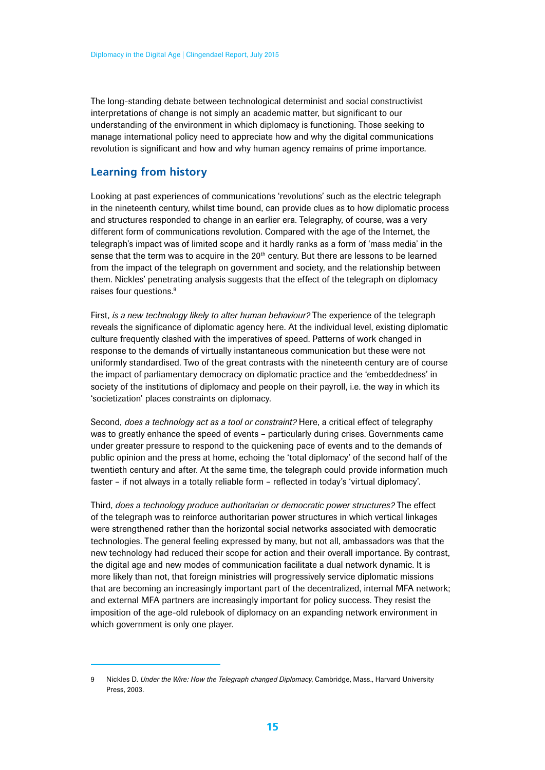The long-standing debate between technological determinist and social constructivist interpretations of change is not simply an academic matter, but significant to our understanding of the environment in which diplomacy is functioning. Those seeking to manage international policy need to appreciate how and why the digital communications revolution is significant and how and why human agency remains of prime importance.

## Learning from history

Looking at past experiences of communications 'revolutions' such as the electric telegraph in the nineteenth century, whilst time bound, can provide clues as to how diplomatic process and structures responded to change in an earlier era. Telegraphy, of course, was a very different form of communications revolution. Compared with the age of the Internet, the telegraph's impact was of limited scope and it hardly ranks as a form of 'mass media' in the sense that the term was to acquire in the 20th century. But there are lessons to be learned from the impact of the telegraph on government and society, and the relationship between them. Nickles' penetrating analysis suggests that the effect of the telegraph on diplomacy raises four questions.[9]

First, *is a new technology likely to alter human behaviour?* The experience of the telegraph reveals the significance of diplomatic agency here. At the individual level, existing diplomatic culture frequently clashed with the imperatives of speed. Patterns of work changed in response to the demands of virtually instantaneous communication but these were not uniformly standardised. Two of the great contrasts with the nineteenth century are of course the impact of parliamentary democracy on diplomatic practice and the 'embeddedness' in society of the institutions of diplomacy and people on their payroll, i.e. the way in which its 'societization' places constraints on diplomacy.

Second, *does a technology act as a tool or constraint?* Here, a critical effect of telegraphy was to greatly enhance the speed of events – particularly during crises. Governments came under greater pressure to respond to the quickening pace of events and to the demands of public opinion and the press at home, echoing the 'total diplomacy' of the second half of the twentieth century and after. At the same time, the telegraph could provide information much faster – if not always in a totally reliable form – reflected in today's 'virtual diplomacy'.

Third, *does a technology produce authoritarian or democratic power structures?* The effect of the telegraph was to reinforce authoritarian power structures in which vertical linkages were strengthened rather than the horizontal social networks associated with democratic technologies. The general feeling expressed by many, but not all, ambassadors was that the new technology had reduced their scope for action and their overall importance. By contrast, the digital age and new modes of communication facilitate a dual network dynamic. It is more likely than not, that foreign ministries will progressively service diplomatic missions that are becoming an increasingly important part of the decentralized, internal MFA network; and external MFA partners are increasingly important for policy success. They resist the imposition of the age-old rulebook of diplomacy on an expanding network environment in which government is only one player.

---

9 Nickles D. *Under the Wire: How the Telegraph changed Diplomacy*, Cambridge, Mass., Harvard University Press, 2003.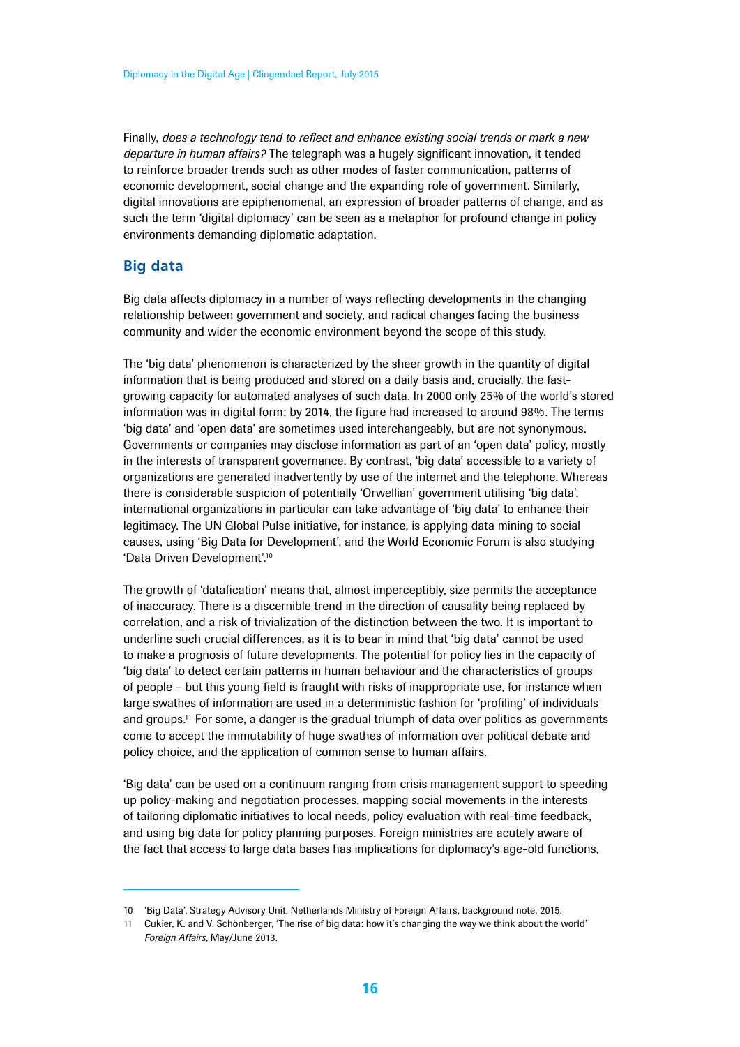Finally, *does a technology tend to reflect and enhance existing social trends or mark a new departure in human affairs?* The telegraph was a hugely significant innovation, it tended to reinforce broader trends such as other modes of faster communication, patterns of economic development, social change and the expanding role of government. Similarly, digital innovations are epiphenomenal, an expression of broader patterns of change, and as such the term 'digital diplomacy' can be seen as a metaphor for profound change in policy environments demanding diplomatic adaptation.

## Big data

Big data affects diplomacy in a number of ways reflecting developments in the changing relationship between government and society, and radical changes facing the business community and wider the economic environment beyond the scope of this study.

The 'big data' phenomenon is characterized by the sheer growth in the quantity of digital information that is being produced and stored on a daily basis and, crucially, the fast-growing capacity for automated analyses of such data. In 2000 only 25% of the world's stored information was in digital form; by 2014, the figure had increased to around 98%. The terms 'big data' and 'open data' are sometimes used interchangeably, but are not synonymous. Governments or companies may disclose information as part of an 'open data' policy, mostly in the interests of transparent governance. By contrast, 'big data' accessible to a variety of organizations are generated inadvertently by use of the internet and the telephone. Whereas there is considerable suspicion of potentially 'Orwellian' government utilising 'big data', international organizations in particular can take advantage of 'big data' to enhance their legitimacy. The UN Global Pulse initiative, for instance, is applying data mining to social causes, using 'Big Data for Development', and the World Economic Forum is also studying 'Data Driven Development'.[10]

The growth of 'datafication' means that, almost imperceptibly, size permits the acceptance of inaccuracy. There is a discernible trend in the direction of causality being replaced by correlation, and a risk of trivialization of the distinction between the two. It is important to underline such crucial differences, as it is to bear in mind that 'big data' cannot be used to make a prognosis of future developments. The potential for policy lies in the capacity of 'big data' to detect certain patterns in human behaviour and the characteristics of groups of people – but this young field is fraught with risks of inappropriate use, for instance when large swathes of information are used in a deterministic fashion for 'profiling' of individuals and groups.[11] For some, a danger is the gradual triumph of data over politics as governments come to accept the immutability of huge swathes of information over political debate and policy choice, and the application of common sense to human affairs.

'Big data' can be used on a continuum ranging from crisis management support to speeding up policy-making and negotiation processes, mapping social movements in the interests of tailoring diplomatic initiatives to local needs, policy evaluation with real-time feedback, and using big data for policy planning purposes. Foreign ministries are acutely aware of the fact that access to large data bases has implications for diplomacy's age-old functions,

---

10 'Big Data', Strategy Advisory Unit, Netherlands Ministry of Foreign Affairs, background note, 2015.

11 Cukier, K. and V. Schönberger, 'The rise of big data: how it's changing the way we think about the world' *Foreign Affairs*, May/June 2013.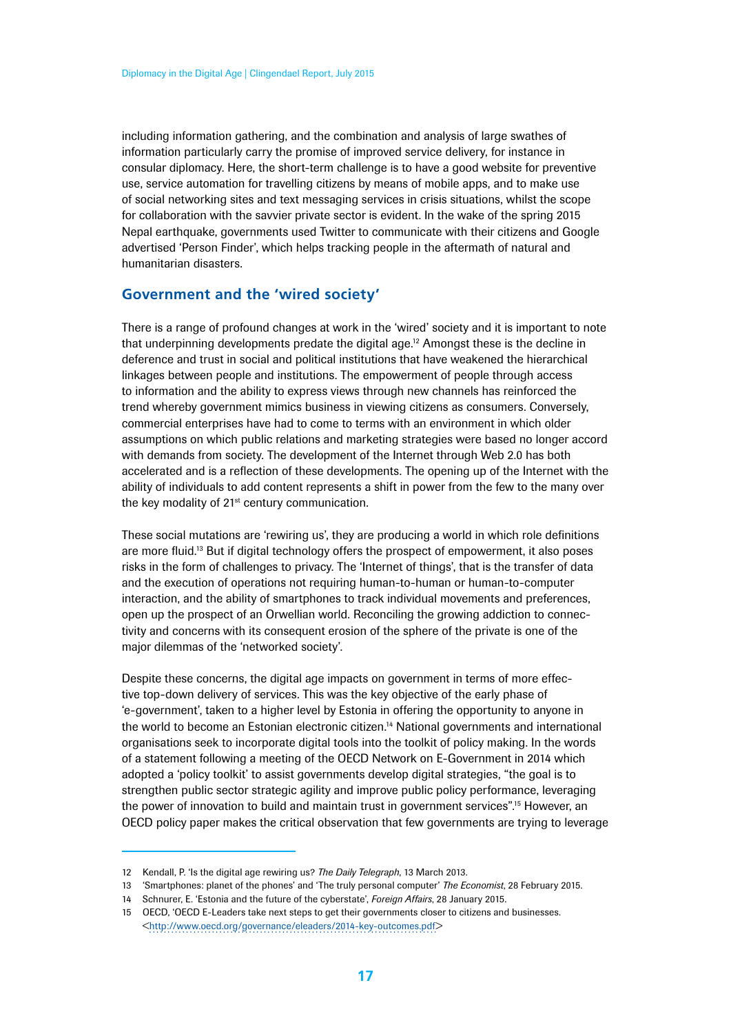including information gathering, and the combination and analysis of large swathes of information particularly carry the promise of improved service delivery, for instance in consular diplomacy. Here, the short-term challenge is to have a good website for preventive use, service automation for travelling citizens by means of mobile apps, and to make use of social networking sites and text messaging services in crisis situations, whilst the scope for collaboration with the savvier private sector is evident. In the wake of the spring 2015 Nepal earthquake, governments used Twitter to communicate with their citizens and Google advertised 'Person Finder', which helps tracking people in the aftermath of natural and humanitarian disasters.

## Government and the 'wired society'

There is a range of profound changes at work in the 'wired' society and it is important to note that underpinning developments predate the digital age.[12] Amongst these is the decline in deference and trust in social and political institutions that have weakened the hierarchical linkages between people and institutions. The empowerment of people through access to information and the ability to express views through new channels has reinforced the trend whereby government mimics business in viewing citizens as consumers. Conversely, commercial enterprises have had to come to terms with an environment in which older assumptions on which public relations and marketing strategies were based no longer accord with demands from society. The development of the Internet through Web 2.0 has both accelerated and is a reflection of these developments. The opening up of the Internet with the ability of individuals to add content represents a shift in power from the few to the many over the key modality of 21st century communication.

These social mutations are 'rewiring us', they are producing a world in which role definitions are more fluid.[13] But if digital technology offers the prospect of empowerment, it also poses risks in the form of challenges to privacy. The 'Internet of things', that is the transfer of data and the execution of operations not requiring human-to-human or human-to-computer interaction, and the ability of smartphones to track individual movements and preferences, open up the prospect of an Orwellian world. Reconciling the growing addiction to connectivity and concerns with its consequent erosion of the sphere of the private is one of the major dilemmas of the 'networked society'.

Despite these concerns, the digital age impacts on government in terms of more effective top-down delivery of services. This was the key objective of the early phase of 'e-government', taken to a higher level by Estonia in offering the opportunity to anyone in the world to become an Estonian electronic citizen.[14] National governments and international organisations seek to incorporate digital tools into the toolkit of policy making. In the words of a statement following a meeting of the OECD Network on E-Government in 2014 which adopted a 'policy toolkit' to assist governments develop digital strategies, "the goal is to strengthen public sector strategic agility and improve public policy performance, leveraging the power of innovation to build and maintain trust in government services".[15] However, an OECD policy paper makes the critical observation that few governments are trying to leverage

---

12 Kendall, P. 'Is the digital age rewiring us? *The Daily Telegraph*, 13 March 2013.

13 'Smartphones: planet of the phones' and 'The truly personal computer' *The Economist*, 28 February 2015.

14 Schnurer, E. 'Estonia and the future of the cyberstate', *Foreign Affairs*, 28 January 2015.

15 OECD, 'OECD E-Leaders take next steps to get their governments closer to citizens and businesses. <http://www.oecd.org/governance/eleaders/2014-key-outcomes.pdf>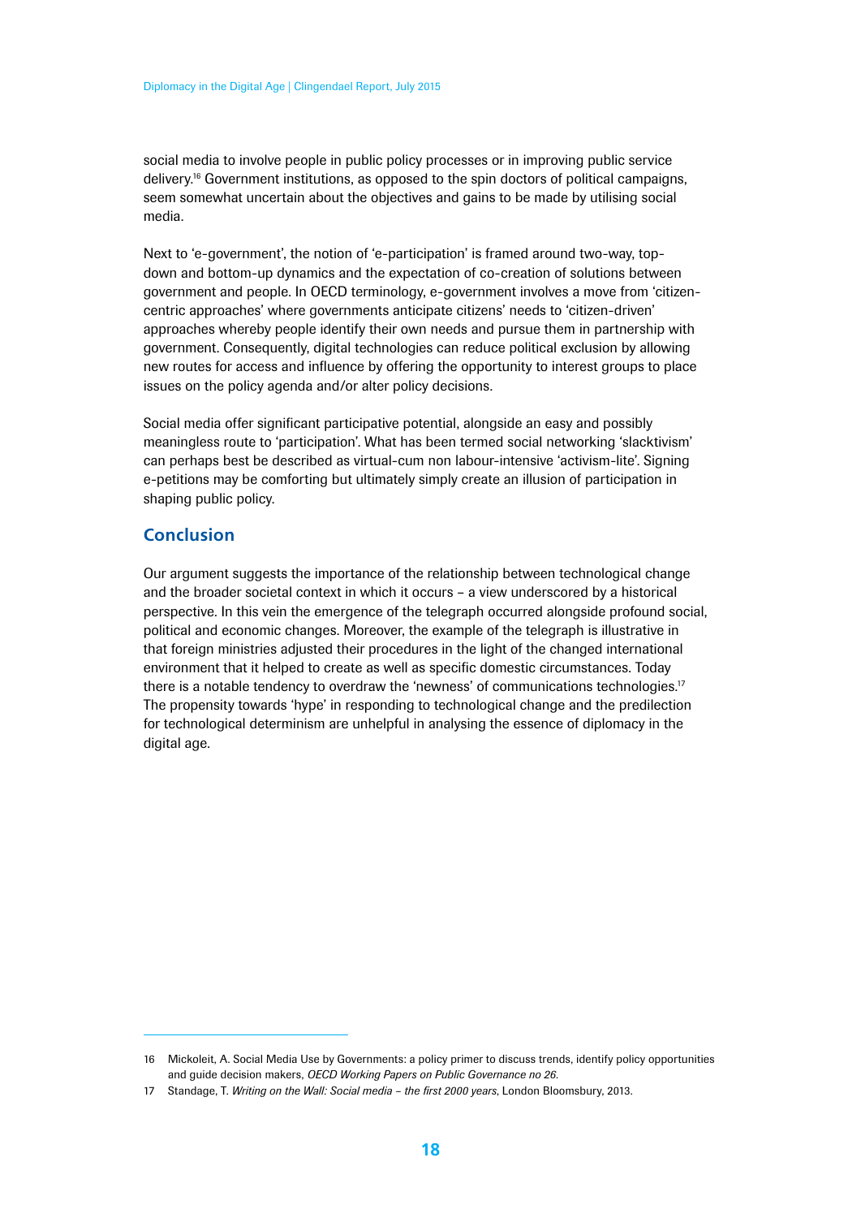social media to involve people in public policy processes or in improving public service delivery.[16] Government institutions, as opposed to the spin doctors of political campaigns, seem somewhat uncertain about the objectives and gains to be made by utilising social media.

Next to 'e-government', the notion of 'e-participation' is framed around two-way, top-down and bottom-up dynamics and the expectation of co-creation of solutions between government and people. In OECD terminology, e-government involves a move from 'citizen-centric approaches' where governments anticipate citizens' needs to 'citizen-driven' approaches whereby people identify their own needs and pursue them in partnership with government. Consequently, digital technologies can reduce political exclusion by allowing new routes for access and influence by offering the opportunity to interest groups to place issues on the policy agenda and/or alter policy decisions.

Social media offer significant participative potential, alongside an easy and possibly meaningless route to 'participation'. What has been termed social networking 'slacktivism' can perhaps best be described as virtual-cum non labour-intensive 'activism-lite'. Signing e-petitions may be comforting but ultimately simply create an illusion of participation in shaping public policy.

## Conclusion

Our argument suggests the importance of the relationship between technological change and the broader societal context in which it occurs – a view underscored by a historical perspective. In this vein the emergence of the telegraph occurred alongside profound social, political and economic changes. Moreover, the example of the telegraph is illustrative in that foreign ministries adjusted their procedures in the light of the changed international environment that it helped to create as well as specific domestic circumstances. Today there is a notable tendency to overdraw the 'newness' of communications technologies.[17] The propensity towards 'hype' in responding to technological change and the predilection for technological determinism are unhelpful in analysing the essence of diplomacy in the digital age.

---

16 Mickoleit, A. Social Media Use by Governments: a policy primer to discuss trends, identify policy opportunities and guide decision makers, *OECD Working Papers on Public Governance no 26*.

17 Standage, T. *Writing on the Wall: Social media – the first 2000 years*, London Bloomsbury, 2013.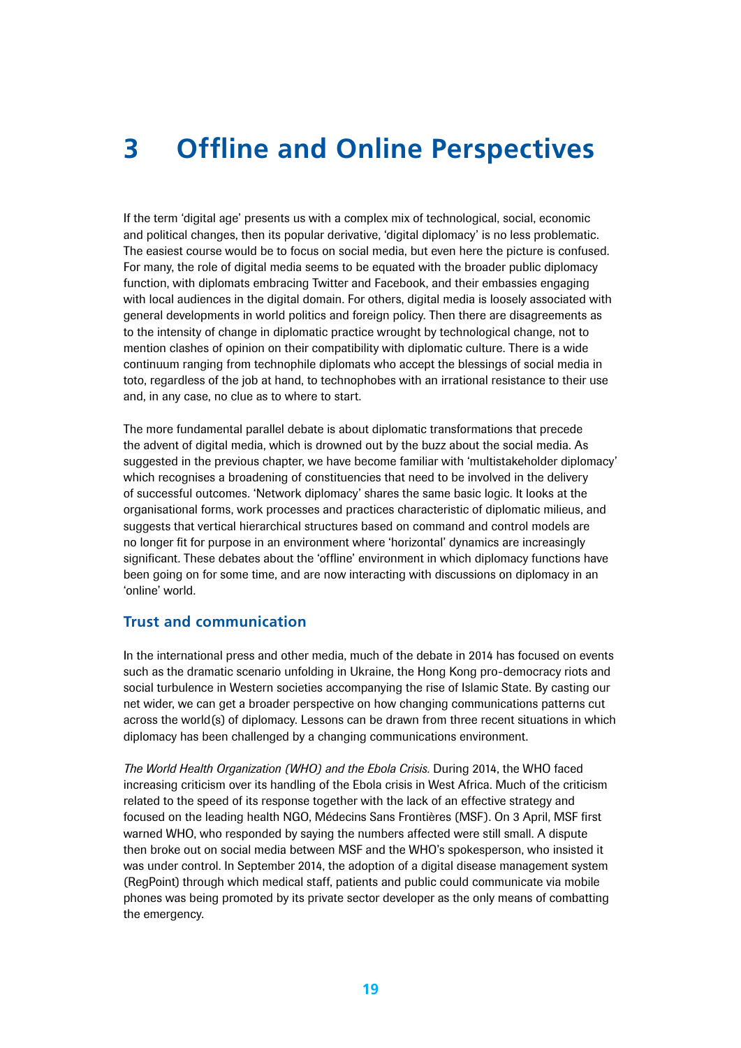# 3 Offline and Online Perspectives

If the term 'digital age' presents us with a complex mix of technological, social, economic and political changes, then its popular derivative, 'digital diplomacy' is no less problematic. The easiest course would be to focus on social media, but even here the picture is confused. For many, the role of digital media seems to be equated with the broader public diplomacy function, with diplomats embracing Twitter and Facebook, and their embassies engaging with local audiences in the digital domain. For others, digital media is loosely associated with general developments in world politics and foreign policy. Then there are disagreements as to the intensity of change in diplomatic practice wrought by technological change, not to mention clashes of opinion on their compatibility with diplomatic culture. There is a wide continuum ranging from technophile diplomats who accept the blessings of social media in toto, regardless of the job at hand, to technophobes with an irrational resistance to their use and, in any case, no clue as to where to start.

The more fundamental parallel debate is about diplomatic transformations that precede the advent of digital media, which is drowned out by the buzz about the social media. As suggested in the previous chapter, we have become familiar with 'multistakeholder diplomacy' which recognises a broadening of constituencies that need to be involved in the delivery of successful outcomes. 'Network diplomacy' shares the same basic logic. It looks at the organisational forms, work processes and practices characteristic of diplomatic milieus, and suggests that vertical hierarchical structures based on command and control models are no longer fit for purpose in an environment where 'horizontal' dynamics are increasingly significant. These debates about the 'offline' environment in which diplomacy functions have been going on for some time, and are now interacting with discussions on diplomacy in an 'online' world.

## Trust and communication

In the international press and other media, much of the debate in 2014 has focused on events such as the dramatic scenario unfolding in Ukraine, the Hong Kong pro-democracy riots and social turbulence in Western societies accompanying the rise of Islamic State. By casting our net wider, we can get a broader perspective on how changing communications patterns cut across the world(s) of diplomacy. Lessons can be drawn from three recent situations in which diplomacy has been challenged by a changing communications environment.

*The World Health Organization (WHO) and the Ebola Crisis.* During 2014, the WHO faced increasing criticism over its handling of the Ebola crisis in West Africa. Much of the criticism related to the speed of its response together with the lack of an effective strategy and focused on the leading health NGO, Médecins Sans Frontières (MSF). On 3 April, MSF first warned WHO, who responded by saying the numbers affected were still small. A dispute then broke out on social media between MSF and the WHO's spokesperson, who insisted it was under control. In September 2014, the adoption of a digital disease management system (RegPoint) through which medical staff, patients and public could communicate via mobile phones was being promoted by its private sector developer as the only means of combatting the emergency.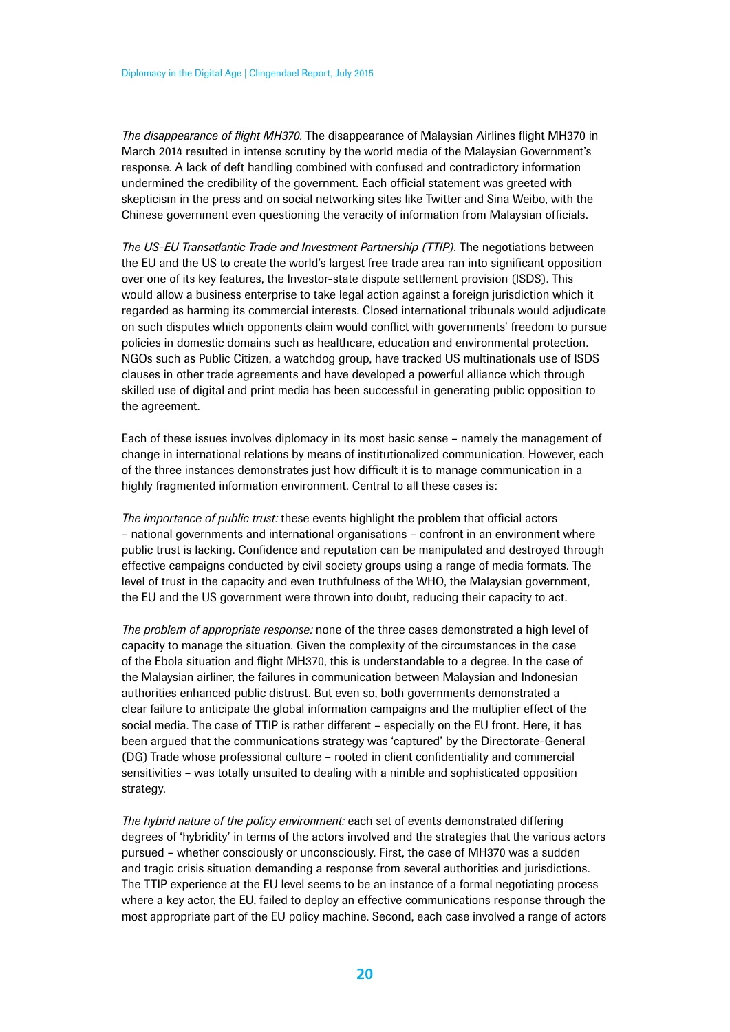*The disappearance of flight MH370.* The disappearance of Malaysian Airlines flight MH370 in March 2014 resulted in intense scrutiny by the world media of the Malaysian Government's response. A lack of deft handling combined with confused and contradictory information undermined the credibility of the government. Each official statement was greeted with skepticism in the press and on social networking sites like Twitter and Sina Weibo, with the Chinese government even questioning the veracity of information from Malaysian officials.

*The US-EU Transatlantic Trade and Investment Partnership (TTIP).* The negotiations between the EU and the US to create the world's largest free trade area ran into significant opposition over one of its key features, the Investor-state dispute settlement provision (ISDS). This would allow a business enterprise to take legal action against a foreign jurisdiction which it regarded as harming its commercial interests. Closed international tribunals would adjudicate on such disputes which opponents claim would conflict with governments' freedom to pursue policies in domestic domains such as healthcare, education and environmental protection. NGOs such as Public Citizen, a watchdog group, have tracked US multinationals use of ISDS clauses in other trade agreements and have developed a powerful alliance which through skilled use of digital and print media has been successful in generating public opposition to the agreement.

Each of these issues involves diplomacy in its most basic sense – namely the management of change in international relations by means of institutionalized communication. However, each of the three instances demonstrates just how difficult it is to manage communication in a highly fragmented information environment. Central to all these cases is:

*The importance of public trust:* these events highlight the problem that official actors – national governments and international organisations – confront in an environment where public trust is lacking. Confidence and reputation can be manipulated and destroyed through effective campaigns conducted by civil society groups using a range of media formats. The level of trust in the capacity and even truthfulness of the WHO, the Malaysian government, the EU and the US government were thrown into doubt, reducing their capacity to act.

*The problem of appropriate response:* none of the three cases demonstrated a high level of capacity to manage the situation. Given the complexity of the circumstances in the case of the Ebola situation and flight MH370, this is understandable to a degree. In the case of the Malaysian airliner, the failures in communication between Malaysian and Indonesian authorities enhanced public distrust. But even so, both governments demonstrated a clear failure to anticipate the global information campaigns and the multiplier effect of the social media. The case of TTIP is rather different – especially on the EU front. Here, it has been argued that the communications strategy was 'captured' by the Directorate-General (DG) Trade whose professional culture – rooted in client confidentiality and commercial sensitivities – was totally unsuited to dealing with a nimble and sophisticated opposition strategy.

*The hybrid nature of the policy environment:* each set of events demonstrated differing degrees of 'hybridity' in terms of the actors involved and the strategies that the various actors pursued – whether consciously or unconsciously. First, the case of MH370 was a sudden and tragic crisis situation demanding a response from several authorities and jurisdictions. The TTIP experience at the EU level seems to be an instance of a formal negotiating process where a key actor, the EU, failed to deploy an effective communications response through the most appropriate part of the EU policy machine. Second, each case involved a range of actors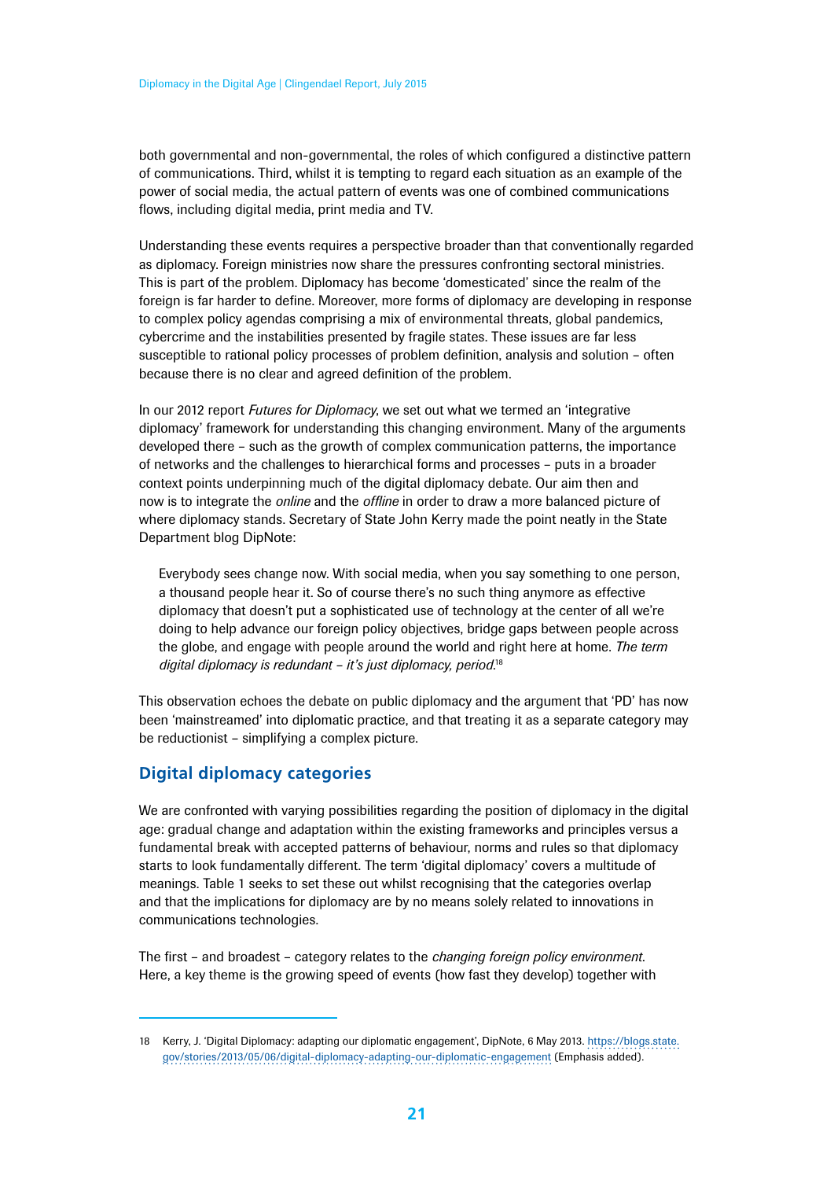both governmental and non-governmental, the roles of which configured a distinctive pattern of communications. Third, whilst it is tempting to regard each situation as an example of the power of social media, the actual pattern of events was one of combined communications flows, including digital media, print media and TV.

Understanding these events requires a perspective broader than that conventionally regarded as diplomacy. Foreign ministries now share the pressures confronting sectoral ministries. This is part of the problem. Diplomacy has become 'domesticated' since the realm of the foreign is far harder to define. Moreover, more forms of diplomacy are developing in response to complex policy agendas comprising a mix of environmental threats, global pandemics, cybercrime and the instabilities presented by fragile states. These issues are far less susceptible to rational policy processes of problem definition, analysis and solution – often because there is no clear and agreed definition of the problem.

In our 2012 report *Futures for Diplomacy*, we set out what we termed an 'integrative diplomacy' framework for understanding this changing environment. Many of the arguments developed there – such as the growth of complex communication patterns, the importance of networks and the challenges to hierarchical forms and processes – puts in a broader context points underpinning much of the digital diplomacy debate. Our aim then and now is to integrate the *online* and the *offline* in order to draw a more balanced picture of where diplomacy stands. Secretary of State John Kerry made the point neatly in the State Department blog DipNote:

> Everybody sees change now. With social media, when you say something to one person, a thousand people hear it. So of course there's no such thing anymore as effective diplomacy that doesn't put a sophisticated use of technology at the center of all we're doing to help advance our foreign policy objectives, bridge gaps between people across the globe, and engage with people around the world and right here at home. *The term digital diplomacy is redundant – it's just diplomacy, period.*[18]

This observation echoes the debate on public diplomacy and the argument that 'PD' has now been 'mainstreamed' into diplomatic practice, and that treating it as a separate category may be reductionist – simplifying a complex picture.

## Digital diplomacy categories

We are confronted with varying possibilities regarding the position of diplomacy in the digital age: gradual change and adaptation within the existing frameworks and principles versus a fundamental break with accepted patterns of behaviour, norms and rules so that diplomacy starts to look fundamentally different. The term 'digital diplomacy' covers a multitude of meanings. Table 1 seeks to set these out whilst recognising that the categories overlap and that the implications for diplomacy are by no means solely related to innovations in communications technologies.

The first – and broadest – category relates to the *changing foreign policy environment*. Here, a key theme is the growing speed of events (how fast they develop) together with

---

18 Kerry, J. 'Digital Diplomacy: adapting our diplomatic engagement', DipNote, 6 May 2013. https://blogs.state.gov/stories/2013/05/06/digital-diplomacy-adapting-our-diplomatic-engagement (Emphasis added).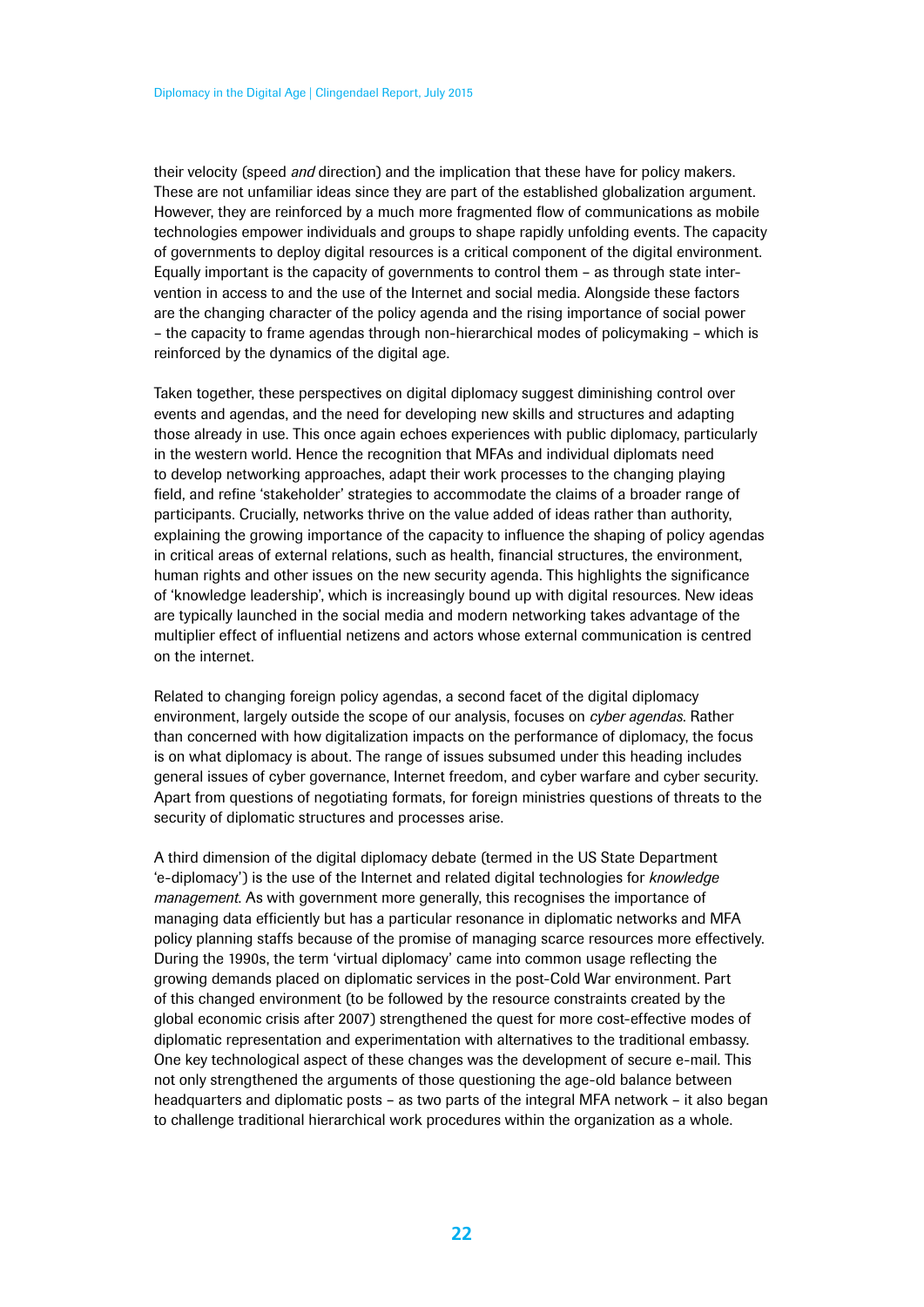their velocity (speed *and* direction) and the implication that these have for policy makers. These are not unfamiliar ideas since they are part of the established globalization argument. However, they are reinforced by a much more fragmented flow of communications as mobile technologies empower individuals and groups to shape rapidly unfolding events. The capacity of governments to deploy digital resources is a critical component of the digital environment. Equally important is the capacity of governments to control them – as through state intervention in access to and the use of the Internet and social media. Alongside these factors are the changing character of the policy agenda and the rising importance of social power – the capacity to frame agendas through non-hierarchical modes of policymaking – which is reinforced by the dynamics of the digital age.

Taken together, these perspectives on digital diplomacy suggest diminishing control over events and agendas, and the need for developing new skills and structures and adapting those already in use. This once again echoes experiences with public diplomacy, particularly in the western world. Hence the recognition that MFAs and individual diplomats need to develop networking approaches, adapt their work processes to the changing playing field, and refine 'stakeholder' strategies to accommodate the claims of a broader range of participants. Crucially, networks thrive on the value added of ideas rather than authority, explaining the growing importance of the capacity to influence the shaping of policy agendas in critical areas of external relations, such as health, financial structures, the environment, human rights and other issues on the new security agenda. This highlights the significance of 'knowledge leadership', which is increasingly bound up with digital resources. New ideas are typically launched in the social media and modern networking takes advantage of the multiplier effect of influential netizens and actors whose external communication is centred on the internet.

Related to changing foreign policy agendas, a second facet of the digital diplomacy environment, largely outside the scope of our analysis, focuses on *cyber agendas*. Rather than concerned with how digitalization impacts on the performance of diplomacy, the focus is on what diplomacy is about. The range of issues subsumed under this heading includes general issues of cyber governance, Internet freedom, and cyber warfare and cyber security. Apart from questions of negotiating formats, for foreign ministries questions of threats to the security of diplomatic structures and processes arise.

A third dimension of the digital diplomacy debate (termed in the US State Department 'e-diplomacy') is the use of the Internet and related digital technologies for *knowledge management*. As with government more generally, this recognises the importance of managing data efficiently but has a particular resonance in diplomatic networks and MFA policy planning staffs because of the promise of managing scarce resources more effectively. During the 1990s, the term 'virtual diplomacy' came into common usage reflecting the growing demands placed on diplomatic services in the post-Cold War environment. Part of this changed environment (to be followed by the resource constraints created by the global economic crisis after 2007) strengthened the quest for more cost-effective modes of diplomatic representation and experimentation with alternatives to the traditional embassy. One key technological aspect of these changes was the development of secure e-mail. This not only strengthened the arguments of those questioning the age-old balance between headquarters and diplomatic posts – as two parts of the integral MFA network – it also began to challenge traditional hierarchical work procedures within the organization as a whole.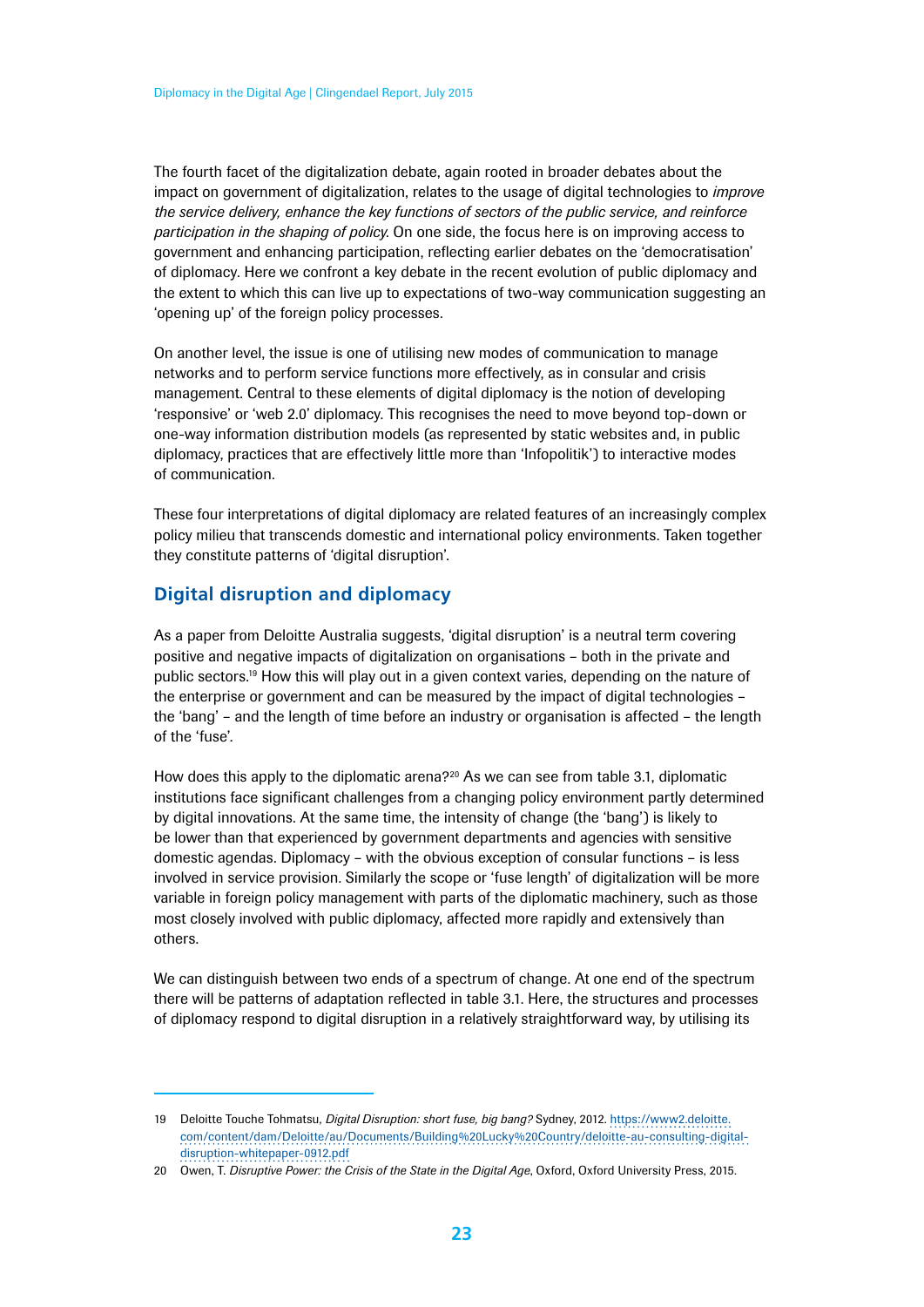The fourth facet of the digitalization debate, again rooted in broader debates about the impact on government of digitalization, relates to the usage of digital technologies to *improve the service delivery, enhance the key functions of sectors of the public service, and reinforce participation in the shaping of policy*. On one side, the focus here is on improving access to government and enhancing participation, reflecting earlier debates on the 'democratisation' of diplomacy. Here we confront a key debate in the recent evolution of public diplomacy and the extent to which this can live up to expectations of two-way communication suggesting an 'opening up' of the foreign policy processes.

On another level, the issue is one of utilising new modes of communication to manage networks and to perform service functions more effectively, as in consular and crisis management. Central to these elements of digital diplomacy is the notion of developing 'responsive' or 'web 2.0' diplomacy. This recognises the need to move beyond top-down or one-way information distribution models (as represented by static websites and, in public diplomacy, practices that are effectively little more than 'Infopolitik') to interactive modes of communication.

These four interpretations of digital diplomacy are related features of an increasingly complex policy milieu that transcends domestic and international policy environments. Taken together they constitute patterns of 'digital disruption'.

## Digital disruption and diplomacy

As a paper from Deloitte Australia suggests, 'digital disruption' is a neutral term covering positive and negative impacts of digitalization on organisations – both in the private and public sectors.[19] How this will play out in a given context varies, depending on the nature of the enterprise or government and can be measured by the impact of digital technologies – the 'bang' – and the length of time before an industry or organisation is affected – the length of the 'fuse'.

How does this apply to the diplomatic arena?[20] As we can see from table 3.1, diplomatic institutions face significant challenges from a changing policy environment partly determined by digital innovations. At the same time, the intensity of change (the 'bang') is likely to be lower than that experienced by government departments and agencies with sensitive domestic agendas. Diplomacy – with the obvious exception of consular functions – is less involved in service provision. Similarly the scope or 'fuse length' of digitalization will be more variable in foreign policy management with parts of the diplomatic machinery, such as those most closely involved with public diplomacy, affected more rapidly and extensively than others.

We can distinguish between two ends of a spectrum of change. At one end of the spectrum there will be patterns of adaptation reflected in table 3.1. Here, the structures and processes of diplomacy respond to digital disruption in a relatively straightforward way, by utilising its

---

19 Deloitte Touche Tohmatsu, *Digital Disruption: short fuse, big bang?* Sydney, 2012. https://www2.deloitte.com/content/dam/Deloitte/au/Documents/Building%20Lucky%20Country/deloitte-au-consulting-digital-disruption-whitepaper-0912.pdf

20 Owen, T. *Disruptive Power: the Crisis of the State in the Digital Age*, Oxford, Oxford University Press, 2015.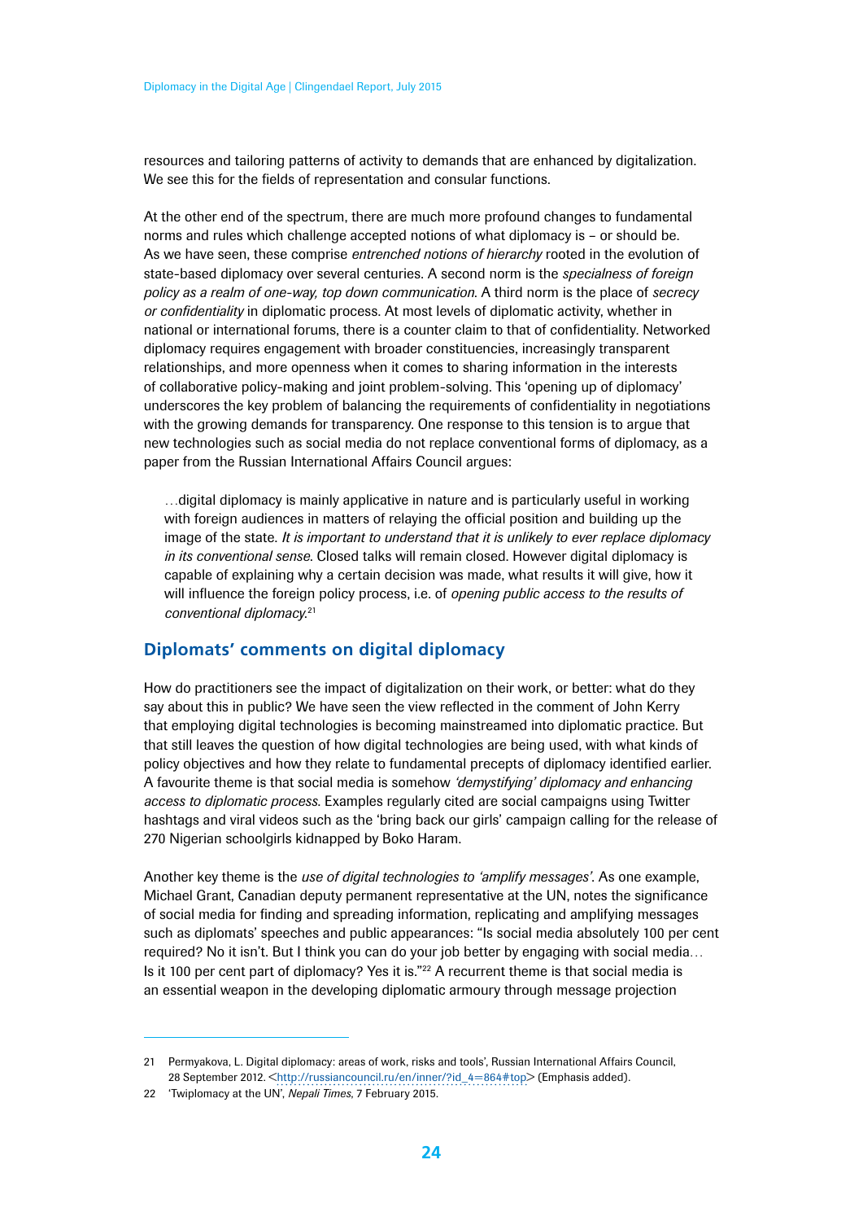resources and tailoring patterns of activity to demands that are enhanced by digitalization. We see this for the fields of representation and consular functions.

At the other end of the spectrum, there are much more profound changes to fundamental norms and rules which challenge accepted notions of what diplomacy is – or should be. As we have seen, these comprise *entrenched notions of hierarchy* rooted in the evolution of state-based diplomacy over several centuries. A second norm is the *specialness of foreign policy as a realm of one-way, top down communication*. A third norm is the place of *secrecy or confidentiality* in diplomatic process. At most levels of diplomatic activity, whether in national or international forums, there is a counter claim to that of confidentiality. Networked diplomacy requires engagement with broader constituencies, increasingly transparent relationships, and more openness when it comes to sharing information in the interests of collaborative policy-making and joint problem-solving. This 'opening up of diplomacy' underscores the key problem of balancing the requirements of confidentiality in negotiations with the growing demands for transparency. One response to this tension is to argue that new technologies such as social media do not replace conventional forms of diplomacy, as a paper from the Russian International Affairs Council argues:

> …digital diplomacy is mainly applicative in nature and is particularly useful in working with foreign audiences in matters of relaying the official position and building up the image of the state. *It is important to understand that it is unlikely to ever replace diplomacy in its conventional sense*. Closed talks will remain closed. However digital diplomacy is capable of explaining why a certain decision was made, what results it will give, how it will influence the foreign policy process, i.e. of *opening public access to the results of conventional diplomacy*.[21]

## Diplomats' comments on digital diplomacy

How do practitioners see the impact of digitalization on their work, or better: what do they say about this in public? We have seen the view reflected in the comment of John Kerry that employing digital technologies is becoming mainstreamed into diplomatic practice. But that still leaves the question of how digital technologies are being used, with what kinds of policy objectives and how they relate to fundamental precepts of diplomacy identified earlier. A favourite theme is that social media is somehow *'demystifying' diplomacy and enhancing access to diplomatic process*. Examples regularly cited are social campaigns using Twitter hashtags and viral videos such as the 'bring back our girls' campaign calling for the release of 270 Nigerian schoolgirls kidnapped by Boko Haram.

Another key theme is the *use of digital technologies to 'amplify messages'*. As one example, Michael Grant, Canadian deputy permanent representative at the UN, notes the significance of social media for finding and spreading information, replicating and amplifying messages such as diplomats' speeches and public appearances: "Is social media absolutely 100 per cent required? No it isn't. But I think you can do your job better by engaging with social media… Is it 100 per cent part of diplomacy? Yes it is."[22] A recurrent theme is that social media is an essential weapon in the developing diplomatic armoury through message projection

---

21 Permyakova, L. Digital diplomacy: areas of work, risks and tools', Russian International Affairs Council, 28 September 2012. <http://russiancouncil.ru/en/inner/?id_4=864#top> (Emphasis added).

22 'Twiplomacy at the UN', *Nepali Times*, 7 February 2015.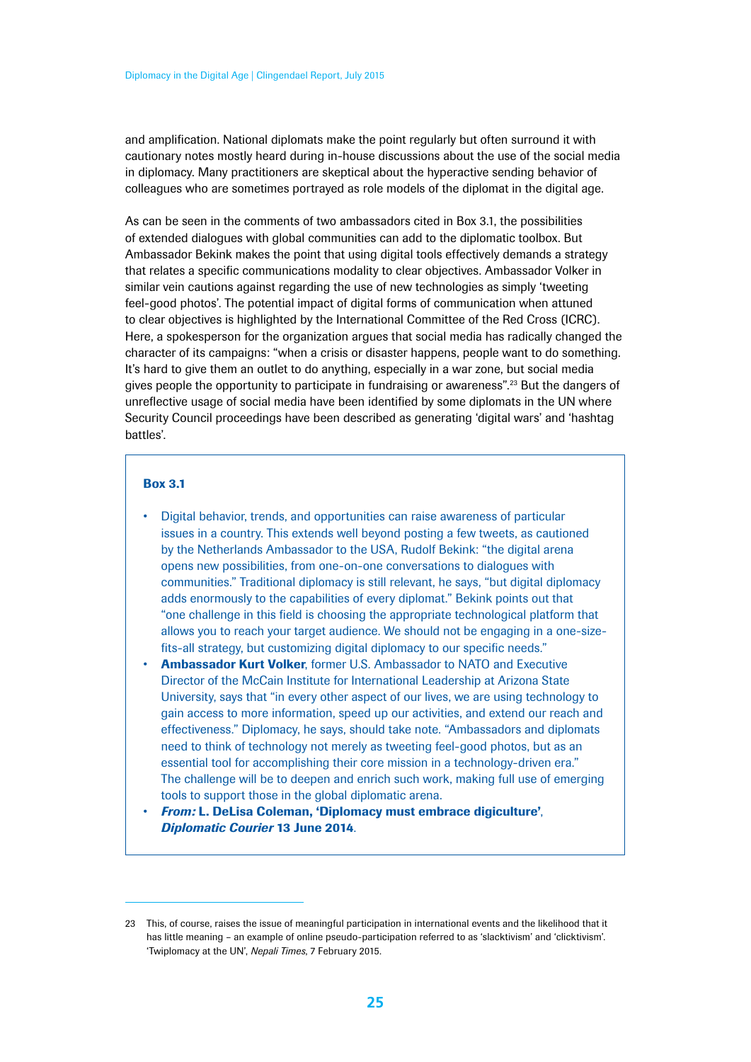and amplification. National diplomats make the point regularly but often surround it with cautionary notes mostly heard during in-house discussions about the use of the social media in diplomacy. Many practitioners are skeptical about the hyperactive sending behavior of colleagues who are sometimes portrayed as role models of the diplomat in the digital age.

As can be seen in the comments of two ambassadors cited in Box 3.1, the possibilities of extended dialogues with global communities can add to the diplomatic toolbox. But Ambassador Bekink makes the point that using digital tools effectively demands a strategy that relates a specific communications modality to clear objectives. Ambassador Volker in similar vein cautions against regarding the use of new technologies as simply 'tweeting feel-good photos'. The potential impact of digital forms of communication when attuned to clear objectives is highlighted by the International Committee of the Red Cross (ICRC). Here, a spokesperson for the organization argues that social media has radically changed the character of its campaigns: "when a crisis or disaster happens, people want to do something. It's hard to give them an outlet to do anything, especially in a war zone, but social media gives people the opportunity to participate in fundraising or awareness".[23] But the dangers of unreflective usage of social media have been identified by some diplomats in the UN where Security Council proceedings have been described as generating 'digital wars' and 'hashtag battles'.

**Box 3.1**

- Digital behavior, trends, and opportunities can raise awareness of particular issues in a country. This extends well beyond posting a few tweets, as cautioned by the Netherlands Ambassador to the USA, Rudolf Bekink: "the digital arena opens new possibilities, from one-on-one conversations to dialogues with communities." Traditional diplomacy is still relevant, he says, "but digital diplomacy adds enormously to the capabilities of every diplomat." Bekink points out that "one challenge in this field is choosing the appropriate technological platform that allows you to reach your target audience. We should not be engaging in a one-size-fits-all strategy, but customizing digital diplomacy to our specific needs."
- **Ambassador Kurt Volker**, former U.S. Ambassador to NATO and Executive Director of the McCain Institute for International Leadership at Arizona State University, says that "in every other aspect of our lives, we are using technology to gain access to more information, speed up our activities, and extend our reach and effectiveness." Diplomacy, he says, should take note. "Ambassadors and diplomats need to think of technology not merely as tweeting feel-good photos, but as an essential tool for accomplishing their core mission in a technology-driven era." The challenge will be to deepen and enrich such work, making full use of emerging tools to support those in the global diplomatic arena.
- ***From:*** **L. DeLisa Coleman, 'Diplomacy must embrace digiculture',** ***Diplomatic Courier*** **13 June 2014**.

---

23 This, of course, raises the issue of meaningful participation in international events and the likelihood that it has little meaning – an example of online pseudo-participation referred to as 'slacktivism' and 'clicktivism'. 'Twiplomacy at the UN', *Nepali Times*, 7 February 2015.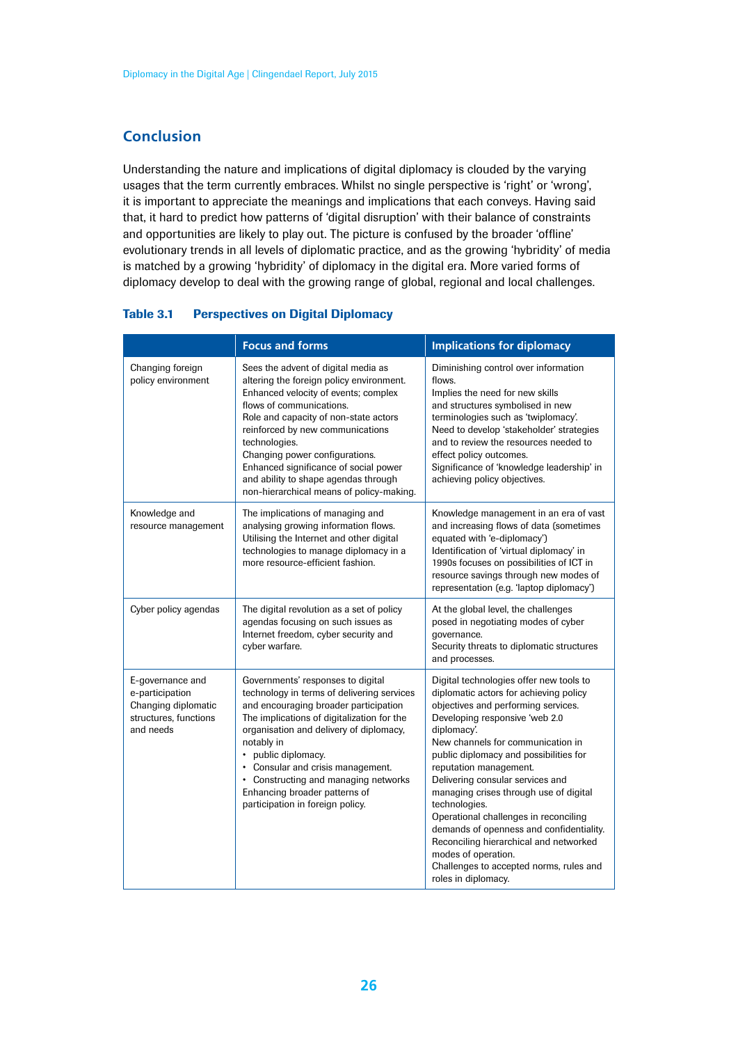## Conclusion

Understanding the nature and implications of digital diplomacy is clouded by the varying usages that the term currently embraces. Whilst no single perspective is 'right' or 'wrong', it is important to appreciate the meanings and implications that each conveys. Having said that, it hard to predict how patterns of 'digital disruption' with their balance of constraints and opportunities are likely to play out. The picture is confused by the broader 'offline' evolutionary trends in all levels of diplomatic practice, and as the growing 'hybridity' of media is matched by a growing 'hybridity' of diplomacy in the digital era. More varied forms of diplomacy develop to deal with the growing range of global, regional and local challenges.

**Table 3.1 Perspectives on Digital Diplomacy**

| | Focus and forms | Implications for diplomacy |
|---|---|---|
| Changing foreign policy environment | Sees the advent of digital media as altering the foreign policy environment. Enhanced velocity of events; complex flows of communications. Role and capacity of non-state actors reinforced by new communications technologies. Changing power configurations. Enhanced significance of social power and ability to shape agendas through non-hierarchical means of policy-making. | Diminishing control over information flows. Implies the need for new skills and structures symbolised in new terminologies such as 'twiplomacy'. Need to develop 'stakeholder' strategies and to review the resources needed to effect policy outcomes. Significance of 'knowledge leadership' in achieving policy objectives. |
| Knowledge and resource management | The implications of managing and analysing growing information flows. Utilising the Internet and other digital technologies to manage diplomacy in a more resource-efficient fashion. | Knowledge management in an era of vast and increasing flows of data (sometimes equated with 'e-diplomacy') Identification of 'virtual diplomacy' in 1990s focuses on possibilities of ICT in resource savings through new modes of representation (e.g. 'laptop diplomacy') |
| Cyber policy agendas | The digital revolution as a set of policy agendas focusing on such issues as Internet freedom, cyber security and cyber warfare. | At the global level, the challenges posed in negotiating modes of cyber governance. Security threats to diplomatic structures and processes. |
| E-governance and e-participation Changing diplomatic structures, functions and needs | Governments' responses to digital technology in terms of delivering services and encouraging broader participation The implications of digitalization for the organisation and delivery of diplomacy, notably in<br>• public diplomacy.<br>• Consular and crisis management.<br>• Constructing and managing networks<br>Enhancing broader patterns of participation in foreign policy. | Digital technologies offer new tools to diplomatic actors for achieving policy objectives and performing services. Developing responsive 'web 2.0 diplomacy'. New channels for communication in public diplomacy and possibilities for reputation management. Delivering consular services and managing crises through use of digital technologies. Operational challenges in reconciling demands of openness and confidentiality. Reconciling hierarchical and networked modes of operation. Challenges to accepted norms, rules and roles in diplomacy. |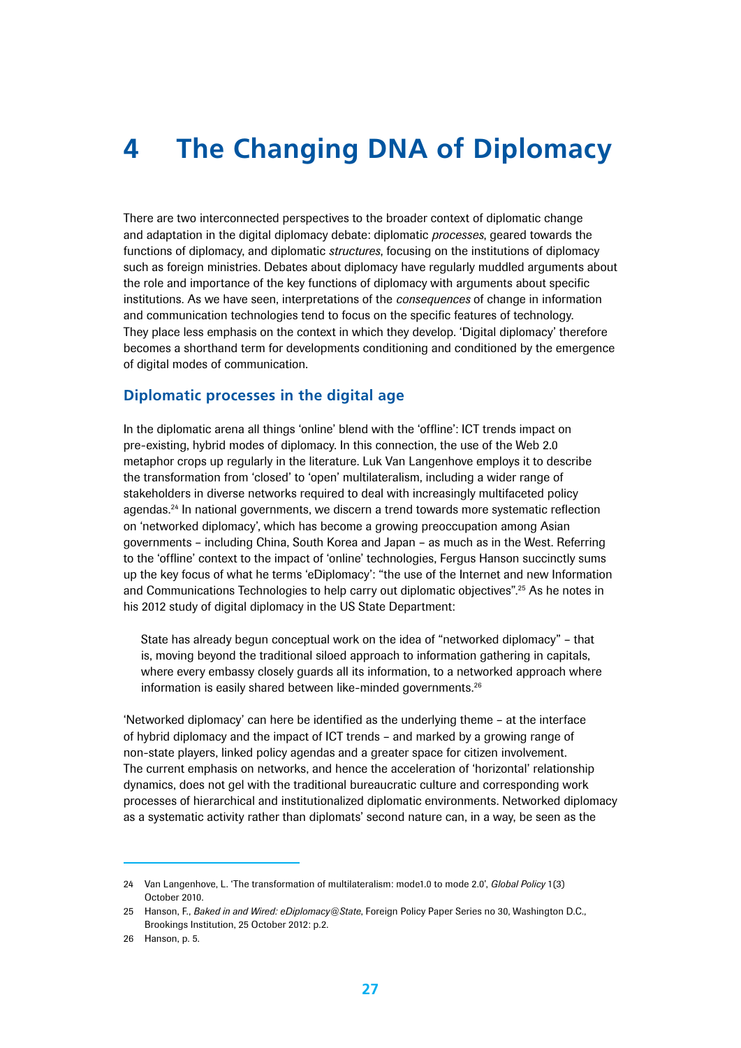# 4 The Changing DNA of Diplomacy

There are two interconnected perspectives to the broader context of diplomatic change and adaptation in the digital diplomacy debate: diplomatic *processes*, geared towards the functions of diplomacy, and diplomatic *structures*, focusing on the institutions of diplomacy such as foreign ministries. Debates about diplomacy have regularly muddled arguments about the role and importance of the key functions of diplomacy with arguments about specific institutions. As we have seen, interpretations of the *consequences* of change in information and communication technologies tend to focus on the specific features of technology. They place less emphasis on the context in which they develop. 'Digital diplomacy' therefore becomes a shorthand term for developments conditioning and conditioned by the emergence of digital modes of communication.

## Diplomatic processes in the digital age

In the diplomatic arena all things 'online' blend with the 'offline': ICT trends impact on pre-existing, hybrid modes of diplomacy. In this connection, the use of the Web 2.0 metaphor crops up regularly in the literature. Luk Van Langenhove employs it to describe the transformation from 'closed' to 'open' multilateralism, including a wider range of stakeholders in diverse networks required to deal with increasingly multifaceted policy agendas.[24] In national governments, we discern a trend towards more systematic reflection on 'networked diplomacy', which has become a growing preoccupation among Asian governments – including China, South Korea and Japan – as much as in the West. Referring to the 'offline' context to the impact of 'online' technologies, Fergus Hanson succinctly sums up the key focus of what he terms 'eDiplomacy': "the use of the Internet and new Information and Communications Technologies to help carry out diplomatic objectives".[25] As he notes in his 2012 study of digital diplomacy in the US State Department:

> State has already begun conceptual work on the idea of "networked diplomacy" – that is, moving beyond the traditional siloed approach to information gathering in capitals, where every embassy closely guards all its information, to a networked approach where information is easily shared between like-minded governments.[26]

'Networked diplomacy' can here be identified as the underlying theme – at the interface of hybrid diplomacy and the impact of ICT trends – and marked by a growing range of non-state players, linked policy agendas and a greater space for citizen involvement. The current emphasis on networks, and hence the acceleration of 'horizontal' relationship dynamics, does not gel with the traditional bureaucratic culture and corresponding work processes of hierarchical and institutionalized diplomatic environments. Networked diplomacy as a systematic activity rather than diplomats' second nature can, in a way, be seen as the

---

24 Van Langenhove, L. 'The transformation of multilateralism: mode1.0 to mode 2.0', *Global Policy* 1(3) October 2010.

25 Hanson, F., *Baked in and Wired: eDiplomacy@State*, Foreign Policy Paper Series no 30, Washington D.C., Brookings Institution, 25 October 2012: p.2.

26 Hanson, p. 5.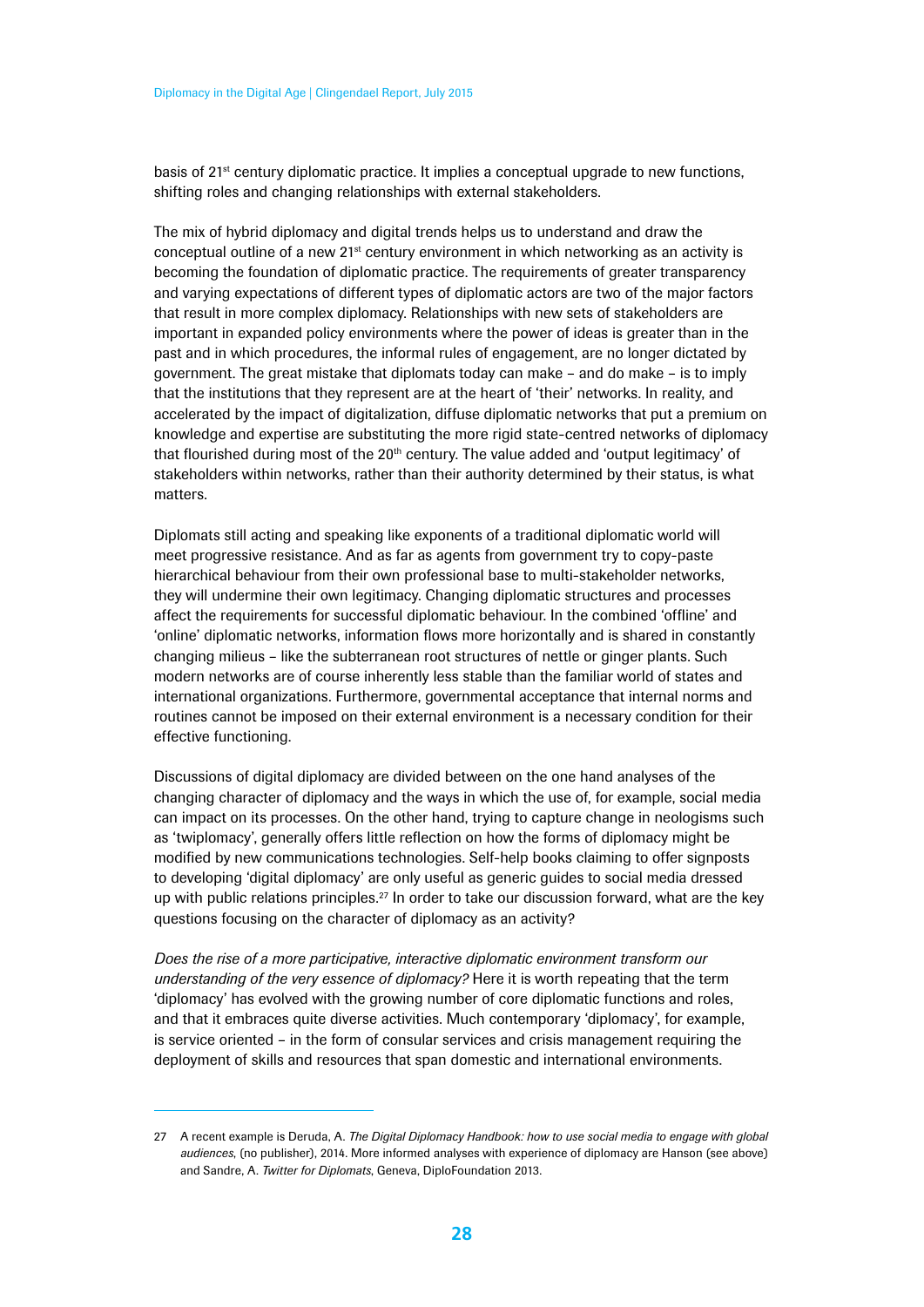basis of 21st century diplomatic practice. It implies a conceptual upgrade to new functions, shifting roles and changing relationships with external stakeholders.

The mix of hybrid diplomacy and digital trends helps us to understand and draw the conceptual outline of a new 21st century environment in which networking as an activity is becoming the foundation of diplomatic practice. The requirements of greater transparency and varying expectations of different types of diplomatic actors are two of the major factors that result in more complex diplomacy. Relationships with new sets of stakeholders are important in expanded policy environments where the power of ideas is greater than in the past and in which procedures, the informal rules of engagement, are no longer dictated by government. The great mistake that diplomats today can make – and do make – is to imply that the institutions that they represent are at the heart of 'their' networks. In reality, and accelerated by the impact of digitalization, diffuse diplomatic networks that put a premium on knowledge and expertise are substituting the more rigid state-centred networks of diplomacy that flourished during most of the 20th century. The value added and 'output legitimacy' of stakeholders within networks, rather than their authority determined by their status, is what matters.

Diplomats still acting and speaking like exponents of a traditional diplomatic world will meet progressive resistance. And as far as agents from government try to copy-paste hierarchical behaviour from their own professional base to multi-stakeholder networks, they will undermine their own legitimacy. Changing diplomatic structures and processes affect the requirements for successful diplomatic behaviour. In the combined 'offline' and 'online' diplomatic networks, information flows more horizontally and is shared in constantly changing milieus – like the subterranean root structures of nettle or ginger plants. Such modern networks are of course inherently less stable than the familiar world of states and international organizations. Furthermore, governmental acceptance that internal norms and routines cannot be imposed on their external environment is a necessary condition for their effective functioning.

Discussions of digital diplomacy are divided between on the one hand analyses of the changing character of diplomacy and the ways in which the use of, for example, social media can impact on its processes. On the other hand, trying to capture change in neologisms such as 'twiplomacy', generally offers little reflection on how the forms of diplomacy might be modified by new communications technologies. Self-help books claiming to offer signposts to developing 'digital diplomacy' are only useful as generic guides to social media dressed up with public relations principles.[27] In order to take our discussion forward, what are the key questions focusing on the character of diplomacy as an activity?

*Does the rise of a more participative, interactive diplomatic environment transform our understanding of the very essence of diplomacy?* Here it is worth repeating that the term 'diplomacy' has evolved with the growing number of core diplomatic functions and roles, and that it embraces quite diverse activities. Much contemporary 'diplomacy', for example, is service oriented – in the form of consular services and crisis management requiring the deployment of skills and resources that span domestic and international environments.

---

27 A recent example is Deruda, A. *The Digital Diplomacy Handbook: how to use social media to engage with global audiences*, (no publisher), 2014. More informed analyses with experience of diplomacy are Hanson (see above) and Sandre, A. *Twitter for Diplomats*, Geneva, DiploFoundation 2013.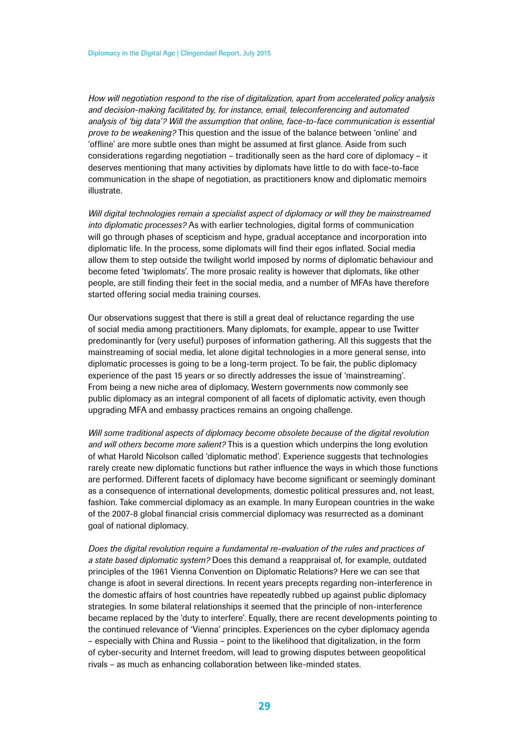*How will negotiation respond to the rise of digitalization, apart from accelerated policy analysis and decision-making facilitated by, for instance, email, teleconferencing and automated analysis of 'big data'? Will the assumption that online, face-to-face communication is essential prove to be weakening?* This question and the issue of the balance between 'online' and 'offline' are more subtle ones than might be assumed at first glance. Aside from such considerations regarding negotiation – traditionally seen as the hard core of diplomacy – it deserves mentioning that many activities by diplomats have little to do with face-to-face communication in the shape of negotiation, as practitioners know and diplomatic memoirs illustrate.

*Will digital technologies remain a specialist aspect of diplomacy or will they be mainstreamed into diplomatic processes?* As with earlier technologies, digital forms of communication will go through phases of scepticism and hype, gradual acceptance and incorporation into diplomatic life. In the process, some diplomats will find their egos inflated. Social media allow them to step outside the twilight world imposed by norms of diplomatic behaviour and become feted 'twiplomats'. The more prosaic reality is however that diplomats, like other people, are still finding their feet in the social media, and a number of MFAs have therefore started offering social media training courses.

Our observations suggest that there is still a great deal of reluctance regarding the use of social media among practitioners. Many diplomats, for example, appear to use Twitter predominantly for (very useful) purposes of information gathering. All this suggests that the mainstreaming of social media, let alone digital technologies in a more general sense, into diplomatic processes is going to be a long-term project. To be fair, the public diplomacy experience of the past 15 years or so directly addresses the issue of 'mainstreaming'. From being a new niche area of diplomacy, Western governments now commonly see public diplomacy as an integral component of all facets of diplomatic activity, even though upgrading MFA and embassy practices remains an ongoing challenge.

*Will some traditional aspects of diplomacy become obsolete because of the digital revolution and will others become more salient?* This is a question which underpins the long evolution of what Harold Nicolson called 'diplomatic method'. Experience suggests that technologies rarely create new diplomatic functions but rather influence the ways in which those functions are performed. Different facets of diplomacy have become significant or seemingly dominant as a consequence of international developments, domestic political pressures and, not least, fashion. Take commercial diplomacy as an example. In many European countries in the wake of the 2007-8 global financial crisis commercial diplomacy was resurrected as a dominant goal of national diplomacy.

*Does the digital revolution require a fundamental re-evaluation of the rules and practices of a state based diplomatic system?* Does this demand a reappraisal of, for example, outdated principles of the 1961 Vienna Convention on Diplomatic Relations? Here we can see that change is afoot in several directions. In recent years precepts regarding non-interference in the domestic affairs of host countries have repeatedly rubbed up against public diplomacy strategies. In some bilateral relationships it seemed that the principle of non-interference became replaced by the 'duty to interfere'. Equally, there are recent developments pointing to the continued relevance of 'Vienna' principles. Experiences on the cyber diplomacy agenda – especially with China and Russia – point to the likelihood that digitalization, in the form of cyber-security and Internet freedom, will lead to growing disputes between geopolitical rivals – as much as enhancing collaboration between like-minded states.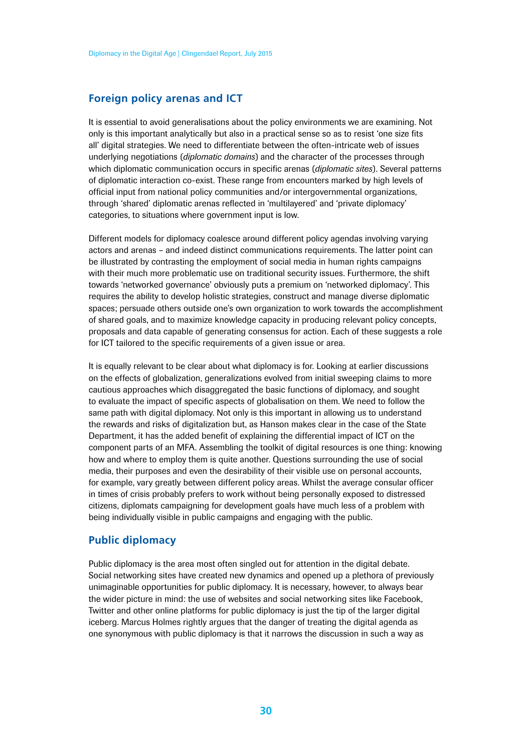## Foreign policy arenas and ICT

It is essential to avoid generalisations about the policy environments we are examining. Not only is this important analytically but also in a practical sense so as to resist 'one size fits all' digital strategies. We need to differentiate between the often-intricate web of issues underlying negotiations (*diplomatic domains*) and the character of the processes through which diplomatic communication occurs in specific arenas (*diplomatic sites*). Several patterns of diplomatic interaction co-exist. These range from encounters marked by high levels of official input from national policy communities and/or intergovernmental organizations, through 'shared' diplomatic arenas reflected in 'multilayered' and 'private diplomacy' categories, to situations where government input is low.

Different models for diplomacy coalesce around different policy agendas involving varying actors and arenas – and indeed distinct communications requirements. The latter point can be illustrated by contrasting the employment of social media in human rights campaigns with their much more problematic use on traditional security issues. Furthermore, the shift towards 'networked governance' obviously puts a premium on 'networked diplomacy'. This requires the ability to develop holistic strategies, construct and manage diverse diplomatic spaces; persuade others outside one's own organization to work towards the accomplishment of shared goals, and to maximize knowledge capacity in producing relevant policy concepts, proposals and data capable of generating consensus for action. Each of these suggests a role for ICT tailored to the specific requirements of a given issue or area.

It is equally relevant to be clear about what diplomacy is for. Looking at earlier discussions on the effects of globalization, generalizations evolved from initial sweeping claims to more cautious approaches which disaggregated the basic functions of diplomacy, and sought to evaluate the impact of specific aspects of globalisation on them. We need to follow the same path with digital diplomacy. Not only is this important in allowing us to understand the rewards and risks of digitalization but, as Hanson makes clear in the case of the State Department, it has the added benefit of explaining the differential impact of ICT on the component parts of an MFA. Assembling the toolkit of digital resources is one thing: knowing how and where to employ them is quite another. Questions surrounding the use of social media, their purposes and even the desirability of their visible use on personal accounts, for example, vary greatly between different policy areas. Whilst the average consular officer in times of crisis probably prefers to work without being personally exposed to distressed citizens, diplomats campaigning for development goals have much less of a problem with being individually visible in public campaigns and engaging with the public.

## Public diplomacy

Public diplomacy is the area most often singled out for attention in the digital debate. Social networking sites have created new dynamics and opened up a plethora of previously unimaginable opportunities for public diplomacy. It is necessary, however, to always bear the wider picture in mind: the use of websites and social networking sites like Facebook, Twitter and other online platforms for public diplomacy is just the tip of the larger digital iceberg. Marcus Holmes rightly argues that the danger of treating the digital agenda as one synonymous with public diplomacy is that it narrows the discussion in such a way as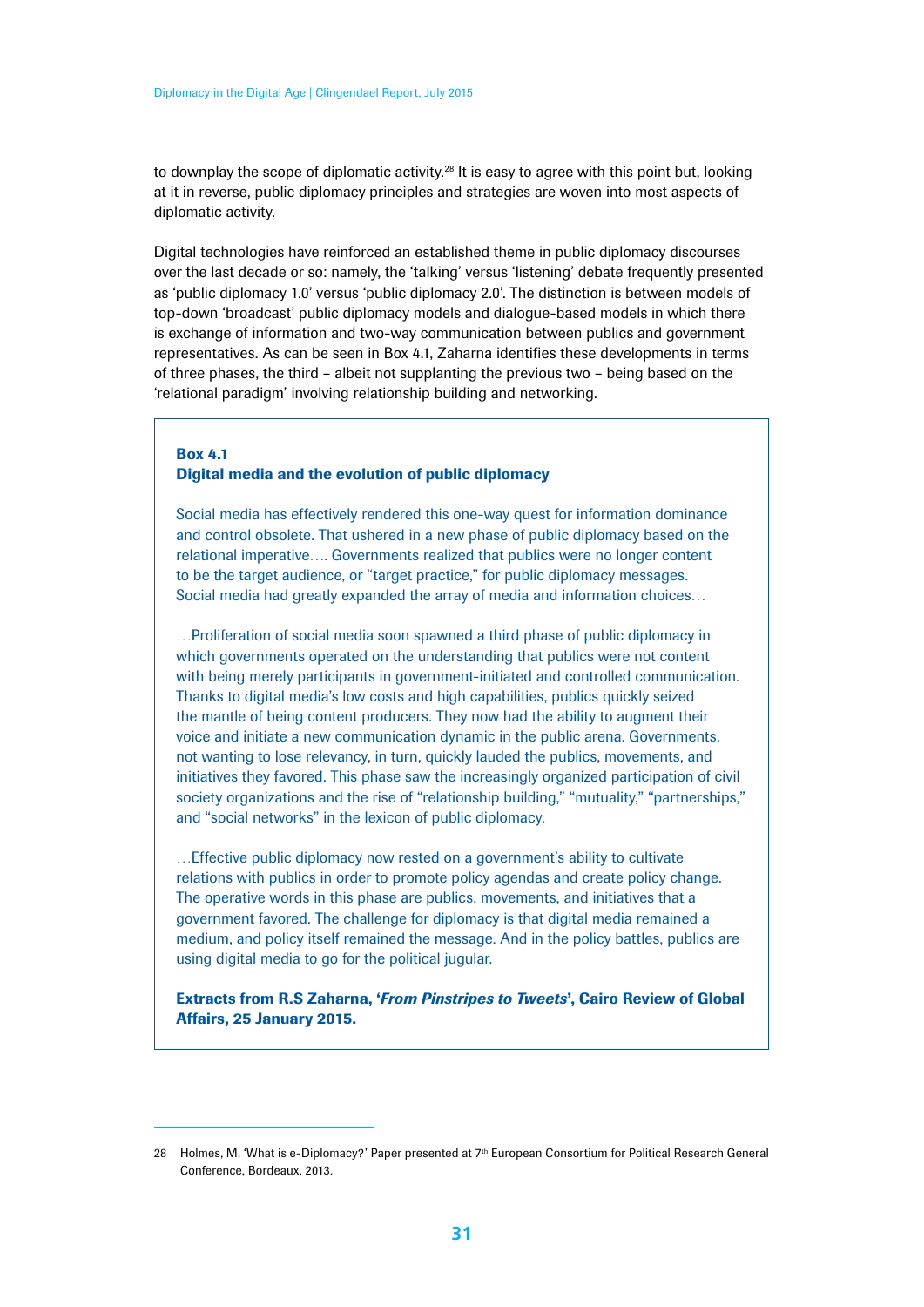to downplay the scope of diplomatic activity.[28] It is easy to agree with this point but, looking at it in reverse, public diplomacy principles and strategies are woven into most aspects of diplomatic activity.

Digital technologies have reinforced an established theme in public diplomacy discourses over the last decade or so: namely, the 'talking' versus 'listening' debate frequently presented as 'public diplomacy 1.0' versus 'public diplomacy 2.0'. The distinction is between models of top-down 'broadcast' public diplomacy models and dialogue-based models in which there is exchange of information and two-way communication between publics and government representatives. As can be seen in Box 4.1, Zaharna identifies these developments in terms of three phases, the third – albeit not supplanting the previous two – being based on the 'relational paradigm' involving relationship building and networking.

> **Box 4.1**
> **Digital media and the evolution of public diplomacy**
>
> Social media has effectively rendered this one-way quest for information dominance and control obsolete. That ushered in a new phase of public diplomacy based on the relational imperative…. Governments realized that publics were no longer content to be the target audience, or "target practice," for public diplomacy messages. Social media had greatly expanded the array of media and information choices…
>
> …Proliferation of social media soon spawned a third phase of public diplomacy in which governments operated on the understanding that publics were not content with being merely participants in government-initiated and controlled communication. Thanks to digital media's low costs and high capabilities, publics quickly seized the mantle of being content producers. They now had the ability to augment their voice and initiate a new communication dynamic in the public arena. Governments, not wanting to lose relevancy, in turn, quickly lauded the publics, movements, and initiatives they favored. This phase saw the increasingly organized participation of civil society organizations and the rise of "relationship building," "mutuality," "partnerships," and "social networks" in the lexicon of public diplomacy.
>
> …Effective public diplomacy now rested on a government's ability to cultivate relations with publics in order to promote policy agendas and create policy change. The operative words in this phase are publics, movements, and initiatives that a government favored. The challenge for diplomacy is that digital media remained a medium, and policy itself remained the message. And in the policy battles, publics are using digital media to go for the political jugular.
>
> **Extracts from R.S Zaharna, '*From Pinstripes to Tweets*', Cairo Review of Global Affairs, 25 January 2015.**

28 Holmes, M. 'What is e-Diplomacy?' Paper presented at 7th European Consortium for Political Research General Conference, Bordeaux, 2013.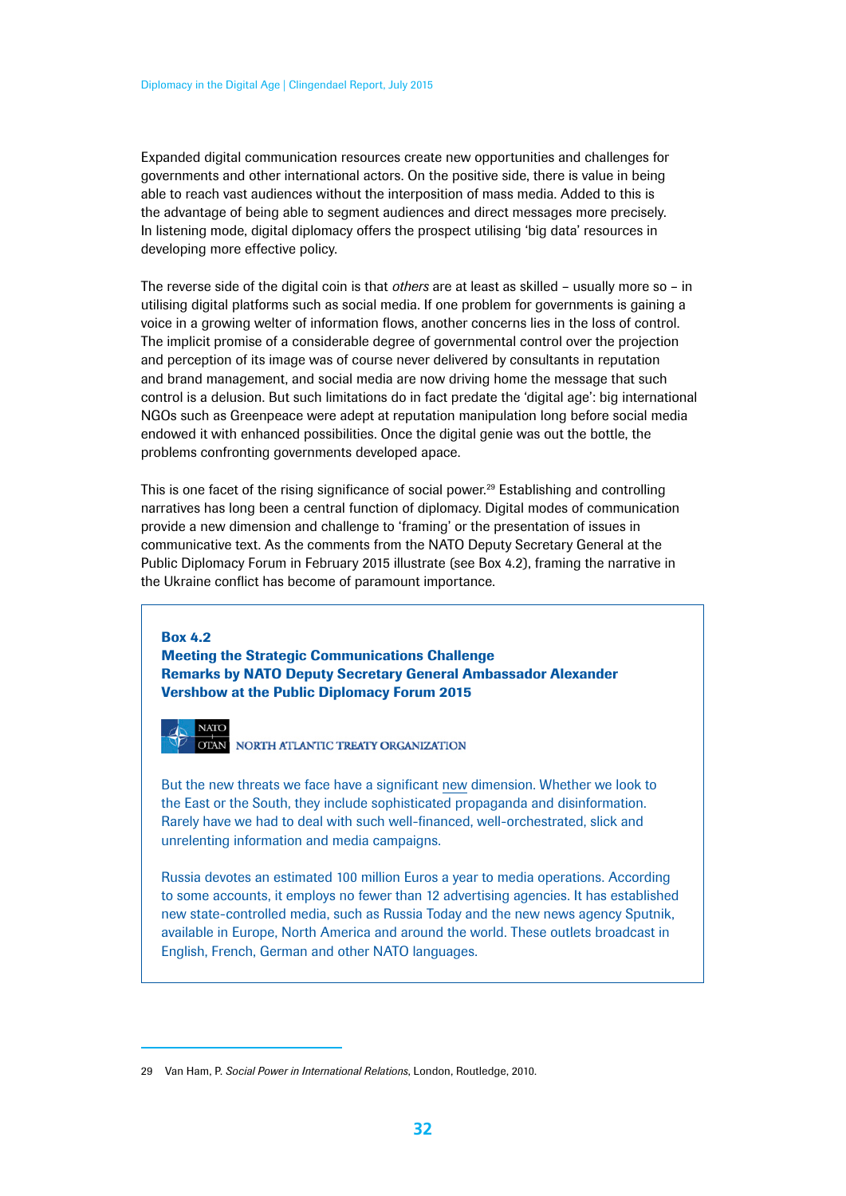Expanded digital communication resources create new opportunities and challenges for governments and other international actors. On the positive side, there is value in being able to reach vast audiences without the interposition of mass media. Added to this is the advantage of being able to segment audiences and direct messages more precisely. In listening mode, digital diplomacy offers the prospect utilising 'big data' resources in developing more effective policy.

The reverse side of the digital coin is that *others* are at least as skilled – usually more so – in utilising digital platforms such as social media. If one problem for governments is gaining a voice in a growing welter of information flows, another concerns lies in the loss of control. The implicit promise of a considerable degree of governmental control over the projection and perception of its image was of course never delivered by consultants in reputation and brand management, and social media are now driving home the message that such control is a delusion. But such limitations do in fact predate the 'digital age': big international NGOs such as Greenpeace were adept at reputation manipulation long before social media endowed it with enhanced possibilities. Once the digital genie was out the bottle, the problems confronting governments developed apace.

This is one facet of the rising significance of social power.[29] Establishing and controlling narratives has long been a central function of diplomacy. Digital modes of communication provide a new dimension and challenge to 'framing' or the presentation of issues in communicative text. As the comments from the NATO Deputy Secretary General at the Public Diplomacy Forum in February 2015 illustrate (see Box 4.2), framing the narrative in the Ukraine conflict has become of paramount importance.

**Box 4.2**
**Meeting the Strategic Communications Challenge**
**Remarks by NATO Deputy Secretary General Ambassador Alexander Vershbow at the Public Diplomacy Forum 2015**

NATO OTAN NORTH ATLANTIC TREATY ORGANIZATION

But the new threats we face have a significant new dimension. Whether we look to the East or the South, they include sophisticated propaganda and disinformation. Rarely have we had to deal with such well-financed, well-orchestrated, slick and unrelenting information and media campaigns.

Russia devotes an estimated 100 million Euros a year to media operations. According to some accounts, it employs no fewer than 12 advertising agencies. It has established new state-controlled media, such as Russia Today and the new news agency Sputnik, available in Europe, North America and around the world. These outlets broadcast in English, French, German and other NATO languages.

---

29 Van Ham, P. *Social Power in International Relations*, London, Routledge, 2010.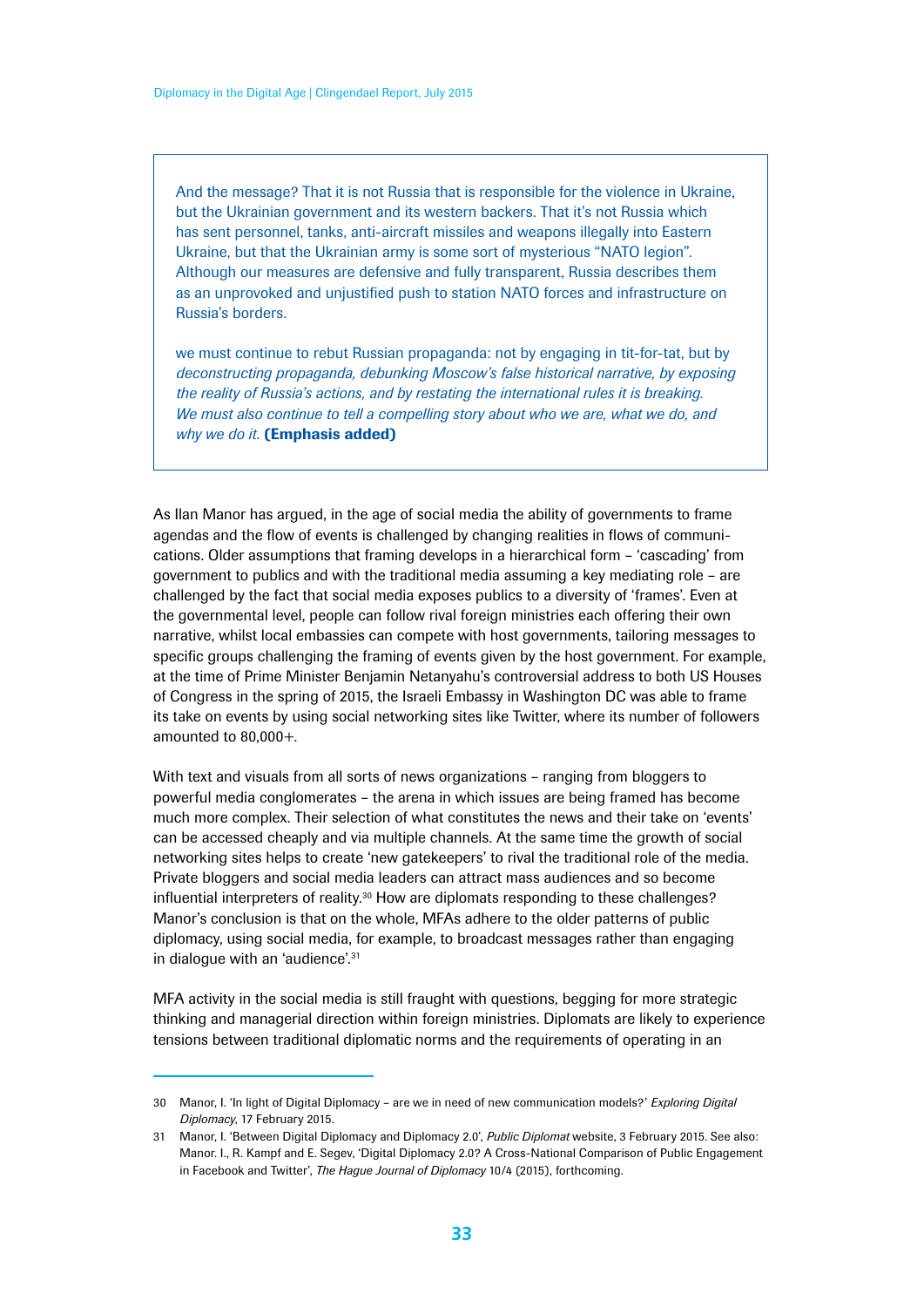> And the message? That it is not Russia that is responsible for the violence in Ukraine, but the Ukrainian government and its western backers. That it's not Russia which has sent personnel, tanks, anti-aircraft missiles and weapons illegally into Eastern Ukraine, but that the Ukrainian army is some sort of mysterious "NATO legion". Although our measures are defensive and fully transparent, Russia describes them as an unprovoked and unjustified push to station NATO forces and infrastructure on Russia's borders.
>
> we must continue to rebut Russian propaganda: not by engaging in tit-for-tat, but by *deconstructing propaganda, debunking Moscow's false historical narrative, by exposing the reality of Russia's actions, and by restating the international rules it is breaking. We must also continue to tell a compelling story about who we are, what we do, and why we do it.* **(Emphasis added)**

As Ilan Manor has argued, in the age of social media the ability of governments to frame agendas and the flow of events is challenged by changing realities in flows of communications. Older assumptions that framing develops in a hierarchical form – 'cascading' from government to publics and with the traditional media assuming a key mediating role – are challenged by the fact that social media exposes publics to a diversity of 'frames'. Even at the governmental level, people can follow rival foreign ministries each offering their own narrative, whilst local embassies can compete with host governments, tailoring messages to specific groups challenging the framing of events given by the host government. For example, at the time of Prime Minister Benjamin Netanyahu's controversial address to both US Houses of Congress in the spring of 2015, the Israeli Embassy in Washington DC was able to frame its take on events by using social networking sites like Twitter, where its number of followers amounted to 80,000+.

With text and visuals from all sorts of news organizations – ranging from bloggers to powerful media conglomerates – the arena in which issues are being framed has become much more complex. Their selection of what constitutes the news and their take on 'events' can be accessed cheaply and via multiple channels. At the same time the growth of social networking sites helps to create 'new gatekeepers' to rival the traditional role of the media. Private bloggers and social media leaders can attract mass audiences and so become influential interpreters of reality.[30] How are diplomats responding to these challenges? Manor's conclusion is that on the whole, MFAs adhere to the older patterns of public diplomacy, using social media, for example, to broadcast messages rather than engaging in dialogue with an 'audience'.[31]

MFA activity in the social media is still fraught with questions, begging for more strategic thinking and managerial direction within foreign ministries. Diplomats are likely to experience tensions between traditional diplomatic norms and the requirements of operating in an

---

30 Manor, I. 'In light of Digital Diplomacy – are we in need of new communication models?' *Exploring Digital Diplomacy*, 17 February 2015.

31 Manor, I. 'Between Digital Diplomacy and Diplomacy 2.0', *Public Diplomat* website, 3 February 2015. See also: Manor. I., R. Kampf and E. Segev, 'Digital Diplomacy 2.0? A Cross-National Comparison of Public Engagement in Facebook and Twitter', *The Hague Journal of Diplomacy* 10/4 (2015), forthcoming.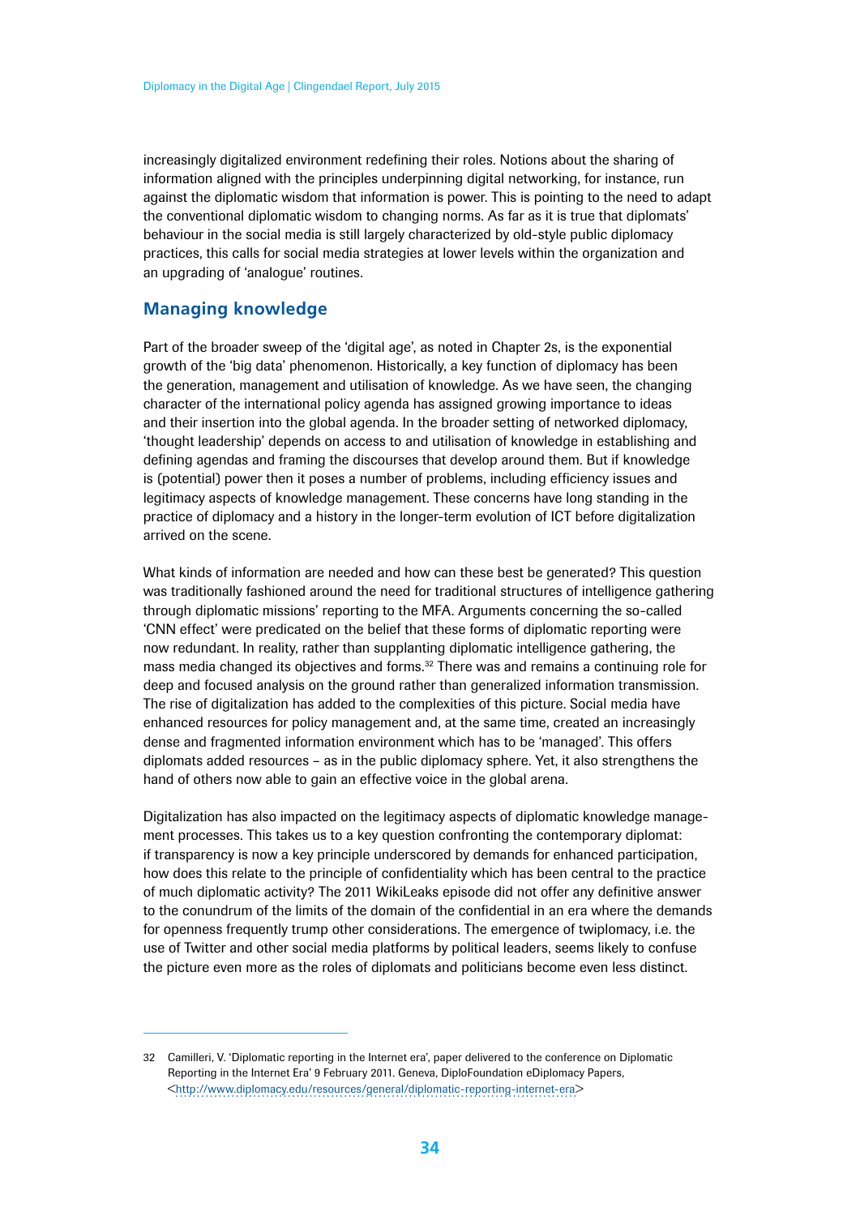increasingly digitalized environment redefining their roles. Notions about the sharing of information aligned with the principles underpinning digital networking, for instance, run against the diplomatic wisdom that information is power. This is pointing to the need to adapt the conventional diplomatic wisdom to changing norms. As far as it is true that diplomats' behaviour in the social media is still largely characterized by old-style public diplomacy practices, this calls for social media strategies at lower levels within the organization and an upgrading of 'analogue' routines.

## Managing knowledge

Part of the broader sweep of the 'digital age', as noted in Chapter 2s, is the exponential growth of the 'big data' phenomenon. Historically, a key function of diplomacy has been the generation, management and utilisation of knowledge. As we have seen, the changing character of the international policy agenda has assigned growing importance to ideas and their insertion into the global agenda. In the broader setting of networked diplomacy, 'thought leadership' depends on access to and utilisation of knowledge in establishing and defining agendas and framing the discourses that develop around them. But if knowledge is (potential) power then it poses a number of problems, including efficiency issues and legitimacy aspects of knowledge management. These concerns have long standing in the practice of diplomacy and a history in the longer-term evolution of ICT before digitalization arrived on the scene.

What kinds of information are needed and how can these best be generated? This question was traditionally fashioned around the need for traditional structures of intelligence gathering through diplomatic missions' reporting to the MFA. Arguments concerning the so-called 'CNN effect' were predicated on the belief that these forms of diplomatic reporting were now redundant. In reality, rather than supplanting diplomatic intelligence gathering, the mass media changed its objectives and forms.[32] There was and remains a continuing role for deep and focused analysis on the ground rather than generalized information transmission. The rise of digitalization has added to the complexities of this picture. Social media have enhanced resources for policy management and, at the same time, created an increasingly dense and fragmented information environment which has to be 'managed'. This offers diplomats added resources – as in the public diplomacy sphere. Yet, it also strengthens the hand of others now able to gain an effective voice in the global arena.

Digitalization has also impacted on the legitimacy aspects of diplomatic knowledge management processes. This takes us to a key question confronting the contemporary diplomat: if transparency is now a key principle underscored by demands for enhanced participation, how does this relate to the principle of confidentiality which has been central to the practice of much diplomatic activity? The 2011 WikiLeaks episode did not offer any definitive answer to the conundrum of the limits of the domain of the confidential in an era where the demands for openness frequently trump other considerations. The emergence of twiplomacy, i.e. the use of Twitter and other social media platforms by political leaders, seems likely to confuse the picture even more as the roles of diplomats and politicians become even less distinct.

---

32 Camilleri, V. 'Diplomatic reporting in the Internet era', paper delivered to the conference on Diplomatic Reporting in the Internet Era' 9 February 2011. Geneva, DiploFoundation eDiplomacy Papers, <http://www.diplomacy.edu/resources/general/diplomatic-reporting-internet-era>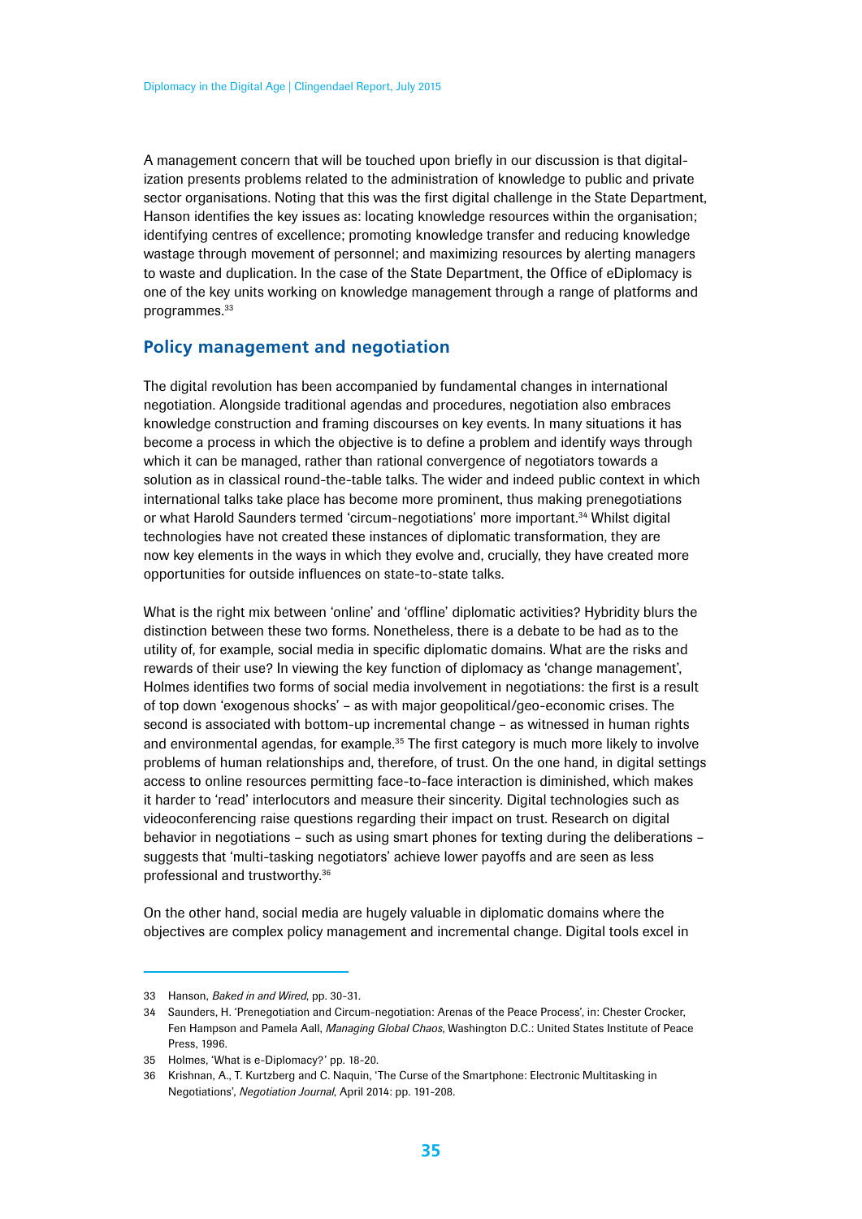A management concern that will be touched upon briefly in our discussion is that digitalization presents problems related to the administration of knowledge to public and private sector organisations. Noting that this was the first digital challenge in the State Department, Hanson identifies the key issues as: locating knowledge resources within the organisation; identifying centres of excellence; promoting knowledge transfer and reducing knowledge wastage through movement of personnel; and maximizing resources by alerting managers to waste and duplication. In the case of the State Department, the Office of eDiplomacy is one of the key units working on knowledge management through a range of platforms and programmes.[33]

## Policy management and negotiation

The digital revolution has been accompanied by fundamental changes in international negotiation. Alongside traditional agendas and procedures, negotiation also embraces knowledge construction and framing discourses on key events. In many situations it has become a process in which the objective is to define a problem and identify ways through which it can be managed, rather than rational convergence of negotiators towards a solution as in classical round-the-table talks. The wider and indeed public context in which international talks take place has become more prominent, thus making prenegotiations or what Harold Saunders termed 'circum-negotiations' more important.[34] Whilst digital technologies have not created these instances of diplomatic transformation, they are now key elements in the ways in which they evolve and, crucially, they have created more opportunities for outside influences on state-to-state talks.

What is the right mix between 'online' and 'offline' diplomatic activities? Hybridity blurs the distinction between these two forms. Nonetheless, there is a debate to be had as to the utility of, for example, social media in specific diplomatic domains. What are the risks and rewards of their use? In viewing the key function of diplomacy as 'change management', Holmes identifies two forms of social media involvement in negotiations: the first is a result of top down 'exogenous shocks' – as with major geopolitical/geo-economic crises. The second is associated with bottom-up incremental change – as witnessed in human rights and environmental agendas, for example.[35] The first category is much more likely to involve problems of human relationships and, therefore, of trust. On the one hand, in digital settings access to online resources permitting face-to-face interaction is diminished, which makes it harder to 'read' interlocutors and measure their sincerity. Digital technologies such as videoconferencing raise questions regarding their impact on trust. Research on digital behavior in negotiations – such as using smart phones for texting during the deliberations – suggests that 'multi-tasking negotiators' achieve lower payoffs and are seen as less professional and trustworthy.[36]

On the other hand, social media are hugely valuable in diplomatic domains where the objectives are complex policy management and incremental change. Digital tools excel in

---

33 Hanson, *Baked in and Wired*, pp. 30-31.

34 Saunders, H. 'Prenegotiation and Circum-negotiation: Arenas of the Peace Process', in: Chester Crocker, Fen Hampson and Pamela Aall, *Managing Global Chaos*, Washington D.C.: United States Institute of Peace Press, 1996.

35 Holmes, 'What is e-Diplomacy?' pp. 18-20.

36 Krishnan, A., T. Kurtzberg and C. Naquin, 'The Curse of the Smartphone: Electronic Multitasking in Negotiations', *Negotiation Journal*, April 2014: pp. 191-208.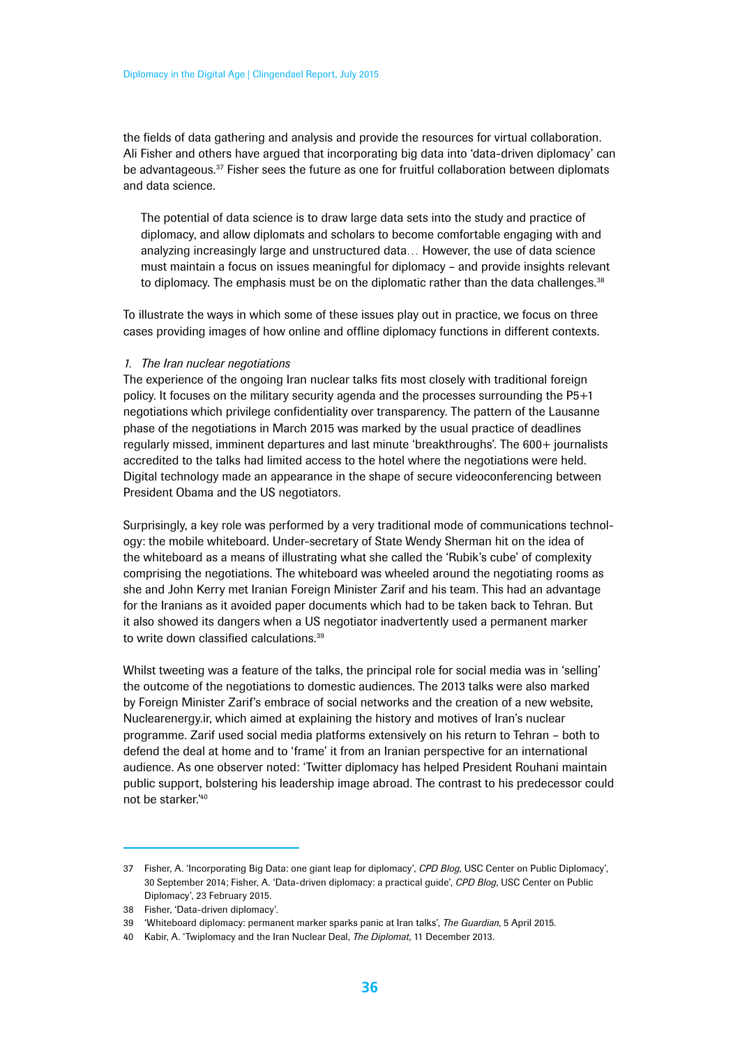the fields of data gathering and analysis and provide the resources for virtual collaboration. Ali Fisher and others have argued that incorporating big data into 'data-driven diplomacy' can be advantageous.[37] Fisher sees the future as one for fruitful collaboration between diplomats and data science.

> The potential of data science is to draw large data sets into the study and practice of diplomacy, and allow diplomats and scholars to become comfortable engaging with and analyzing increasingly large and unstructured data… However, the use of data science must maintain a focus on issues meaningful for diplomacy – and provide insights relevant to diplomacy. The emphasis must be on the diplomatic rather than the data challenges.[38]

To illustrate the ways in which some of these issues play out in practice, we focus on three cases providing images of how online and offline diplomacy functions in different contexts.

*1. The Iran nuclear negotiations*

The experience of the ongoing Iran nuclear talks fits most closely with traditional foreign policy. It focuses on the military security agenda and the processes surrounding the P5+1 negotiations which privilege confidentiality over transparency. The pattern of the Lausanne phase of the negotiations in March 2015 was marked by the usual practice of deadlines regularly missed, imminent departures and last minute 'breakthroughs'. The 600+ journalists accredited to the talks had limited access to the hotel where the negotiations were held. Digital technology made an appearance in the shape of secure videoconferencing between President Obama and the US negotiators.

Surprisingly, a key role was performed by a very traditional mode of communications technology: the mobile whiteboard. Under-secretary of State Wendy Sherman hit on the idea of the whiteboard as a means of illustrating what she called the 'Rubik's cube' of complexity comprising the negotiations. The whiteboard was wheeled around the negotiating rooms as she and John Kerry met Iranian Foreign Minister Zarif and his team. This had an advantage for the Iranians as it avoided paper documents which had to be taken back to Tehran. But it also showed its dangers when a US negotiator inadvertently used a permanent marker to write down classified calculations.[39]

Whilst tweeting was a feature of the talks, the principal role for social media was in 'selling' the outcome of the negotiations to domestic audiences. The 2013 talks were also marked by Foreign Minister Zarif's embrace of social networks and the creation of a new website, Nuclearenergy.ir, which aimed at explaining the history and motives of Iran's nuclear programme. Zarif used social media platforms extensively on his return to Tehran – both to defend the deal at home and to 'frame' it from an Iranian perspective for an international audience. As one observer noted: 'Twitter diplomacy has helped President Rouhani maintain public support, bolstering his leadership image abroad. The contrast to his predecessor could not be starker.'[40]

---

37 Fisher, A. 'Incorporating Big Data: one giant leap for diplomacy', *CPD Blog*, USC Center on Public Diplomacy', 30 September 2014; Fisher, A. 'Data-driven diplomacy: a practical guide', *CPD Blog*, USC Center on Public Diplomacy', 23 February 2015.

38 Fisher, 'Data-driven diplomacy'.

39 'Whiteboard diplomacy: permanent marker sparks panic at Iran talks', *The Guardian*, 5 April 2015.

40 Kabir, A. 'Twiplomacy and the Iran Nuclear Deal, *The Diplomat*, 11 December 2013.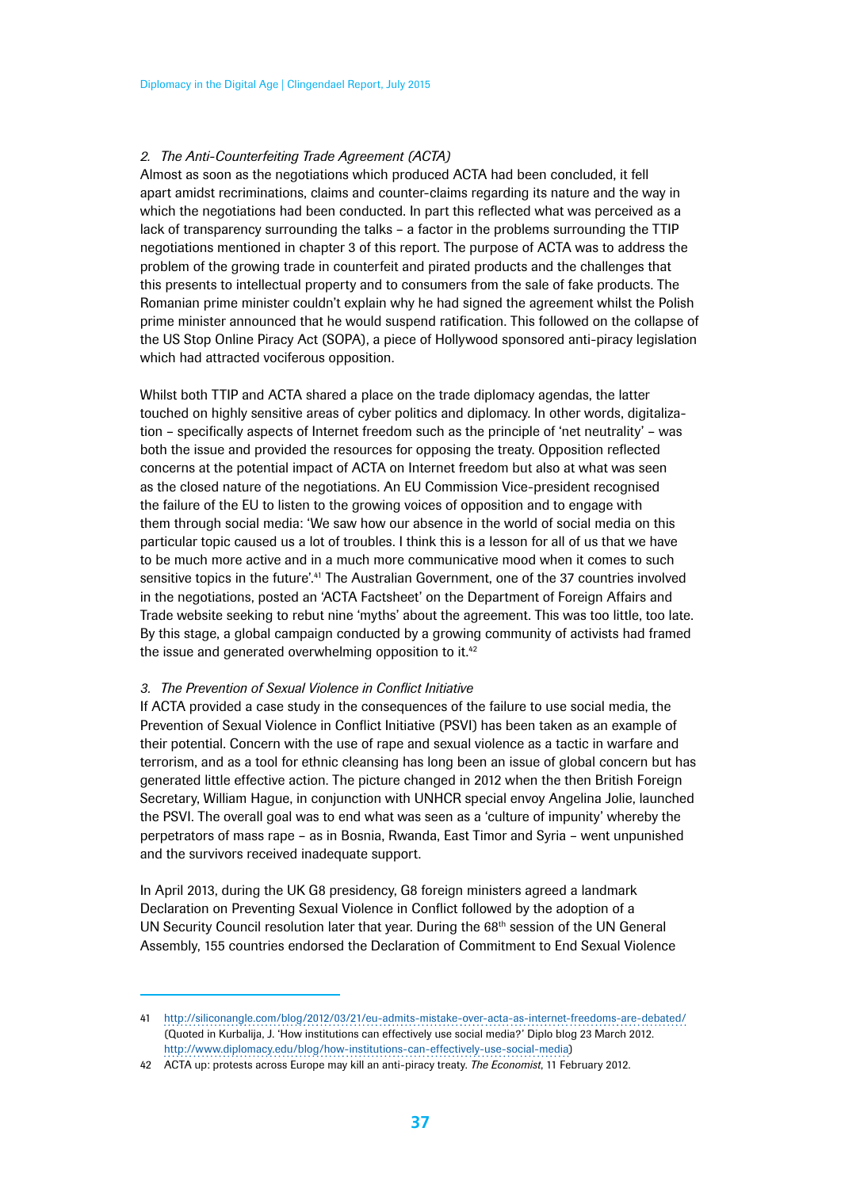*2. The Anti-Counterfeiting Trade Agreement (ACTA)*

Almost as soon as the negotiations which produced ACTA had been concluded, it fell apart amidst recriminations, claims and counter-claims regarding its nature and the way in which the negotiations had been conducted. In part this reflected what was perceived as a lack of transparency surrounding the talks – a factor in the problems surrounding the TTIP negotiations mentioned in chapter 3 of this report. The purpose of ACTA was to address the problem of the growing trade in counterfeit and pirated products and the challenges that this presents to intellectual property and to consumers from the sale of fake products. The Romanian prime minister couldn't explain why he had signed the agreement whilst the Polish prime minister announced that he would suspend ratification. This followed on the collapse of the US Stop Online Piracy Act (SOPA), a piece of Hollywood sponsored anti-piracy legislation which had attracted vociferous opposition.

Whilst both TTIP and ACTA shared a place on the trade diplomacy agendas, the latter touched on highly sensitive areas of cyber politics and diplomacy. In other words, digitalization – specifically aspects of Internet freedom such as the principle of 'net neutrality' – was both the issue and provided the resources for opposing the treaty. Opposition reflected concerns at the potential impact of ACTA on Internet freedom but also at what was seen as the closed nature of the negotiations. An EU Commission Vice-president recognised the failure of the EU to listen to the growing voices of opposition and to engage with them through social media: 'We saw how our absence in the world of social media on this particular topic caused us a lot of troubles. I think this is a lesson for all of us that we have to be much more active and in a much more communicative mood when it comes to such sensitive topics in the future'.[41] The Australian Government, one of the 37 countries involved in the negotiations, posted an 'ACTA Factsheet' on the Department of Foreign Affairs and Trade website seeking to rebut nine 'myths' about the agreement. This was too little, too late. By this stage, a global campaign conducted by a growing community of activists had framed the issue and generated overwhelming opposition to it.[42]

*3. The Prevention of Sexual Violence in Conflict Initiative*

If ACTA provided a case study in the consequences of the failure to use social media, the Prevention of Sexual Violence in Conflict Initiative (PSVI) has been taken as an example of their potential. Concern with the use of rape and sexual violence as a tactic in warfare and terrorism, and as a tool for ethnic cleansing has long been an issue of global concern but has generated little effective action. The picture changed in 2012 when the then British Foreign Secretary, William Hague, in conjunction with UNHCR special envoy Angelina Jolie, launched the PSVI. The overall goal was to end what was seen as a 'culture of impunity' whereby the perpetrators of mass rape – as in Bosnia, Rwanda, East Timor and Syria – went unpunished and the survivors received inadequate support.

In April 2013, during the UK G8 presidency, G8 foreign ministers agreed a landmark Declaration on Preventing Sexual Violence in Conflict followed by the adoption of a UN Security Council resolution later that year. During the 68th session of the UN General Assembly, 155 countries endorsed the Declaration of Commitment to End Sexual Violence

---

41 http://siliconangle.com/blog/2012/03/21/eu-admits-mistake-over-acta-as-internet-freedoms-are-debated/ (Quoted in Kurbalija, J. 'How institutions can effectively use social media?' Diplo blog 23 March 2012. http://www.diplomacy.edu/blog/how-institutions-can-effectively-use-social-media)

42 ACTA up: protests across Europe may kill an anti-piracy treaty. *The Economist*, 11 February 2012.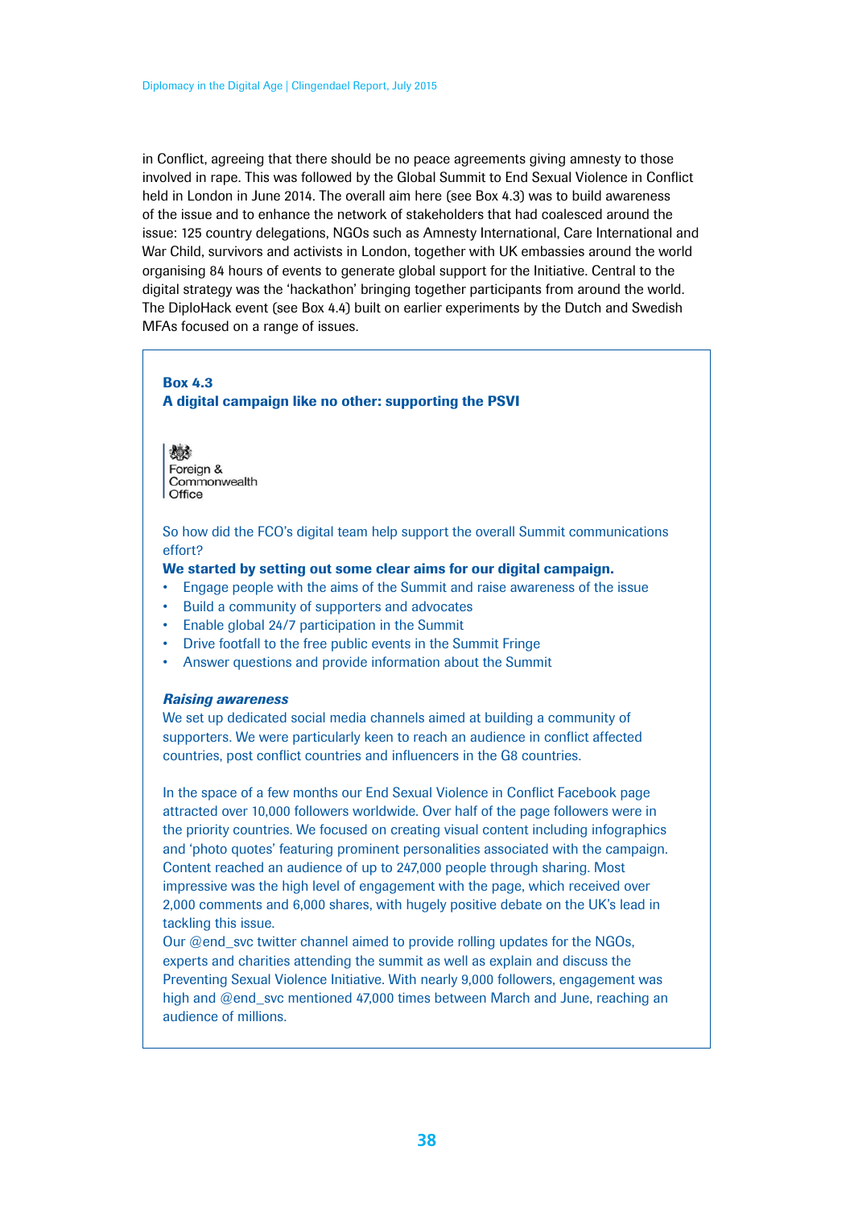in Conflict, agreeing that there should be no peace agreements giving amnesty to those involved in rape. This was followed by the Global Summit to End Sexual Violence in Conflict held in London in June 2014. The overall aim here (see Box 4.3) was to build awareness of the issue and to enhance the network of stakeholders that had coalesced around the issue: 125 country delegations, NGOs such as Amnesty International, Care International and War Child, survivors and activists in London, together with UK embassies around the world organising 84 hours of events to generate global support for the Initiative. Central to the digital strategy was the 'hackathon' bringing together participants from around the world. The DiploHack event (see Box 4.4) built on earlier experiments by the Dutch and Swedish MFAs focused on a range of issues.

**Box 4.3**
**A digital campaign like no other: supporting the PSVI**

Foreign & Commonwealth Office

So how did the FCO's digital team help support the overall Summit communications effort?

**We started by setting out some clear aims for our digital campaign.**

- Engage people with the aims of the Summit and raise awareness of the issue
- Build a community of supporters and advocates
- Enable global 24/7 participation in the Summit
- Drive footfall to the free public events in the Summit Fringe
- Answer questions and provide information about the Summit

***Raising awareness***

We set up dedicated social media channels aimed at building a community of supporters. We were particularly keen to reach an audience in conflict affected countries, post conflict countries and influencers in the G8 countries.

In the space of a few months our End Sexual Violence in Conflict Facebook page attracted over 10,000 followers worldwide. Over half of the page followers were in the priority countries. We focused on creating visual content including infographics and 'photo quotes' featuring prominent personalities associated with the campaign. Content reached an audience of up to 247,000 people through sharing. Most impressive was the high level of engagement with the page, which received over 2,000 comments and 6,000 shares, with hugely positive debate on the UK's lead in tackling this issue.

Our @end_svc twitter channel aimed to provide rolling updates for the NGOs, experts and charities attending the summit as well as explain and discuss the Preventing Sexual Violence Initiative. With nearly 9,000 followers, engagement was high and @end_svc mentioned 47,000 times between March and June, reaching an audience of millions.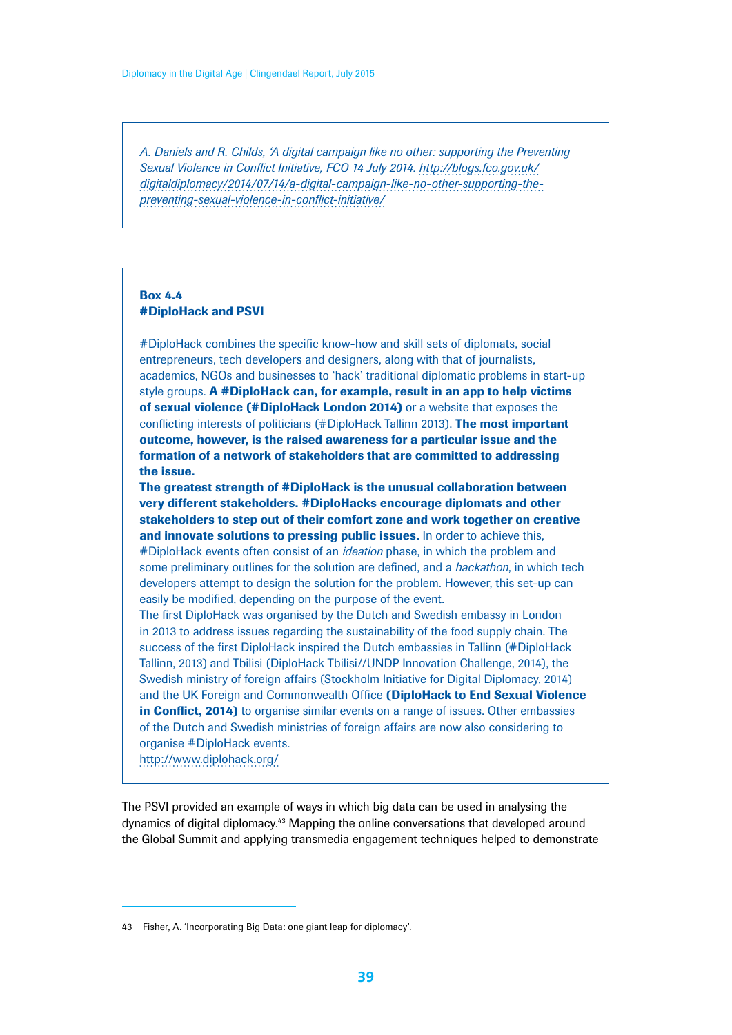*A. Daniels and R. Childs, 'A digital campaign like no other: supporting the Preventing Sexual Violence in Conflict Initiative, FCO 14 July 2014. http://blogs.fco.gov.uk/digitaldiplomacy/2014/07/14/a-digital-campaign-like-no-other-supporting-the-preventing-sexual-violence-in-conflict-initiative/*

**Box 4.4**
**#DiploHack and PSVI**

#DiploHack combines the specific know-how and skill sets of diplomats, social entrepreneurs, tech developers and designers, along with that of journalists, academics, NGOs and businesses to 'hack' traditional diplomatic problems in start-up style groups. **A #DiploHack can, for example, result in an app to help victims of sexual violence (#DiploHack London 2014)** or a website that exposes the conflicting interests of politicians (#DiploHack Tallinn 2013). **The most important outcome, however, is the raised awareness for a particular issue and the formation of a network of stakeholders that are committed to addressing the issue.**

**The greatest strength of #DiploHack is the unusual collaboration between very different stakeholders. #DiploHacks encourage diplomats and other stakeholders to step out of their comfort zone and work together on creative and innovate solutions to pressing public issues.** In order to achieve this, #DiploHack events often consist of an *ideation* phase, in which the problem and some preliminary outlines for the solution are defined, and a *hackathon*, in which tech developers attempt to design the solution for the problem. However, this set-up can easily be modified, depending on the purpose of the event.

The first DiploHack was organised by the Dutch and Swedish embassy in London in 2013 to address issues regarding the sustainability of the food supply chain. The success of the first DiploHack inspired the Dutch embassies in Tallinn (#DiploHack Tallinn, 2013) and Tbilisi (DiploHack Tbilisi//UNDP Innovation Challenge, 2014), the Swedish ministry of foreign affairs (Stockholm Initiative for Digital Diplomacy, 2014) and the UK Foreign and Commonwealth Office **(DiploHack to End Sexual Violence in Conflict, 2014)** to organise similar events on a range of issues. Other embassies of the Dutch and Swedish ministries of foreign affairs are now also considering to organise #DiploHack events.
http://www.diplohack.org/

The PSVI provided an example of ways in which big data can be used in analysing the dynamics of digital diplomacy.[43] Mapping the online conversations that developed around the Global Summit and applying transmedia engagement techniques helped to demonstrate

43 Fisher, A. 'Incorporating Big Data: one giant leap for diplomacy'.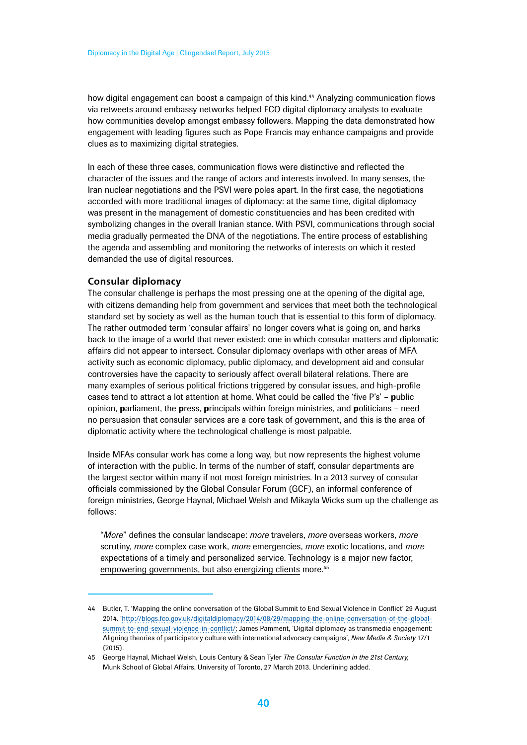how digital engagement can boost a campaign of this kind.[44] Analyzing communication flows via retweets around embassy networks helped FCO digital diplomacy analysts to evaluate how communities develop amongst embassy followers. Mapping the data demonstrated how engagement with leading figures such as Pope Francis may enhance campaigns and provide clues as to maximizing digital strategies.

In each of these three cases, communication flows were distinctive and reflected the character of the issues and the range of actors and interests involved. In many senses, the Iran nuclear negotiations and the PSVI were poles apart. In the first case, the negotiations accorded with more traditional images of diplomacy: at the same time, digital diplomacy was present in the management of domestic constituencies and has been credited with symbolizing changes in the overall Iranian stance. With PSVI, communications through social media gradually permeated the DNA of the negotiations. The entire process of establishing the agenda and assembling and monitoring the networks of interests on which it rested demanded the use of digital resources.

### Consular diplomacy

The consular challenge is perhaps the most pressing one at the opening of the digital age, with citizens demanding help from government and services that meet both the technological standard set by society as well as the human touch that is essential to this form of diplomacy. The rather outmoded term 'consular affairs' no longer covers what is going on, and harks back to the image of a world that never existed: one in which consular matters and diplomatic affairs did not appear to intersect. Consular diplomacy overlaps with other areas of MFA activity such as economic diplomacy, public diplomacy, and development aid and consular controversies have the capacity to seriously affect overall bilateral relations. There are many examples of serious political frictions triggered by consular issues, and high-profile cases tend to attract a lot attention at home. What could be called the 'five P's' – **p**ublic opinion, **p**arliament, the **p**ress, **p**rincipals within foreign ministries, and **p**oliticians – need no persuasion that consular services are a core task of government, and this is the area of diplomatic activity where the technological challenge is most palpable.

Inside MFAs consular work has come a long way, but now represents the highest volume of interaction with the public. In terms of the number of staff, consular departments are the largest sector within many if not most foreign ministries. In a 2013 survey of consular officials commissioned by the Global Consular Forum (GCF), an informal conference of foreign ministries, George Haynal, Michael Welsh and Mikayla Wicks sum up the challenge as follows:

> "*More*" defines the consular landscape: *more* travelers, *more* overseas workers, *more* scrutiny, *more* complex case work, *more* emergencies, *more* exotic locations, and *more* expectations of a timely and personalized service. <u>Technology is a major new factor, empowering governments, but also energizing clients</u> more.[45]

---

44 Butler, T. 'Mapping the online conversation of the Global Summit to End Sexual Violence in Conflict' 29 August 2014. 'http://blogs.fco.gov.uk/digitaldiplomacy/2014/08/29/mapping-the-online-conversation-of-the-global-summit-to-end-sexual-violence-in-conflict/; James Pamment, 'Digital diplomacy as transmedia engagement: Aligning theories of participatory culture with international advocacy campaigns', *New Media & Society* 17/1 (2015).

45 George Haynal, Michael Welsh, Louis Century & Sean Tyler *The Consular Function in the 21st Century*, Munk School of Global Affairs, University of Toronto, 27 March 2013. Underlining added.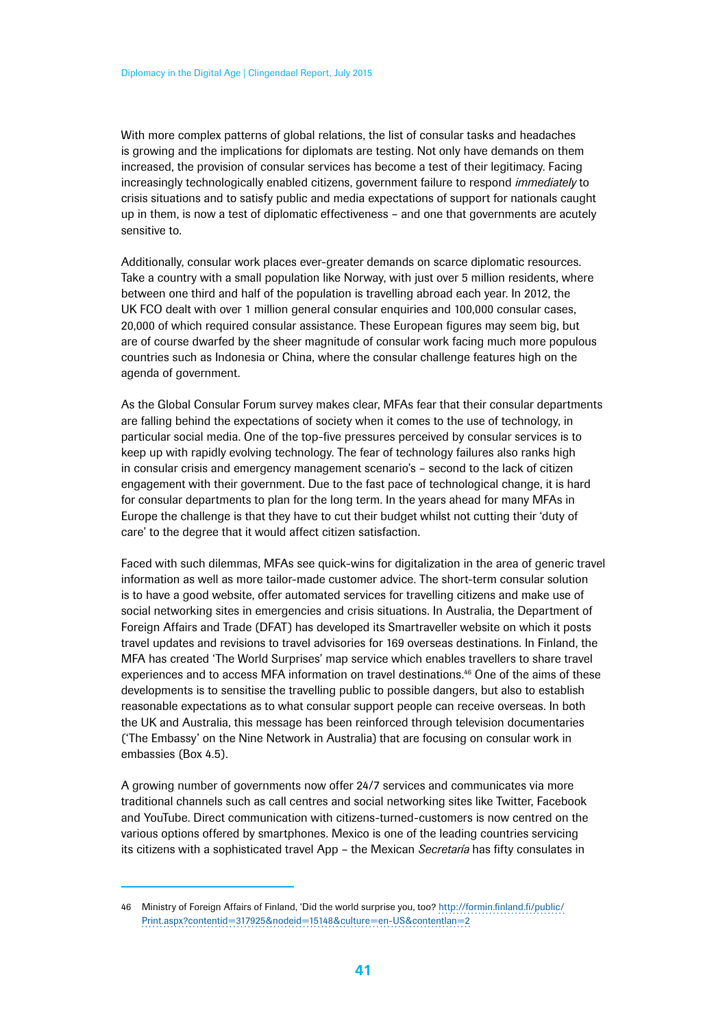With more complex patterns of global relations, the list of consular tasks and headaches is growing and the implications for diplomats are testing. Not only have demands on them increased, the provision of consular services has become a test of their legitimacy. Facing increasingly technologically enabled citizens, government failure to respond *immediately* to crisis situations and to satisfy public and media expectations of support for nationals caught up in them, is now a test of diplomatic effectiveness – and one that governments are acutely sensitive to.

Additionally, consular work places ever-greater demands on scarce diplomatic resources. Take a country with a small population like Norway, with just over 5 million residents, where between one third and half of the population is travelling abroad each year. In 2012, the UK FCO dealt with over 1 million general consular enquiries and 100,000 consular cases, 20,000 of which required consular assistance. These European figures may seem big, but are of course dwarfed by the sheer magnitude of consular work facing much more populous countries such as Indonesia or China, where the consular challenge features high on the agenda of government.

As the Global Consular Forum survey makes clear, MFAs fear that their consular departments are falling behind the expectations of society when it comes to the use of technology, in particular social media. One of the top-five pressures perceived by consular services is to keep up with rapidly evolving technology. The fear of technology failures also ranks high in consular crisis and emergency management scenario's – second to the lack of citizen engagement with their government. Due to the fast pace of technological change, it is hard for consular departments to plan for the long term. In the years ahead for many MFAs in Europe the challenge is that they have to cut their budget whilst not cutting their 'duty of care' to the degree that it would affect citizen satisfaction.

Faced with such dilemmas, MFAs see quick-wins for digitalization in the area of generic travel information as well as more tailor-made customer advice. The short-term consular solution is to have a good website, offer automated services for travelling citizens and make use of social networking sites in emergencies and crisis situations. In Australia, the Department of Foreign Affairs and Trade (DFAT) has developed its Smartraveller website on which it posts travel updates and revisions to travel advisories for 169 overseas destinations. In Finland, the MFA has created 'The World Surprises' map service which enables travellers to share travel experiences and to access MFA information on travel destinations.[46] One of the aims of these developments is to sensitise the travelling public to possible dangers, but also to establish reasonable expectations as to what consular support people can receive overseas. In both the UK and Australia, this message has been reinforced through television documentaries ('The Embassy' on the Nine Network in Australia) that are focusing on consular work in embassies (Box 4.5).

A growing number of governments now offer 24/7 services and communicates via more traditional channels such as call centres and social networking sites like Twitter, Facebook and YouTube. Direct communication with citizens-turned-customers is now centred on the various options offered by smartphones. Mexico is one of the leading countries servicing its citizens with a sophisticated travel App – the Mexican *Secretaría* has fifty consulates in

---

46 Ministry of Foreign Affairs of Finland, 'Did the world surprise you, too? http://formin.finland.fi/public/Print.aspx?contentid=317925&nodeid=15148&culture=en-US&contentlan=2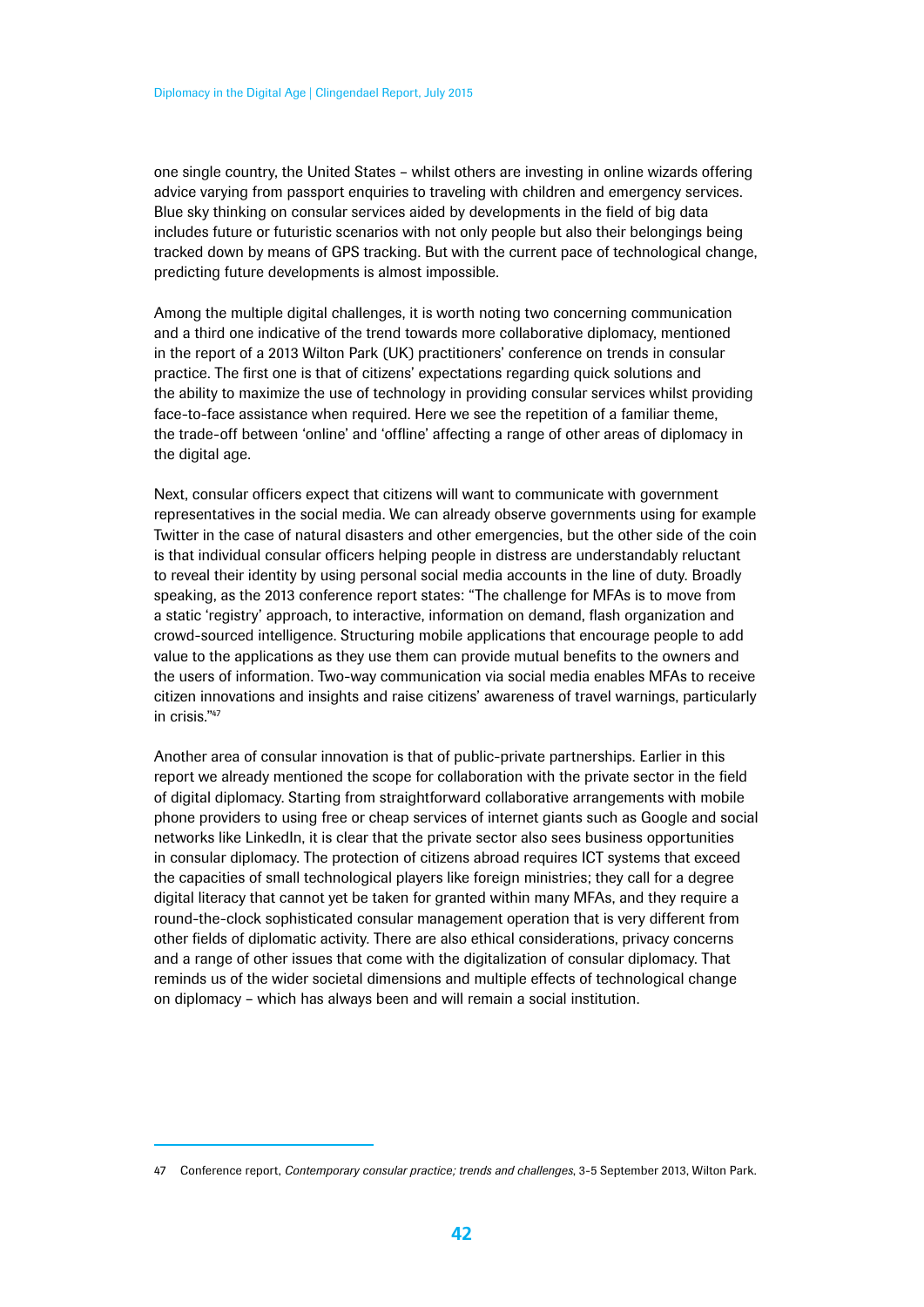one single country, the United States – whilst others are investing in online wizards offering advice varying from passport enquiries to traveling with children and emergency services. Blue sky thinking on consular services aided by developments in the field of big data includes future or futuristic scenarios with not only people but also their belongings being tracked down by means of GPS tracking. But with the current pace of technological change, predicting future developments is almost impossible.

Among the multiple digital challenges, it is worth noting two concerning communication and a third one indicative of the trend towards more collaborative diplomacy, mentioned in the report of a 2013 Wilton Park (UK) practitioners' conference on trends in consular practice. The first one is that of citizens' expectations regarding quick solutions and the ability to maximize the use of technology in providing consular services whilst providing face-to-face assistance when required. Here we see the repetition of a familiar theme, the trade-off between 'online' and 'offline' affecting a range of other areas of diplomacy in the digital age.

Next, consular officers expect that citizens will want to communicate with government representatives in the social media. We can already observe governments using for example Twitter in the case of natural disasters and other emergencies, but the other side of the coin is that individual consular officers helping people in distress are understandably reluctant to reveal their identity by using personal social media accounts in the line of duty. Broadly speaking, as the 2013 conference report states: "The challenge for MFAs is to move from a static 'registry' approach, to interactive, information on demand, flash organization and crowd-sourced intelligence. Structuring mobile applications that encourage people to add value to the applications as they use them can provide mutual benefits to the owners and the users of information. Two-way communication via social media enables MFAs to receive citizen innovations and insights and raise citizens' awareness of travel warnings, particularly in crisis."[47]

Another area of consular innovation is that of public-private partnerships. Earlier in this report we already mentioned the scope for collaboration with the private sector in the field of digital diplomacy. Starting from straightforward collaborative arrangements with mobile phone providers to using free or cheap services of internet giants such as Google and social networks like LinkedIn, it is clear that the private sector also sees business opportunities in consular diplomacy. The protection of citizens abroad requires ICT systems that exceed the capacities of small technological players like foreign ministries; they call for a degree digital literacy that cannot yet be taken for granted within many MFAs, and they require a round-the-clock sophisticated consular management operation that is very different from other fields of diplomatic activity. There are also ethical considerations, privacy concerns and a range of other issues that come with the digitalization of consular diplomacy. That reminds us of the wider societal dimensions and multiple effects of technological change on diplomacy – which has always been and will remain a social institution.

---

47 Conference report, *Contemporary consular practice; trends and challenges*, 3-5 September 2013, Wilton Park.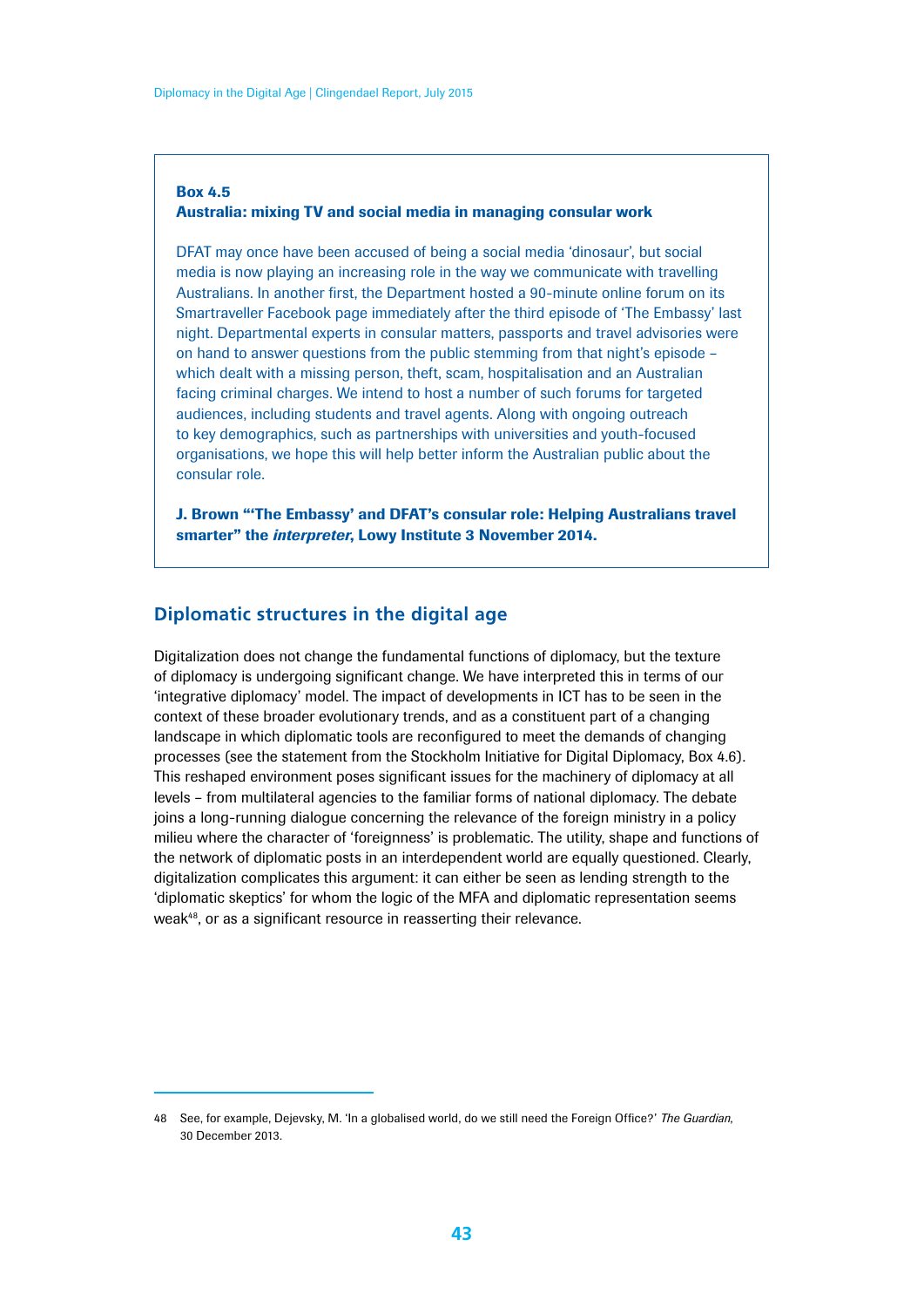**Box 4.5**
**Australia: mixing TV and social media in managing consular work**

DFAT may once have been accused of being a social media 'dinosaur', but social media is now playing an increasing role in the way we communicate with travelling Australians. In another first, the Department hosted a 90-minute online forum on its Smartraveller Facebook page immediately after the third episode of 'The Embassy' last night. Departmental experts in consular matters, passports and travel advisories were on hand to answer questions from the public stemming from that night's episode – which dealt with a missing person, theft, scam, hospitalisation and an Australian facing criminal charges. We intend to host a number of such forums for targeted audiences, including students and travel agents. Along with ongoing outreach to key demographics, such as partnerships with universities and youth-focused organisations, we hope this will help better inform the Australian public about the consular role.

**J. Brown "'The Embassy' and DFAT's consular role: Helping Australians travel smarter" the *interpreter*, Lowy Institute 3 November 2014.**

## Diplomatic structures in the digital age

Digitalization does not change the fundamental functions of diplomacy, but the texture of diplomacy is undergoing significant change. We have interpreted this in terms of our 'integrative diplomacy' model. The impact of developments in ICT has to be seen in the context of these broader evolutionary trends, and as a constituent part of a changing landscape in which diplomatic tools are reconfigured to meet the demands of changing processes (see the statement from the Stockholm Initiative for Digital Diplomacy, Box 4.6). This reshaped environment poses significant issues for the machinery of diplomacy at all levels – from multilateral agencies to the familiar forms of national diplomacy. The debate joins a long-running dialogue concerning the relevance of the foreign ministry in a policy milieu where the character of 'foreignness' is problematic. The utility, shape and functions of the network of diplomatic posts in an interdependent world are equally questioned. Clearly, digitalization complicates this argument: it can either be seen as lending strength to the 'diplomatic skeptics' for whom the logic of the MFA and diplomatic representation seems weak[48], or as a significant resource in reasserting their relevance.

48 See, for example, Dejevsky, M. 'In a globalised world, do we still need the Foreign Office?' *The Guardian*, 30 December 2013.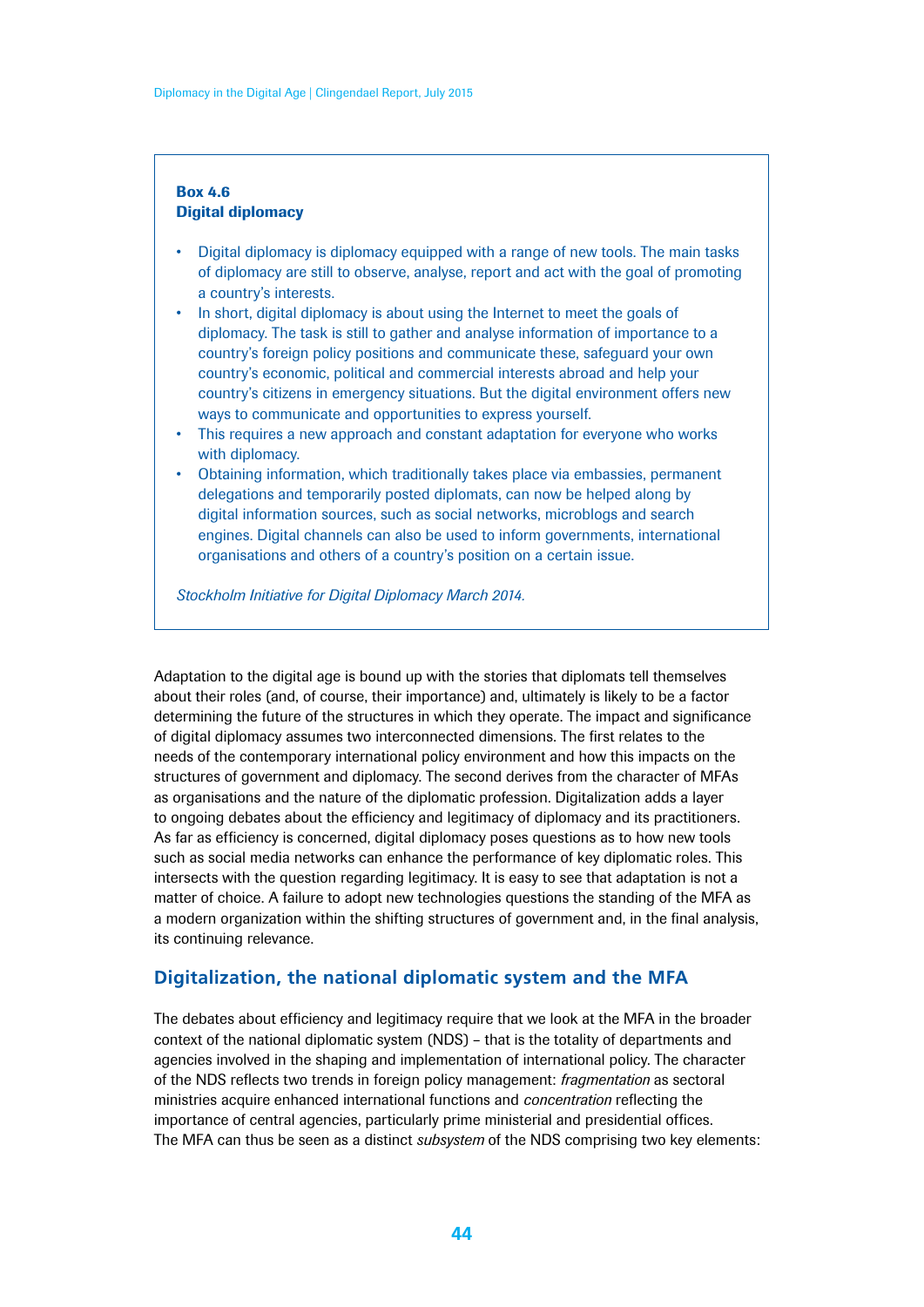**Box 4.6**
**Digital diplomacy**

- Digital diplomacy is diplomacy equipped with a range of new tools. The main tasks of diplomacy are still to observe, analyse, report and act with the goal of promoting a country's interests.
- In short, digital diplomacy is about using the Internet to meet the goals of diplomacy. The task is still to gather and analyse information of importance to a country's foreign policy positions and communicate these, safeguard your own country's economic, political and commercial interests abroad and help your country's citizens in emergency situations. But the digital environment offers new ways to communicate and opportunities to express yourself.
- This requires a new approach and constant adaptation for everyone who works with diplomacy.
- Obtaining information, which traditionally takes place via embassies, permanent delegations and temporarily posted diplomats, can now be helped along by digital information sources, such as social networks, microblogs and search engines. Digital channels can also be used to inform governments, international organisations and others of a country's position on a certain issue.

*Stockholm Initiative for Digital Diplomacy March 2014.*

Adaptation to the digital age is bound up with the stories that diplomats tell themselves about their roles (and, of course, their importance) and, ultimately is likely to be a factor determining the future of the structures in which they operate. The impact and significance of digital diplomacy assumes two interconnected dimensions. The first relates to the needs of the contemporary international policy environment and how this impacts on the structures of government and diplomacy. The second derives from the character of MFAs as organisations and the nature of the diplomatic profession. Digitalization adds a layer to ongoing debates about the efficiency and legitimacy of diplomacy and its practitioners. As far as efficiency is concerned, digital diplomacy poses questions as to how new tools such as social media networks can enhance the performance of key diplomatic roles. This intersects with the question regarding legitimacy. It is easy to see that adaptation is not a matter of choice. A failure to adopt new technologies questions the standing of the MFA as a modern organization within the shifting structures of government and, in the final analysis, its continuing relevance.

## Digitalization, the national diplomatic system and the MFA

The debates about efficiency and legitimacy require that we look at the MFA in the broader context of the national diplomatic system (NDS) – that is the totality of departments and agencies involved in the shaping and implementation of international policy. The character of the NDS reflects two trends in foreign policy management: *fragmentation* as sectoral ministries acquire enhanced international functions and *concentration* reflecting the importance of central agencies, particularly prime ministerial and presidential offices. The MFA can thus be seen as a distinct *subsystem* of the NDS comprising two key elements: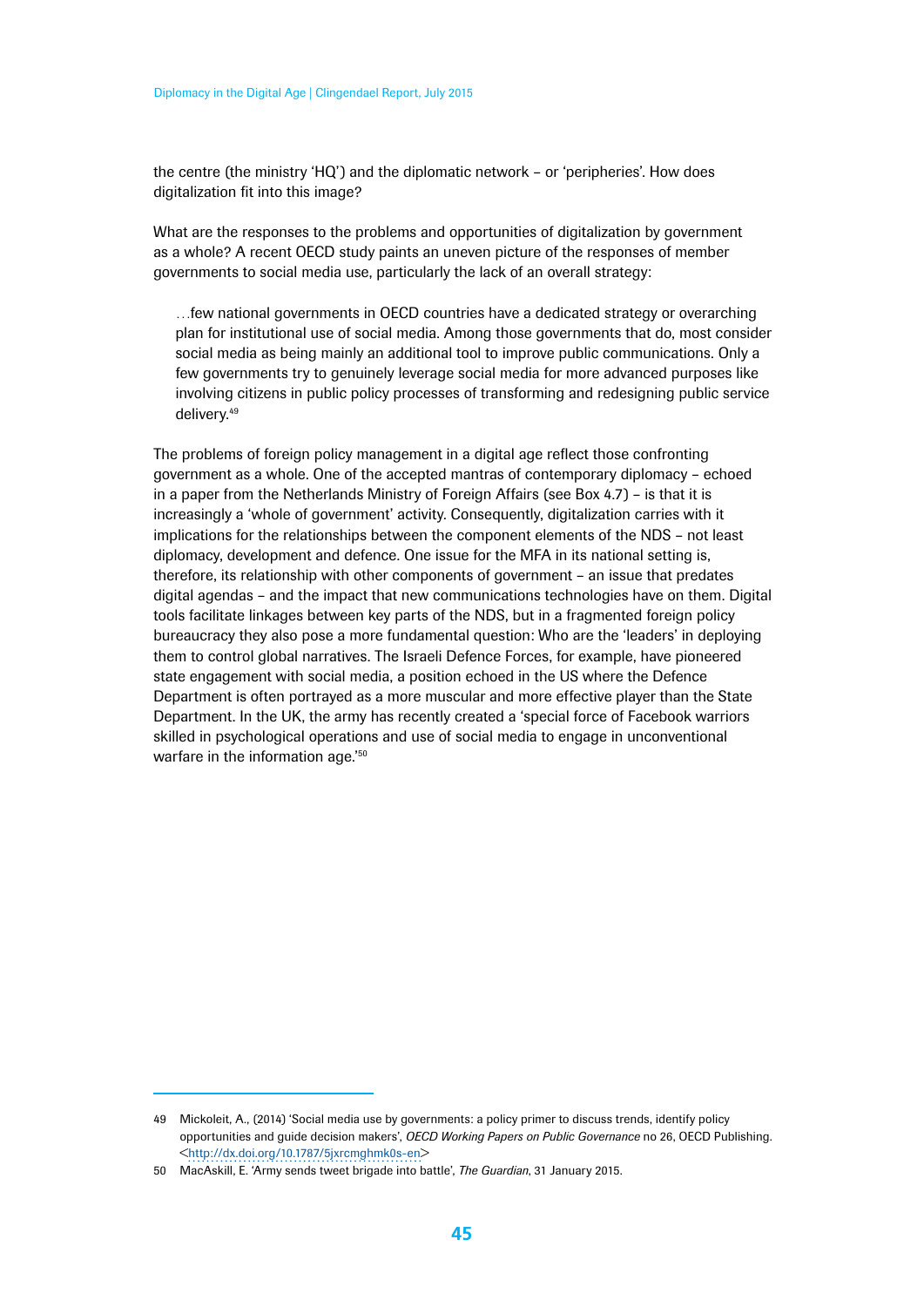the centre (the ministry 'HQ') and the diplomatic network – or 'peripheries'. How does digitalization fit into this image?

What are the responses to the problems and opportunities of digitalization by government as a whole? A recent OECD study paints an uneven picture of the responses of member governments to social media use, particularly the lack of an overall strategy:

> …few national governments in OECD countries have a dedicated strategy or overarching plan for institutional use of social media. Among those governments that do, most consider social media as being mainly an additional tool to improve public communications. Only a few governments try to genuinely leverage social media for more advanced purposes like involving citizens in public policy processes of transforming and redesigning public service delivery.[49]

The problems of foreign policy management in a digital age reflect those confronting government as a whole. One of the accepted mantras of contemporary diplomacy – echoed in a paper from the Netherlands Ministry of Foreign Affairs (see Box 4.7) – is that it is increasingly a 'whole of government' activity. Consequently, digitalization carries with it implications for the relationships between the component elements of the NDS – not least diplomacy, development and defence. One issue for the MFA in its national setting is, therefore, its relationship with other components of government – an issue that predates digital agendas – and the impact that new communications technologies have on them. Digital tools facilitate linkages between key parts of the NDS, but in a fragmented foreign policy bureaucracy they also pose a more fundamental question: Who are the 'leaders' in deploying them to control global narratives. The Israeli Defence Forces, for example, have pioneered state engagement with social media, a position echoed in the US where the Defence Department is often portrayed as a more muscular and more effective player than the State Department. In the UK, the army has recently created a 'special force of Facebook warriors skilled in psychological operations and use of social media to engage in unconventional warfare in the information age.'[50]

---

49 Mickoleit, A., (2014) 'Social media use by governments: a policy primer to discuss trends, identify policy opportunities and guide decision makers', *OECD Working Papers on Public Governance* no 26, OECD Publishing. <http://dx.doi.org/10.1787/5jxrcmghmk0s-en>

50 MacAskill, E. 'Army sends tweet brigade into battle', *The Guardian*, 31 January 2015.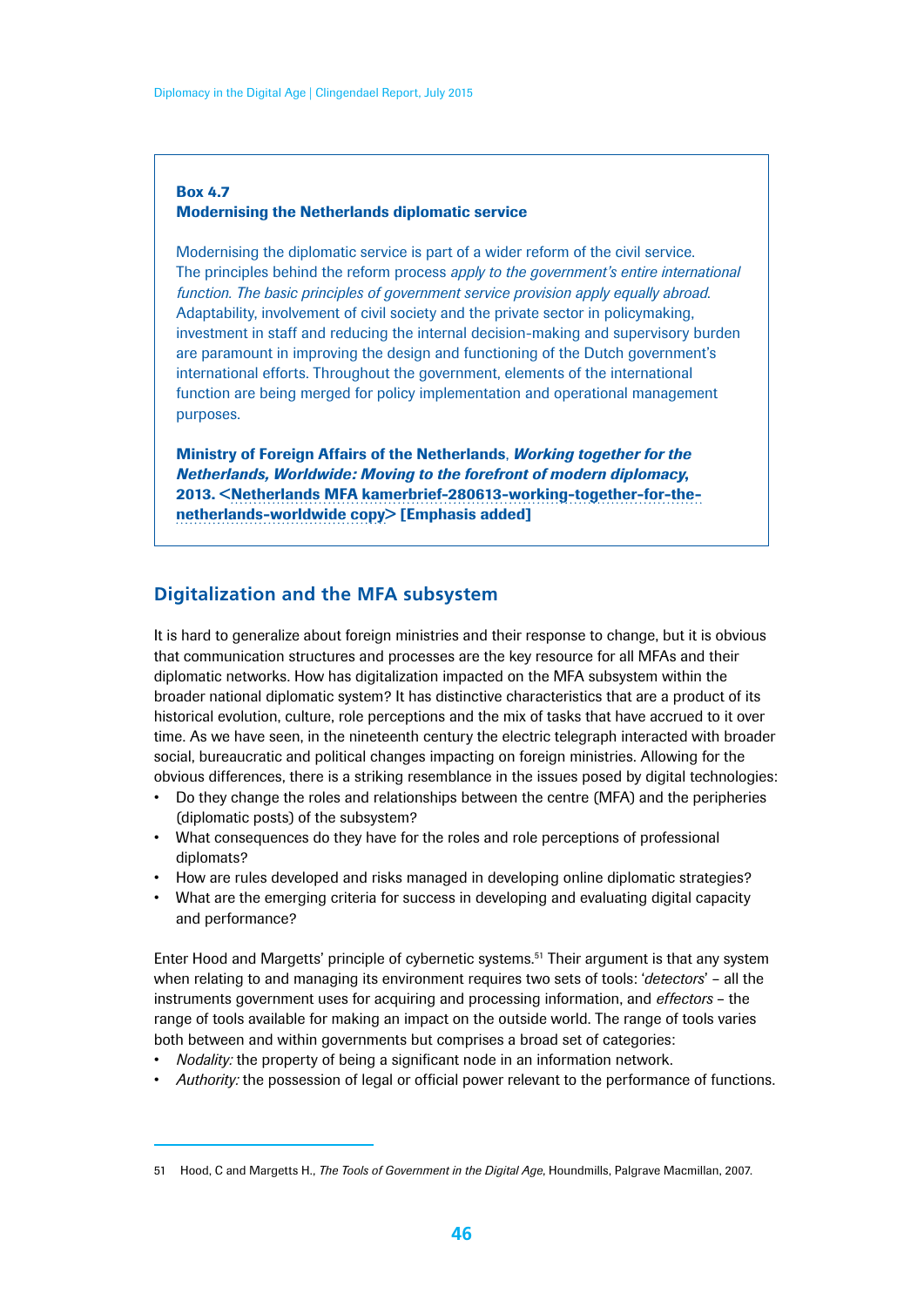**Box 4.7**
**Modernising the Netherlands diplomatic service**

Modernising the diplomatic service is part of a wider reform of the civil service. The principles behind the reform process *apply to the government's entire international function. The basic principles of government service provision apply equally abroad.* Adaptability, involvement of civil society and the private sector in policymaking, investment in staff and reducing the internal decision-making and supervisory burden are paramount in improving the design and functioning of the Dutch government's international efforts. Throughout the government, elements of the international function are being merged for policy implementation and operational management purposes.

**Ministry of Foreign Affairs of the Netherlands**, ***Working together for the Netherlands, Worldwide: Moving to the forefront of modern diplomacy*****, 2013. <Netherlands MFA kamerbrief-280613-working-together-for-the-netherlands-worldwide copy> [Emphasis added]**

## Digitalization and the MFA subsystem

It is hard to generalize about foreign ministries and their response to change, but it is obvious that communication structures and processes are the key resource for all MFAs and their diplomatic networks. How has digitalization impacted on the MFA subsystem within the broader national diplomatic system? It has distinctive characteristics that are a product of its historical evolution, culture, role perceptions and the mix of tasks that have accrued to it over time. As we have seen, in the nineteenth century the electric telegraph interacted with broader social, bureaucratic and political changes impacting on foreign ministries. Allowing for the obvious differences, there is a striking resemblance in the issues posed by digital technologies:

- Do they change the roles and relationships between the centre (MFA) and the peripheries (diplomatic posts) of the subsystem?
- What consequences do they have for the roles and role perceptions of professional diplomats?
- How are rules developed and risks managed in developing online diplomatic strategies?
- What are the emerging criteria for success in developing and evaluating digital capacity and performance?

Enter Hood and Margetts' principle of cybernetic systems.[51] Their argument is that any system when relating to and managing its environment requires two sets of tools: '*detectors*' – all the instruments government uses for acquiring and processing information, and *effectors* – the range of tools available for making an impact on the outside world. The range of tools varies both between and within governments but comprises a broad set of categories:

- *Nodality:* the property of being a significant node in an information network.
- *Authority:* the possession of legal or official power relevant to the performance of functions.

51 Hood, C and Margetts H., *The Tools of Government in the Digital Age*, Houndmills, Palgrave Macmillan, 2007.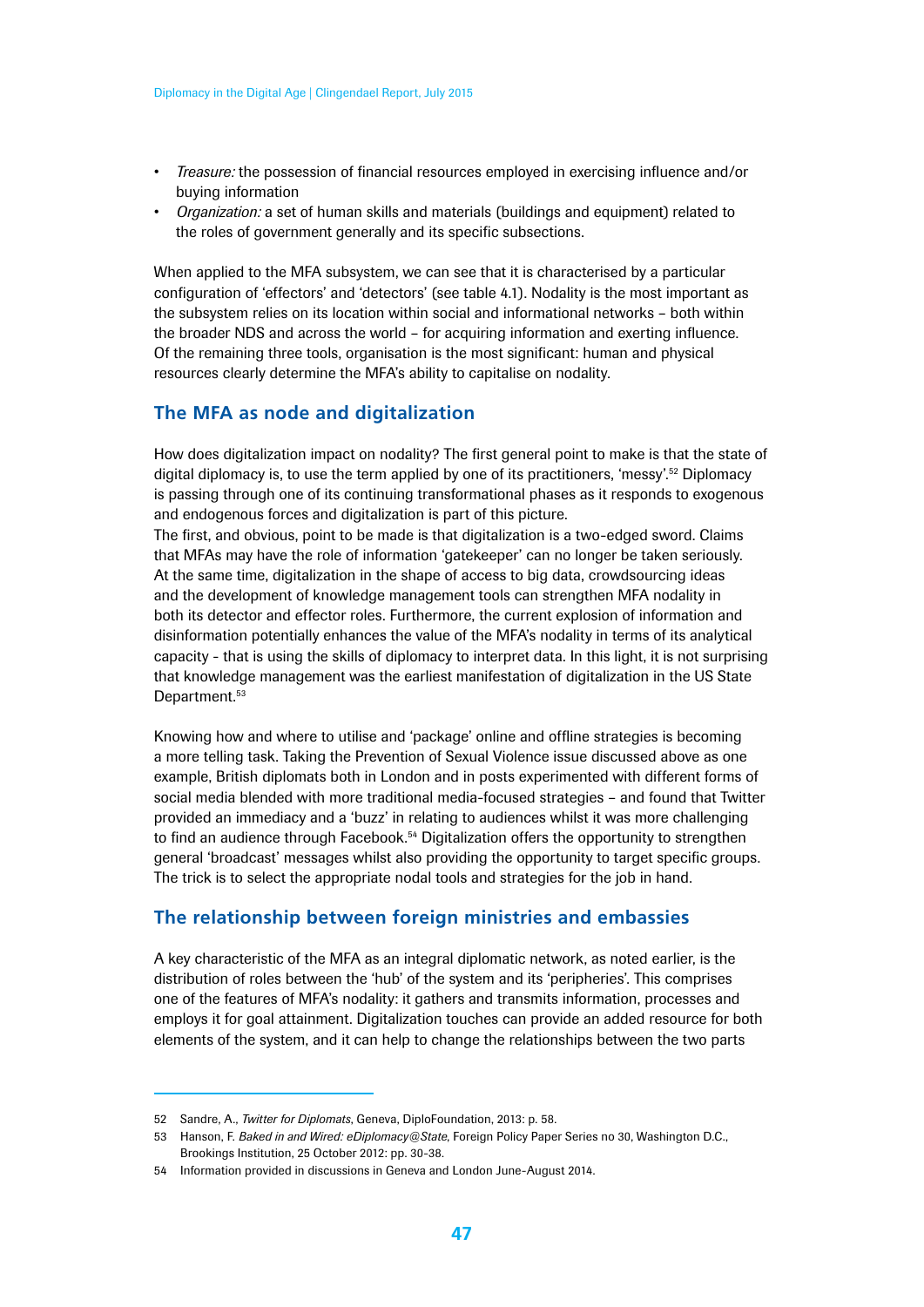- *Treasure:* the possession of financial resources employed in exercising influence and/or buying information
- *Organization:* a set of human skills and materials (buildings and equipment) related to the roles of government generally and its specific subsections.

When applied to the MFA subsystem, we can see that it is characterised by a particular configuration of 'effectors' and 'detectors' (see table 4.1). Nodality is the most important as the subsystem relies on its location within social and informational networks – both within the broader NDS and across the world – for acquiring information and exerting influence. Of the remaining three tools, organisation is the most significant: human and physical resources clearly determine the MFA's ability to capitalise on nodality.

## The MFA as node and digitalization

How does digitalization impact on nodality? The first general point to make is that the state of digital diplomacy is, to use the term applied by one of its practitioners, 'messy'.[52] Diplomacy is passing through one of its continuing transformational phases as it responds to exogenous and endogenous forces and digitalization is part of this picture.
The first, and obvious, point to be made is that digitalization is a two-edged sword. Claims that MFAs may have the role of information 'gatekeeper' can no longer be taken seriously. At the same time, digitalization in the shape of access to big data, crowdsourcing ideas and the development of knowledge management tools can strengthen MFA nodality in both its detector and effector roles. Furthermore, the current explosion of information and disinformation potentially enhances the value of the MFA's nodality in terms of its analytical capacity - that is using the skills of diplomacy to interpret data. In this light, it is not surprising that knowledge management was the earliest manifestation of digitalization in the US State Department.[53]

Knowing how and where to utilise and 'package' online and offline strategies is becoming a more telling task. Taking the Prevention of Sexual Violence issue discussed above as one example, British diplomats both in London and in posts experimented with different forms of social media blended with more traditional media-focused strategies – and found that Twitter provided an immediacy and a 'buzz' in relating to audiences whilst it was more challenging to find an audience through Facebook.[54] Digitalization offers the opportunity to strengthen general 'broadcast' messages whilst also providing the opportunity to target specific groups. The trick is to select the appropriate nodal tools and strategies for the job in hand.

## The relationship between foreign ministries and embassies

A key characteristic of the MFA as an integral diplomatic network, as noted earlier, is the distribution of roles between the 'hub' of the system and its 'peripheries'. This comprises one of the features of MFA's nodality: it gathers and transmits information, processes and employs it for goal attainment. Digitalization touches can provide an added resource for both elements of the system, and it can help to change the relationships between the two parts

---

52 Sandre, A., *Twitter for Diplomats*, Geneva, DiploFoundation, 2013: p. 58.

53 Hanson, F. *Baked in and Wired: eDiplomacy@State*, Foreign Policy Paper Series no 30, Washington D.C., Brookings Institution, 25 October 2012: pp. 30-38.

54 Information provided in discussions in Geneva and London June-August 2014.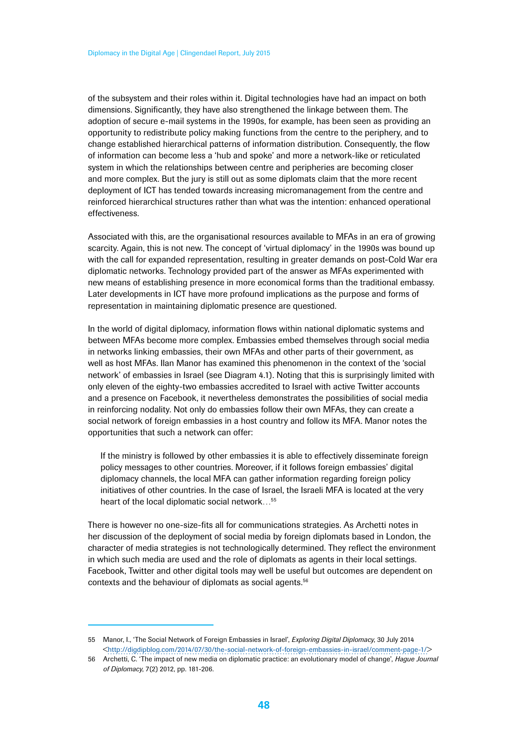of the subsystem and their roles within it. Digital technologies have had an impact on both dimensions. Significantly, they have also strengthened the linkage between them. The adoption of secure e-mail systems in the 1990s, for example, has been seen as providing an opportunity to redistribute policy making functions from the centre to the periphery, and to change established hierarchical patterns of information distribution. Consequently, the flow of information can become less a 'hub and spoke' and more a network-like or reticulated system in which the relationships between centre and peripheries are becoming closer and more complex. But the jury is still out as some diplomats claim that the more recent deployment of ICT has tended towards increasing micromanagement from the centre and reinforced hierarchical structures rather than what was the intention: enhanced operational effectiveness.

Associated with this, are the organisational resources available to MFAs in an era of growing scarcity. Again, this is not new. The concept of 'virtual diplomacy' in the 1990s was bound up with the call for expanded representation, resulting in greater demands on post-Cold War era diplomatic networks. Technology provided part of the answer as MFAs experimented with new means of establishing presence in more economical forms than the traditional embassy. Later developments in ICT have more profound implications as the purpose and forms of representation in maintaining diplomatic presence are questioned.

In the world of digital diplomacy, information flows within national diplomatic systems and between MFAs become more complex. Embassies embed themselves through social media in networks linking embassies, their own MFAs and other parts of their government, as well as host MFAs. Ilan Manor has examined this phenomenon in the context of the 'social network' of embassies in Israel (see Diagram 4.1). Noting that this is surprisingly limited with only eleven of the eighty-two embassies accredited to Israel with active Twitter accounts and a presence on Facebook, it nevertheless demonstrates the possibilities of social media in reinforcing nodality. Not only do embassies follow their own MFAs, they can create a social network of foreign embassies in a host country and follow its MFA. Manor notes the opportunities that such a network can offer:

> If the ministry is followed by other embassies it is able to effectively disseminate foreign policy messages to other countries. Moreover, if it follows foreign embassies' digital diplomacy channels, the local MFA can gather information regarding foreign policy initiatives of other countries. In the case of Israel, the Israeli MFA is located at the very heart of the local diplomatic social network…[55]

There is however no one-size-fits all for communications strategies. As Archetti notes in her discussion of the deployment of social media by foreign diplomats based in London, the character of media strategies is not technologically determined. They reflect the environment in which such media are used and the role of diplomats as agents in their local settings. Facebook, Twitter and other digital tools may well be useful but outcomes are dependent on contexts and the behaviour of diplomats as social agents.[56]

---

55 Manor, I., 'The Social Network of Foreign Embassies in Israel', *Exploring Digital Diplomacy*, 30 July 2014 <http://digdipblog.com/2014/07/30/the-social-network-of-foreign-embassies-in-israel/comment-page-1/>

56 Archetti, C. 'The impact of new media on diplomatic practice: an evolutionary model of change', *Hague Journal of Diplomacy*, 7(2) 2012, pp. 181-206.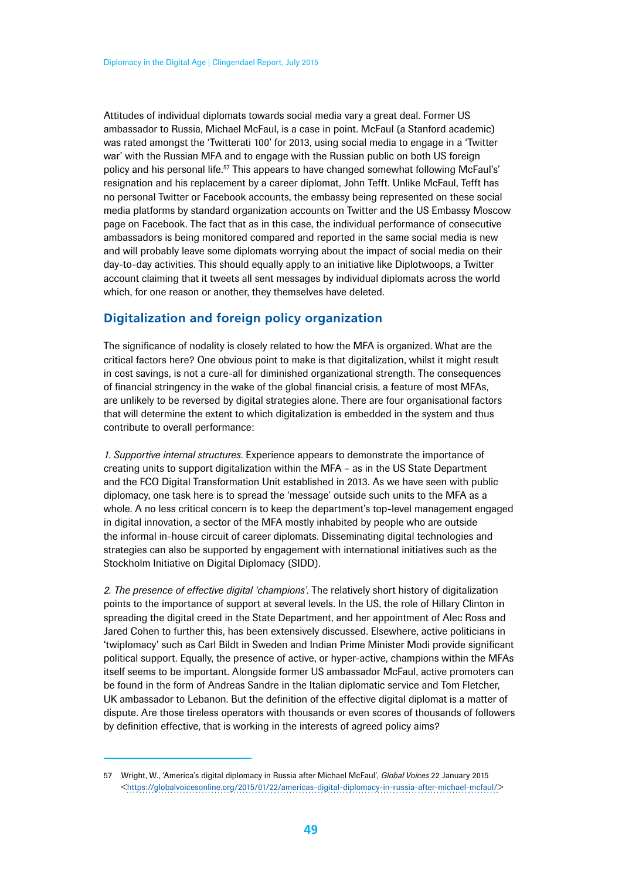Attitudes of individual diplomats towards social media vary a great deal. Former US ambassador to Russia, Michael McFaul, is a case in point. McFaul (a Stanford academic) was rated amongst the 'Twitterati 100' for 2013, using social media to engage in a 'Twitter war' with the Russian MFA and to engage with the Russian public on both US foreign policy and his personal life.[57] This appears to have changed somewhat following McFaul's' resignation and his replacement by a career diplomat, John Tefft. Unlike McFaul, Tefft has no personal Twitter or Facebook accounts, the embassy being represented on these social media platforms by standard organization accounts on Twitter and the US Embassy Moscow page on Facebook. The fact that as in this case, the individual performance of consecutive ambassadors is being monitored compared and reported in the same social media is new and will probably leave some diplomats worrying about the impact of social media on their day-to-day activities. This should equally apply to an initiative like Diplotwoops, a Twitter account claiming that it tweets all sent messages by individual diplomats across the world which, for one reason or another, they themselves have deleted.

## Digitalization and foreign policy organization

The significance of nodality is closely related to how the MFA is organized. What are the critical factors here? One obvious point to make is that digitalization, whilst it might result in cost savings, is not a cure-all for diminished organizational strength. The consequences of financial stringency in the wake of the global financial crisis, a feature of most MFAs, are unlikely to be reversed by digital strategies alone. There are four organisational factors that will determine the extent to which digitalization is embedded in the system and thus contribute to overall performance:

*1. Supportive internal structures.* Experience appears to demonstrate the importance of creating units to support digitalization within the MFA – as in the US State Department and the FCO Digital Transformation Unit established in 2013. As we have seen with public diplomacy, one task here is to spread the 'message' outside such units to the MFA as a whole. A no less critical concern is to keep the department's top-level management engaged in digital innovation, a sector of the MFA mostly inhabited by people who are outside the informal in-house circuit of career diplomats. Disseminating digital technologies and strategies can also be supported by engagement with international initiatives such as the Stockholm Initiative on Digital Diplomacy (SIDD).

*2. The presence of effective digital 'champions'.* The relatively short history of digitalization points to the importance of support at several levels. In the US, the role of Hillary Clinton in spreading the digital creed in the State Department, and her appointment of Alec Ross and Jared Cohen to further this, has been extensively discussed. Elsewhere, active politicians in 'twiplomacy' such as Carl Bildt in Sweden and Indian Prime Minister Modi provide significant political support. Equally, the presence of active, or hyper-active, champions within the MFAs itself seems to be important. Alongside former US ambassador McFaul, active promoters can be found in the form of Andreas Sandre in the Italian diplomatic service and Tom Fletcher, UK ambassador to Lebanon. But the definition of the effective digital diplomat is a matter of dispute. Are those tireless operators with thousands or even scores of thousands of followers by definition effective, that is working in the interests of agreed policy aims?

57 Wright, W., 'America's digital diplomacy in Russia after Michael McFaul', *Global Voices* 22 January 2015 <https://globalvoicesonline.org/2015/01/22/americas-digital-diplomacy-in-russia-after-michael-mcfaul/>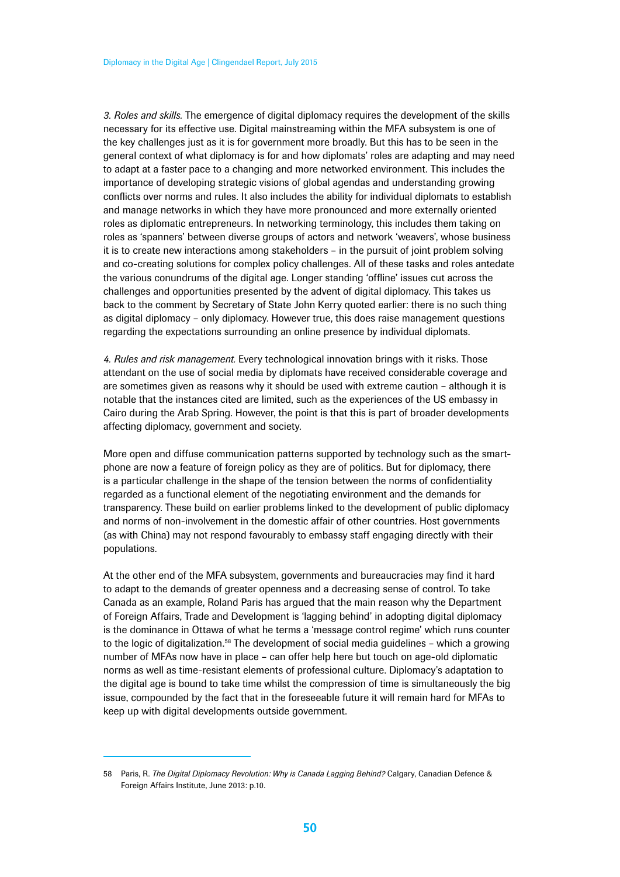*3. Roles and skills.* The emergence of digital diplomacy requires the development of the skills necessary for its effective use. Digital mainstreaming within the MFA subsystem is one of the key challenges just as it is for government more broadly. But this has to be seen in the general context of what diplomacy is for and how diplomats' roles are adapting and may need to adapt at a faster pace to a changing and more networked environment. This includes the importance of developing strategic visions of global agendas and understanding growing conflicts over norms and rules. It also includes the ability for individual diplomats to establish and manage networks in which they have more pronounced and more externally oriented roles as diplomatic entrepreneurs. In networking terminology, this includes them taking on roles as 'spanners' between diverse groups of actors and network 'weavers', whose business it is to create new interactions among stakeholders – in the pursuit of joint problem solving and co-creating solutions for complex policy challenges. All of these tasks and roles antedate the various conundrums of the digital age. Longer standing 'offline' issues cut across the challenges and opportunities presented by the advent of digital diplomacy. This takes us back to the comment by Secretary of State John Kerry quoted earlier: there is no such thing as digital diplomacy – only diplomacy. However true, this does raise management questions regarding the expectations surrounding an online presence by individual diplomats.

*4. Rules and risk management.* Every technological innovation brings with it risks. Those attendant on the use of social media by diplomats have received considerable coverage and are sometimes given as reasons why it should be used with extreme caution – although it is notable that the instances cited are limited, such as the experiences of the US embassy in Cairo during the Arab Spring. However, the point is that this is part of broader developments affecting diplomacy, government and society.

More open and diffuse communication patterns supported by technology such as the smart-phone are now a feature of foreign policy as they are of politics. But for diplomacy, there is a particular challenge in the shape of the tension between the norms of confidentiality regarded as a functional element of the negotiating environment and the demands for transparency. These build on earlier problems linked to the development of public diplomacy and norms of non-involvement in the domestic affair of other countries. Host governments (as with China) may not respond favourably to embassy staff engaging directly with their populations.

At the other end of the MFA subsystem, governments and bureaucracies may find it hard to adapt to the demands of greater openness and a decreasing sense of control. To take Canada as an example, Roland Paris has argued that the main reason why the Department of Foreign Affairs, Trade and Development is 'lagging behind' in adopting digital diplomacy is the dominance in Ottawa of what he terms a 'message control regime' which runs counter to the logic of digitalization.[58] The development of social media guidelines – which a growing number of MFAs now have in place – can offer help here but touch on age-old diplomatic norms as well as time-resistant elements of professional culture. Diplomacy's adaptation to the digital age is bound to take time whilst the compression of time is simultaneously the big issue, compounded by the fact that in the foreseeable future it will remain hard for MFAs to keep up with digital developments outside government.

---

58 Paris, R. *The Digital Diplomacy Revolution: Why is Canada Lagging Behind?* Calgary, Canadian Defence & Foreign Affairs Institute, June 2013: p.10.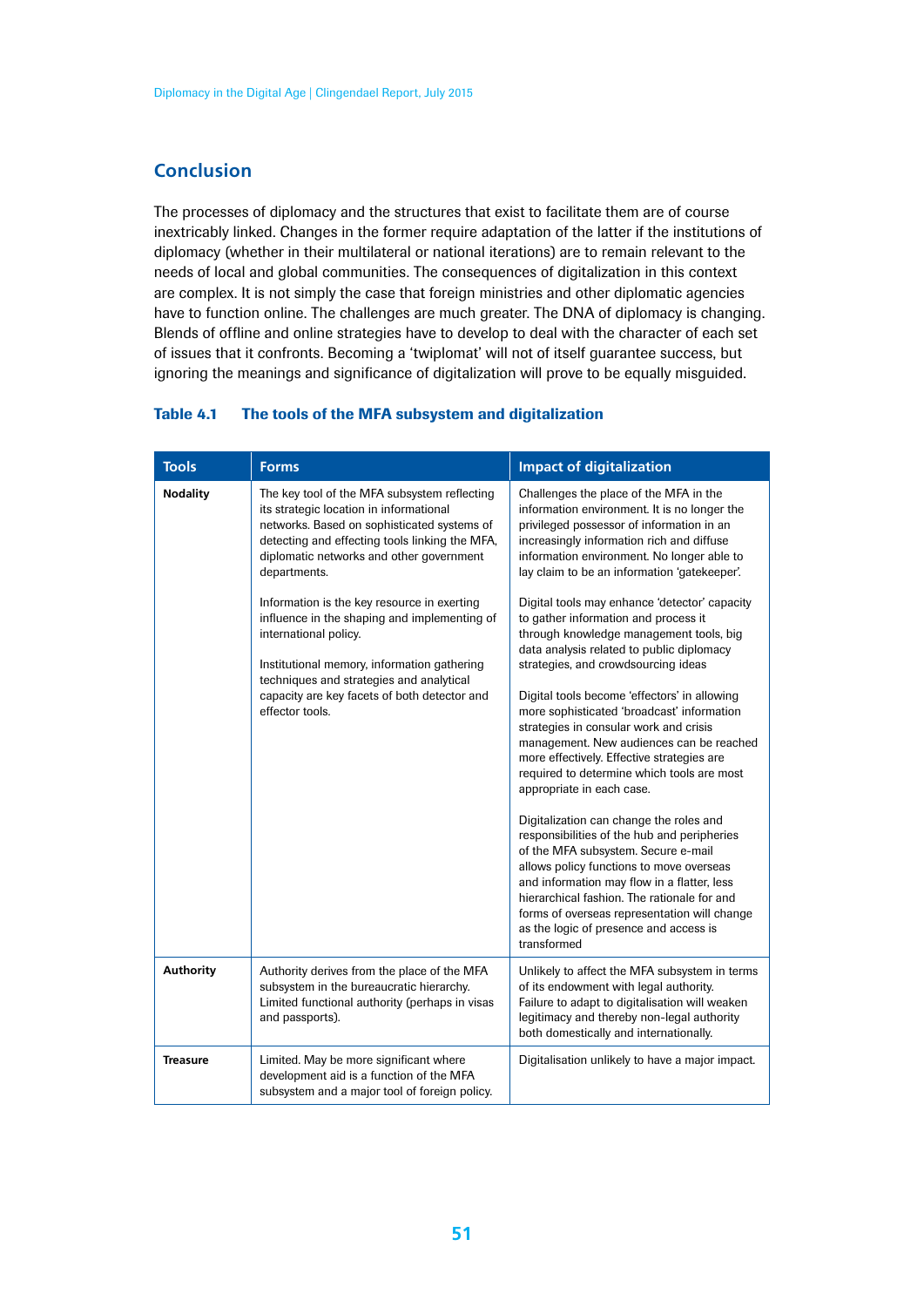## Conclusion

The processes of diplomacy and the structures that exist to facilitate them are of course inextricably linked. Changes in the former require adaptation of the latter if the institutions of diplomacy (whether in their multilateral or national iterations) are to remain relevant to the needs of local and global communities. The consequences of digitalization in this context are complex. It is not simply the case that foreign ministries and other diplomatic agencies have to function online. The challenges are much greater. The DNA of diplomacy is changing. Blends of offline and online strategies have to develop to deal with the character of each set of issues that it confronts. Becoming a 'twiplomat' will not of itself guarantee success, but ignoring the meanings and significance of digitalization will prove to be equally misguided.

**Table 4.1 The tools of the MFA subsystem and digitalization**

| Tools | Forms | Impact of digitalization |
|---|---|---|
| **Nodality** | The key tool of the MFA subsystem reflecting its strategic location in informational networks. Based on sophisticated systems of detecting and effecting tools linking the MFA, diplomatic networks and other government departments.<br><br>Information is the key resource in exerting influence in the shaping and implementing of international policy.<br><br>Institutional memory, information gathering techniques and strategies and analytical capacity are key facets of both detector and effector tools. | Challenges the place of the MFA in the information environment. It is no longer the privileged possessor of information in an increasingly information rich and diffuse information environment. No longer able to lay claim to be an information 'gatekeeper'.<br><br>Digital tools may enhance 'detector' capacity to gather information and process it through knowledge management tools, big data analysis related to public diplomacy strategies, and crowdsourcing ideas<br><br>Digital tools become 'effectors' in allowing more sophisticated 'broadcast' information strategies in consular work and crisis management. New audiences can be reached more effectively. Effective strategies are required to determine which tools are most appropriate in each case.<br><br>Digitalization can change the roles and responsibilities of the hub and peripheries of the MFA subsystem. Secure e-mail allows policy functions to move overseas and information may flow in a flatter, less hierarchical fashion. The rationale for and forms of overseas representation will change as the logic of presence and access is transformed |
| **Authority** | Authority derives from the place of the MFA subsystem in the bureaucratic hierarchy. Limited functional authority (perhaps in visas and passports). | Unlikely to affect the MFA subsystem in terms of its endowment with legal authority. Failure to adapt to digitalisation will weaken legitimacy and thereby non-legal authority both domestically and internationally. |
| **Treasure** | Limited. May be more significant where development aid is a function of the MFA subsystem and a major tool of foreign policy. | Digitalisation unlikely to have a major impact. |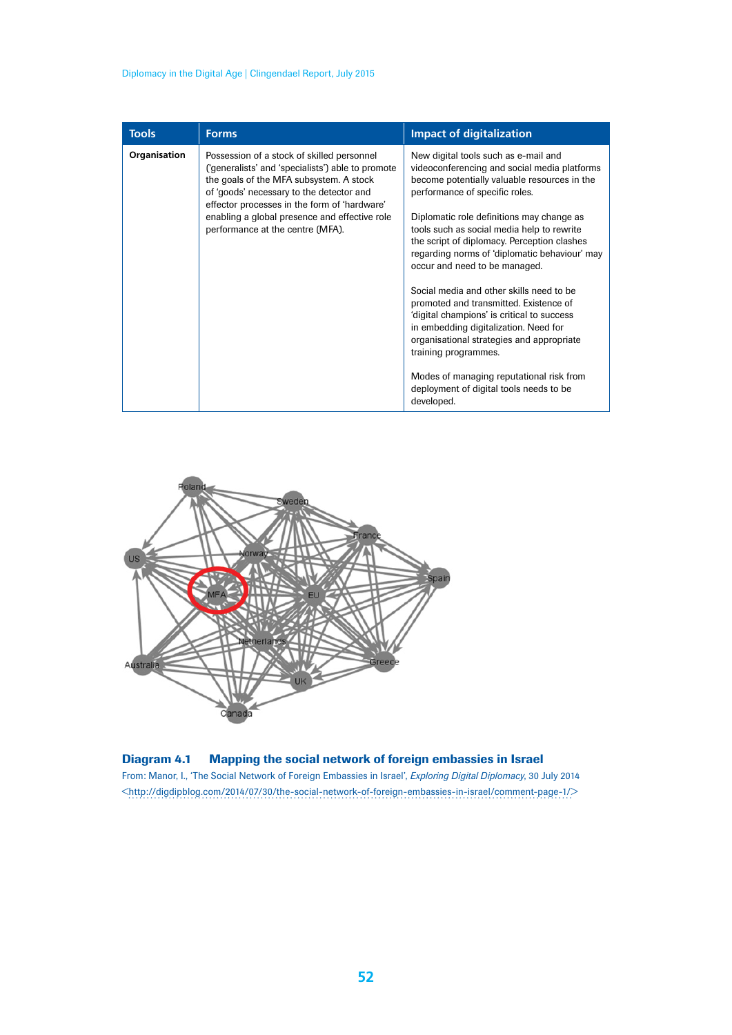| Tools | Forms | Impact of digitalization |
|---|---|---|
| **Organisation** | Possession of a stock of skilled personnel ('generalists' and 'specialists') able to promote the goals of the MFA subsystem. A stock of 'goods' necessary to the detector and effector processes in the form of 'hardware' enabling a global presence and effective role performance at the centre (MFA). | New digital tools such as e-mail and videoconferencing and social media platforms become potentially valuable resources in the performance of specific roles.<br><br>Diplomatic role definitions may change as tools such as social media help to rewrite the script of diplomacy. Perception clashes regarding norms of 'diplomatic behaviour' may occur and need to be managed.<br><br>Social media and other skills need to be promoted and transmitted. Existence of 'digital champions' is critical to success in embedding digitalization. Need for organisational strategies and appropriate training programmes.<br><br>Modes of managing reputational risk from deployment of digital tools needs to be developed. |

**Diagram 4.1 Mapping the social network of foreign embassies in Israel**

From: Manor, I., 'The Social Network of Foreign Embassies in Israel', *Exploring Digital Diplomacy*, 30 July 2014 <http://digdipblog.com/2014/07/30/the-social-network-of-foreign-embassies-in-israel/comment-page-1/>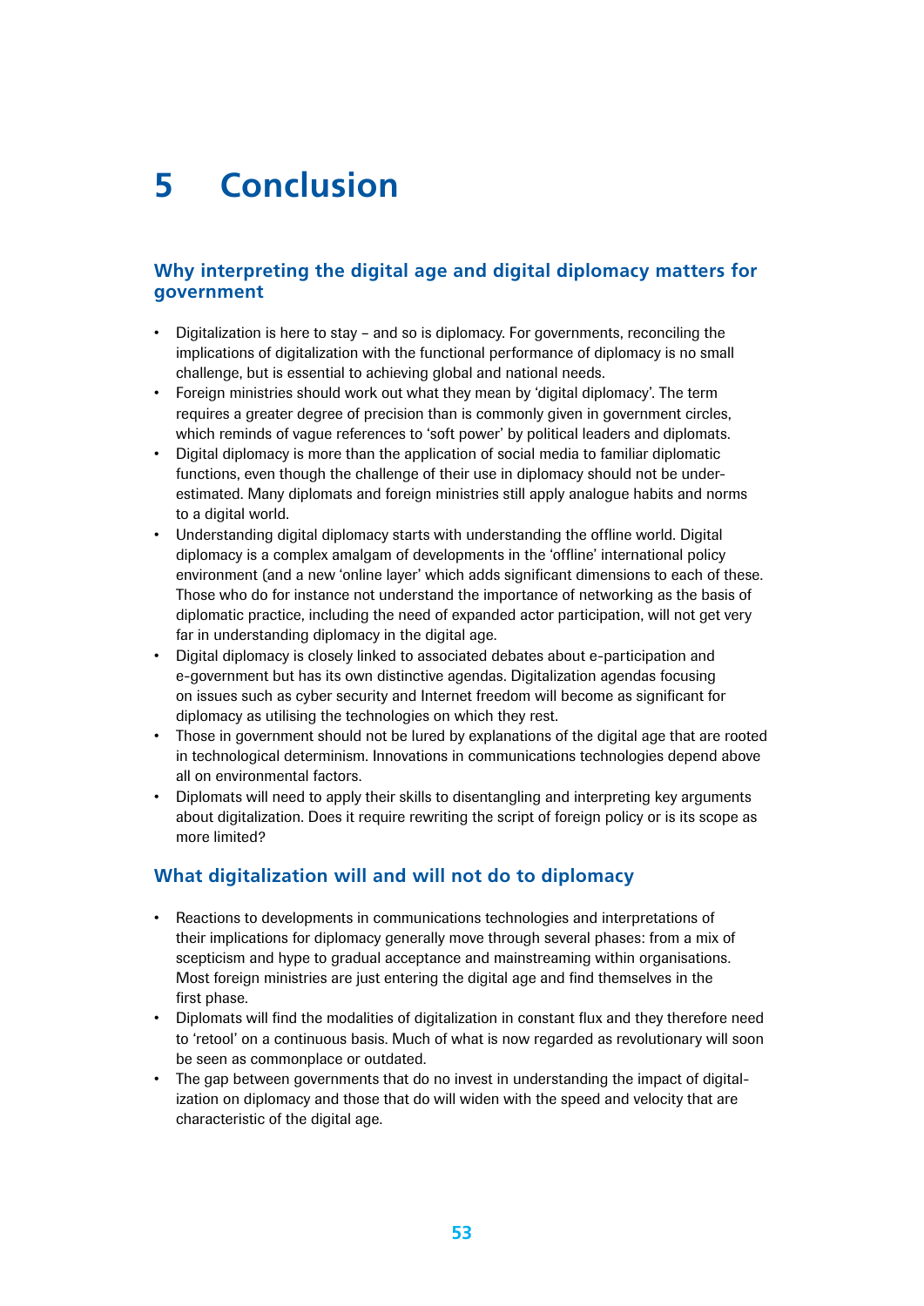# 5 Conclusion

## Why interpreting the digital age and digital diplomacy matters for government

- Digitalization is here to stay – and so is diplomacy. For governments, reconciling the implications of digitalization with the functional performance of diplomacy is no small challenge, but is essential to achieving global and national needs.
- Foreign ministries should work out what they mean by 'digital diplomacy'. The term requires a greater degree of precision than is commonly given in government circles, which reminds of vague references to 'soft power' by political leaders and diplomats.
- Digital diplomacy is more than the application of social media to familiar diplomatic functions, even though the challenge of their use in diplomacy should not be under-estimated. Many diplomats and foreign ministries still apply analogue habits and norms to a digital world.
- Understanding digital diplomacy starts with understanding the offline world. Digital diplomacy is a complex amalgam of developments in the 'offline' international policy environment (and a new 'online layer' which adds significant dimensions to each of these. Those who do for instance not understand the importance of networking as the basis of diplomatic practice, including the need of expanded actor participation, will not get very far in understanding diplomacy in the digital age.
- Digital diplomacy is closely linked to associated debates about e-participation and e-government but has its own distinctive agendas. Digitalization agendas focusing on issues such as cyber security and Internet freedom will become as significant for diplomacy as utilising the technologies on which they rest.
- Those in government should not be lured by explanations of the digital age that are rooted in technological determinism. Innovations in communications technologies depend above all on environmental factors.
- Diplomats will need to apply their skills to disentangling and interpreting key arguments about digitalization. Does it require rewriting the script of foreign policy or is its scope as more limited?

## What digitalization will and will not do to diplomacy

- Reactions to developments in communications technologies and interpretations of their implications for diplomacy generally move through several phases: from a mix of scepticism and hype to gradual acceptance and mainstreaming within organisations. Most foreign ministries are just entering the digital age and find themselves in the first phase.
- Diplomats will find the modalities of digitalization in constant flux and they therefore need to 'retool' on a continuous basis. Much of what is now regarded as revolutionary will soon be seen as commonplace or outdated.
- The gap between governments that do no invest in understanding the impact of digitalization on diplomacy and those that do will widen with the speed and velocity that are characteristic of the digital age.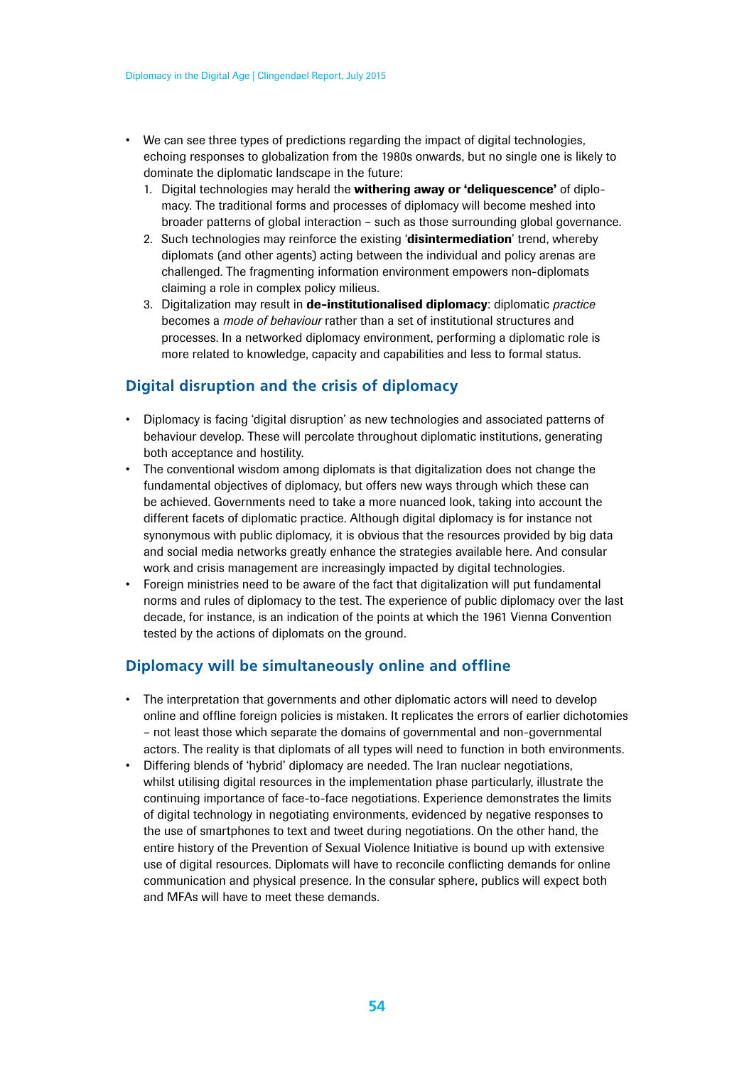- We can see three types of predictions regarding the impact of digital technologies, echoing responses to globalization from the 1980s onwards, but no single one is likely to dominate the diplomatic landscape in the future:
  1. Digital technologies may herald the **withering away or 'deliquescence'** of diplomacy. The traditional forms and processes of diplomacy will become meshed into broader patterns of global interaction – such as those surrounding global governance.
  2. Such technologies may reinforce the existing '**disintermediation**' trend, whereby diplomats (and other agents) acting between the individual and policy arenas are challenged. The fragmenting information environment empowers non-diplomats claiming a role in complex policy milieus.
  3. Digitalization may result in **de-institutionalised diplomacy**: diplomatic *practice* becomes a *mode of behaviour* rather than a set of institutional structures and processes. In a networked diplomacy environment, performing a diplomatic role is more related to knowledge, capacity and capabilities and less to formal status.

## Digital disruption and the crisis of diplomacy

- Diplomacy is facing 'digital disruption' as new technologies and associated patterns of behaviour develop. These will percolate throughout diplomatic institutions, generating both acceptance and hostility.
- The conventional wisdom among diplomats is that digitalization does not change the fundamental objectives of diplomacy, but offers new ways through which these can be achieved. Governments need to take a more nuanced look, taking into account the different facets of diplomatic practice. Although digital diplomacy is for instance not synonymous with public diplomacy, it is obvious that the resources provided by big data and social media networks greatly enhance the strategies available here. And consular work and crisis management are increasingly impacted by digital technologies.
- Foreign ministries need to be aware of the fact that digitalization will put fundamental norms and rules of diplomacy to the test. The experience of public diplomacy over the last decade, for instance, is an indication of the points at which the 1961 Vienna Convention tested by the actions of diplomats on the ground.

## Diplomacy will be simultaneously online and offline

- The interpretation that governments and other diplomatic actors will need to develop online and offline foreign policies is mistaken. It replicates the errors of earlier dichotomies – not least those which separate the domains of governmental and non-governmental actors. The reality is that diplomats of all types will need to function in both environments.
- Differing blends of 'hybrid' diplomacy are needed. The Iran nuclear negotiations, whilst utilising digital resources in the implementation phase particularly, illustrate the continuing importance of face-to-face negotiations. Experience demonstrates the limits of digital technology in negotiating environments, evidenced by negative responses to the use of smartphones to text and tweet during negotiations. On the other hand, the entire history of the Prevention of Sexual Violence Initiative is bound up with extensive use of digital resources. Diplomats will have to reconcile conflicting demands for online communication and physical presence. In the consular sphere, publics will expect both and MFAs will have to meet these demands.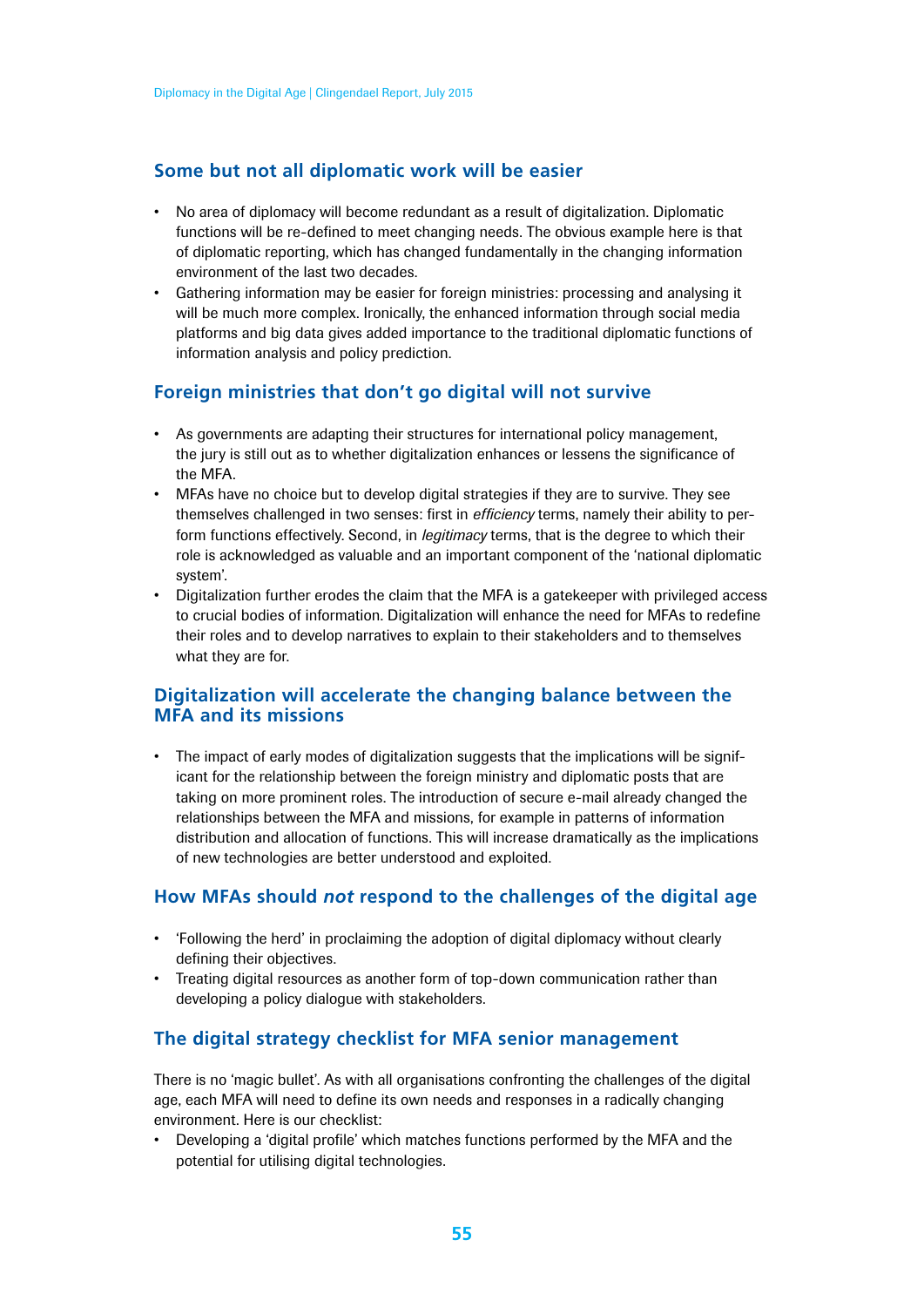## Some but not all diplomatic work will be easier

- No area of diplomacy will become redundant as a result of digitalization. Diplomatic functions will be re-defined to meet changing needs. The obvious example here is that of diplomatic reporting, which has changed fundamentally in the changing information environment of the last two decades.
- Gathering information may be easier for foreign ministries: processing and analysing it will be much more complex. Ironically, the enhanced information through social media platforms and big data gives added importance to the traditional diplomatic functions of information analysis and policy prediction.

## Foreign ministries that don't go digital will not survive

- As governments are adapting their structures for international policy management, the jury is still out as to whether digitalization enhances or lessens the significance of the MFA.
- MFAs have no choice but to develop digital strategies if they are to survive. They see themselves challenged in two senses: first in *efficiency* terms, namely their ability to perform functions effectively. Second, in *legitimacy* terms, that is the degree to which their role is acknowledged as valuable and an important component of the 'national diplomatic system'.
- Digitalization further erodes the claim that the MFA is a gatekeeper with privileged access to crucial bodies of information. Digitalization will enhance the need for MFAs to redefine their roles and to develop narratives to explain to their stakeholders and to themselves what they are for.

## Digitalization will accelerate the changing balance between the MFA and its missions

- The impact of early modes of digitalization suggests that the implications will be significant for the relationship between the foreign ministry and diplomatic posts that are taking on more prominent roles. The introduction of secure e-mail already changed the relationships between the MFA and missions, for example in patterns of information distribution and allocation of functions. This will increase dramatically as the implications of new technologies are better understood and exploited.

## How MFAs should *not* respond to the challenges of the digital age

- 'Following the herd' in proclaiming the adoption of digital diplomacy without clearly defining their objectives.
- Treating digital resources as another form of top-down communication rather than developing a policy dialogue with stakeholders.

## The digital strategy checklist for MFA senior management

There is no 'magic bullet'. As with all organisations confronting the challenges of the digital age, each MFA will need to define its own needs and responses in a radically changing environment. Here is our checklist:

- Developing a 'digital profile' which matches functions performed by the MFA and the potential for utilising digital technologies.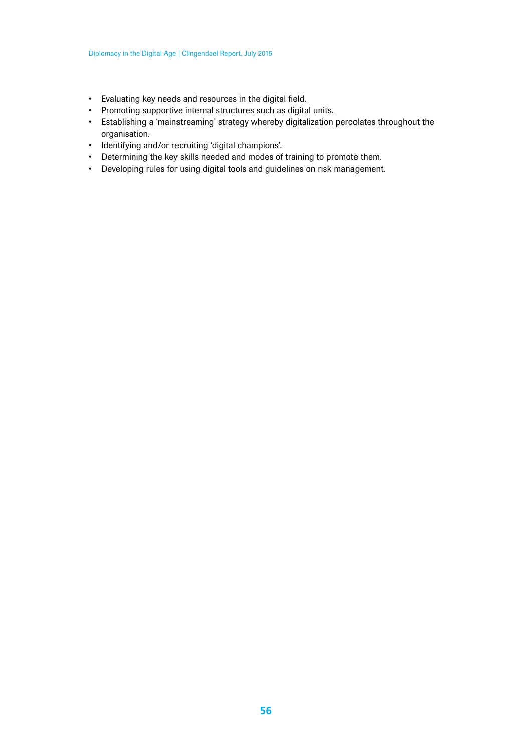- Evaluating key needs and resources in the digital field.
- Promoting supportive internal structures such as digital units.
- Establishing a 'mainstreaming' strategy whereby digitalization percolates throughout the organisation.
- Identifying and/or recruiting 'digital champions'.
- Determining the key skills needed and modes of training to promote them.
- Developing rules for using digital tools and guidelines on risk management.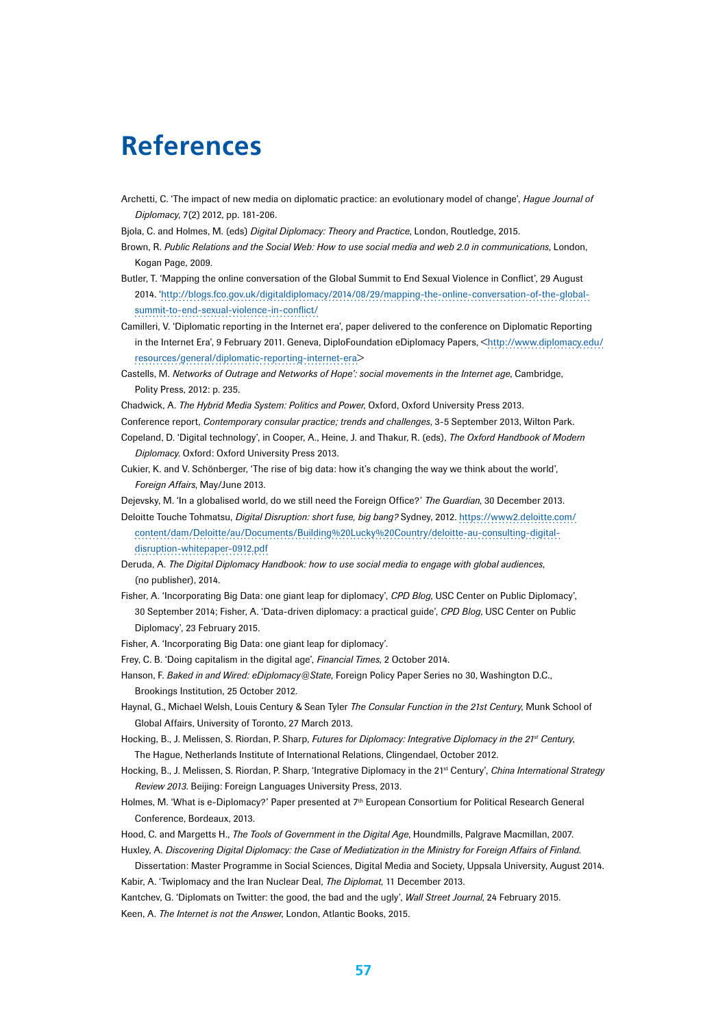# References

Archetti, C. 'The impact of new media on diplomatic practice: an evolutionary model of change', *Hague Journal of Diplomacy*, 7(2) 2012, pp. 181-206.

Bjola, C. and Holmes, M. (eds) *Digital Diplomacy: Theory and Practice*, London, Routledge, 2015.

Brown, R. *Public Relations and the Social Web: How to use social media and web 2.0 in communications*, London, Kogan Page, 2009.

Butler, T. 'Mapping the online conversation of the Global Summit to End Sexual Violence in Conflict', 29 August 2014. 'http://blogs.fco.gov.uk/digitaldiplomacy/2014/08/29/mapping-the-online-conversation-of-the-global-summit-to-end-sexual-violence-in-conflict/

Camilleri, V. 'Diplomatic reporting in the Internet era', paper delivered to the conference on Diplomatic Reporting in the Internet Era', 9 February 2011. Geneva, DiploFoundation eDiplomacy Papers, <http://www.diplomacy.edu/resources/general/diplomatic-reporting-internet-era>

Castells, M. *Networks of Outrage and Networks of Hope': social movements in the Internet age*, Cambridge, Polity Press, 2012: p. 235.

Chadwick, A. *The Hybrid Media System: Politics and Power*, Oxford, Oxford University Press 2013.

Conference report, *Contemporary consular practice; trends and challenges*, 3-5 September 2013, Wilton Park.

Copeland, D. 'Digital technology', in Cooper, A., Heine, J. and Thakur, R. (eds), *The Oxford Handbook of Modern Diplomacy*. Oxford: Oxford University Press 2013.

Cukier, K. and V. Schönberger, 'The rise of big data: how it's changing the way we think about the world', *Foreign Affairs*, May/June 2013.

Dejevsky, M. 'In a globalised world, do we still need the Foreign Office?' *The Guardian*, 30 December 2013.

Deloitte Touche Tohmatsu, *Digital Disruption: short fuse, big bang?* Sydney, 2012. https://www2.deloitte.com/content/dam/Deloitte/au/Documents/Building%20Lucky%20Country/deloitte-au-consulting-digital-disruption-whitepaper-0912.pdf

Deruda, A. *The Digital Diplomacy Handbook: how to use social media to engage with global audiences*, (no publisher), 2014.

Fisher, A. 'Incorporating Big Data: one giant leap for diplomacy', *CPD Blog*, USC Center on Public Diplomacy', 30 September 2014; Fisher, A. 'Data-driven diplomacy: a practical guide', *CPD Blog*, USC Center on Public Diplomacy', 23 February 2015.

Fisher, A. 'Incorporating Big Data: one giant leap for diplomacy'.

Frey, C. B. 'Doing capitalism in the digital age', *Financial Times*, 2 October 2014.

Hanson, F. *Baked in and Wired: eDiplomacy@State*, Foreign Policy Paper Series no 30, Washington D.C., Brookings Institution, 25 October 2012.

Haynal, G., Michael Welsh, Louis Century & Sean Tyler *The Consular Function in the 21st Century*, Munk School of Global Affairs, University of Toronto, 27 March 2013.

Hocking, B., J. Melissen, S. Riordan, P. Sharp, *Futures for Diplomacy: Integrative Diplomacy in the 21st Century*, The Hague, Netherlands Institute of International Relations, Clingendael, October 2012.

Hocking, B., J. Melissen, S. Riordan, P. Sharp, 'Integrative Diplomacy in the 21st Century', *China International Strategy Review 2013*. Beijing: Foreign Languages University Press, 2013.

Holmes, M. 'What is e-Diplomacy?' Paper presented at 7th European Consortium for Political Research General Conference, Bordeaux, 2013.

Hood, C. and Margetts H., *The Tools of Government in the Digital Age*, Houndmills, Palgrave Macmillan, 2007.

Huxley, A. *Discovering Digital Diplomacy: the Case of Mediatization in the Ministry for Foreign Affairs of Finland*. Dissertation: Master Programme in Social Sciences, Digital Media and Society, Uppsala University, August 2014.

Kabir, A. 'Twiplomacy and the Iran Nuclear Deal, *The Diplomat*, 11 December 2013.

Kantchev, G. 'Diplomats on Twitter: the good, the bad and the ugly', *Wall Street Journal*, 24 February 2015.

Keen, A. *The Internet is not the Answer*, London, Atlantic Books, 2015.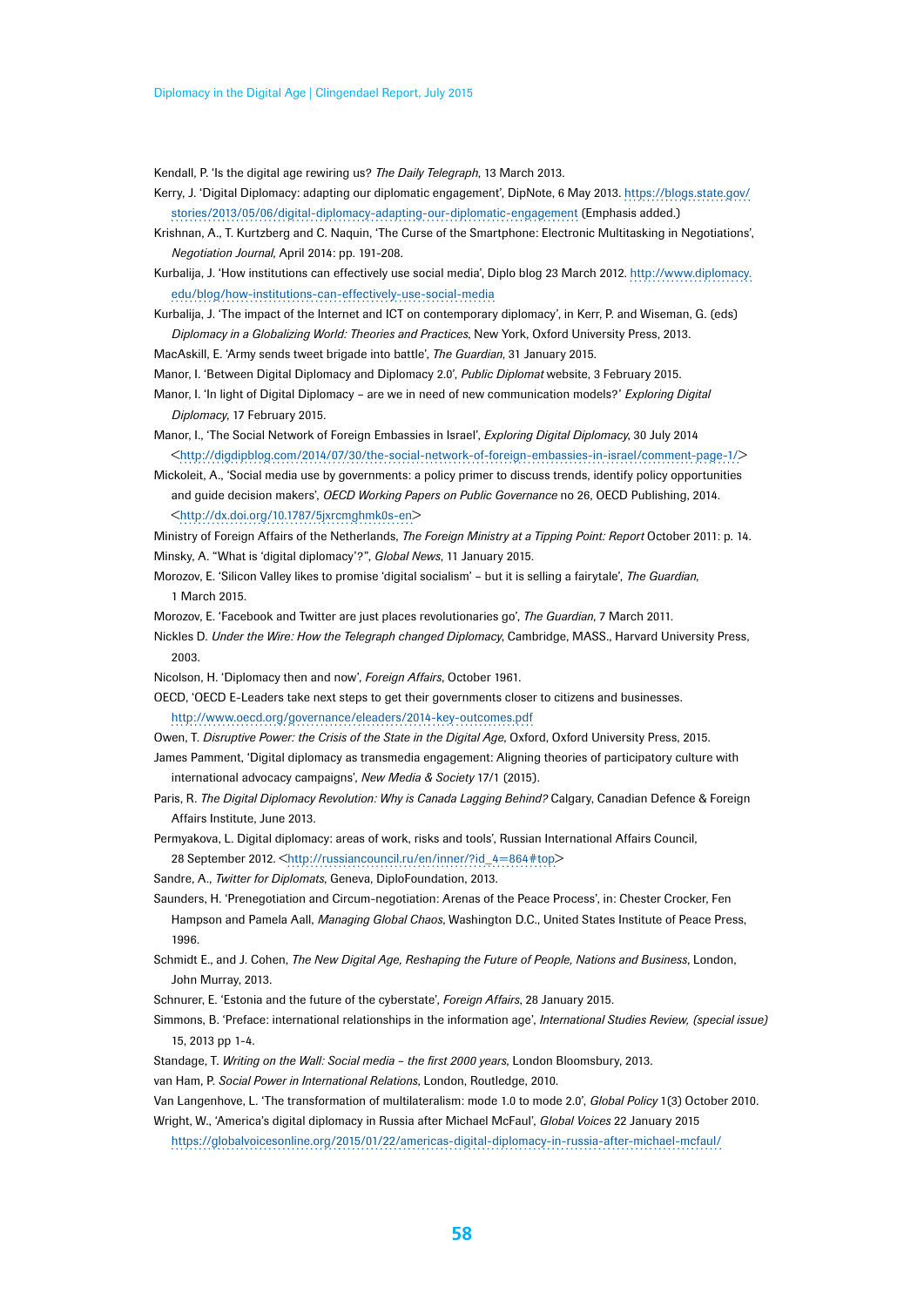Kendall, P. 'Is the digital age rewiring us? *The Daily Telegraph*, 13 March 2013.

Kerry, J. 'Digital Diplomacy: adapting our diplomatic engagement', DipNote, 6 May 2013. https://blogs.state.gov/stories/2013/05/06/digital-diplomacy-adapting-our-diplomatic-engagement (Emphasis added.)

Krishnan, A., T. Kurtzberg and C. Naquin, 'The Curse of the Smartphone: Electronic Multitasking in Negotiations', *Negotiation Journal*, April 2014: pp. 191-208.

Kurbalija, J. 'How institutions can effectively use social media', Diplo blog 23 March 2012. http://www.diplomacy.edu/blog/how-institutions-can-effectively-use-social-media

Kurbalija, J. 'The impact of the Internet and ICT on contemporary diplomacy', in Kerr, P. and Wiseman, G. (eds) *Diplomacy in a Globalizing World: Theories and Practices*, New York, Oxford University Press, 2013.

MacAskill, E. 'Army sends tweet brigade into battle', *The Guardian*, 31 January 2015.

Manor, I. 'Between Digital Diplomacy and Diplomacy 2.0', *Public Diplomat* website, 3 February 2015.

Manor, I. 'In light of Digital Diplomacy – are we in need of new communication models?' *Exploring Digital Diplomacy*, 17 February 2015.

Manor, I., 'The Social Network of Foreign Embassies in Israel', *Exploring Digital Diplomacy*, 30 July 2014 <http://digdipblog.com/2014/07/30/the-social-network-of-foreign-embassies-in-israel/comment-page-1/>

Mickoleit, A., 'Social media use by governments: a policy primer to discuss trends, identify policy opportunities and guide decision makers', *OECD Working Papers on Public Governance* no 26, OECD Publishing, 2014. <http://dx.doi.org/10.1787/5jxrcmghmk0s-en>

Ministry of Foreign Affairs of the Netherlands, *The Foreign Ministry at a Tipping Point: Report* October 2011: p. 14.

Minsky, A. "What is 'digital diplomacy'?", *Global News*, 11 January 2015.

Morozov, E. 'Silicon Valley likes to promise 'digital socialism' – but it is selling a fairytale', *The Guardian*, 1 March 2015.

Morozov, E. 'Facebook and Twitter are just places revolutionaries go', *The Guardian*, 7 March 2011.

Nickles D. *Under the Wire: How the Telegraph changed Diplomacy*, Cambridge, MASS., Harvard University Press, 2003.

Nicolson, H. 'Diplomacy then and now', *Foreign Affairs*, October 1961.

OECD, 'OECD E-Leaders take next steps to get their governments closer to citizens and businesses. http://www.oecd.org/governance/eleaders/2014-key-outcomes.pdf

Owen, T. *Disruptive Power: the Crisis of the State in the Digital Age*, Oxford, Oxford University Press, 2015.

James Pamment, 'Digital diplomacy as transmedia engagement: Aligning theories of participatory culture with international advocacy campaigns', *New Media & Society* 17/1 (2015).

Paris, R. *The Digital Diplomacy Revolution: Why is Canada Lagging Behind?* Calgary, Canadian Defence & Foreign Affairs Institute, June 2013.

Permyakova, L. Digital diplomacy: areas of work, risks and tools', Russian International Affairs Council, 28 September 2012. <http://russiancouncil.ru/en/inner/?id_4=864#top>

Sandre, A., *Twitter for Diplomats*, Geneva, DiploFoundation, 2013.

Saunders, H. 'Prenegotiation and Circum-negotiation: Arenas of the Peace Process', in: Chester Crocker, Fen Hampson and Pamela Aall, *Managing Global Chaos*, Washington D.C., United States Institute of Peace Press, 1996.

Schmidt E., and J. Cohen, *The New Digital Age, Reshaping the Future of People, Nations and Business*, London, John Murray, 2013.

Schnurer, E. 'Estonia and the future of the cyberstate', *Foreign Affairs*, 28 January 2015.

Simmons, B. 'Preface: international relationships in the information age', *International Studies Review, (special issue)* 15, 2013 pp 1-4.

Standage, T. *Writing on the Wall: Social media – the first 2000 years*, London Bloomsbury, 2013.

van Ham, P. *Social Power in International Relations*, London, Routledge, 2010.

Van Langenhove, L. 'The transformation of multilateralism: mode 1.0 to mode 2.0', *Global Policy* 1(3) October 2010.

Wright, W., 'America's digital diplomacy in Russia after Michael McFaul', *Global Voices* 22 January 2015 https://globalvoicesonline.org/2015/01/22/americas-digital-diplomacy-in-russia-after-michael-mcfaul/